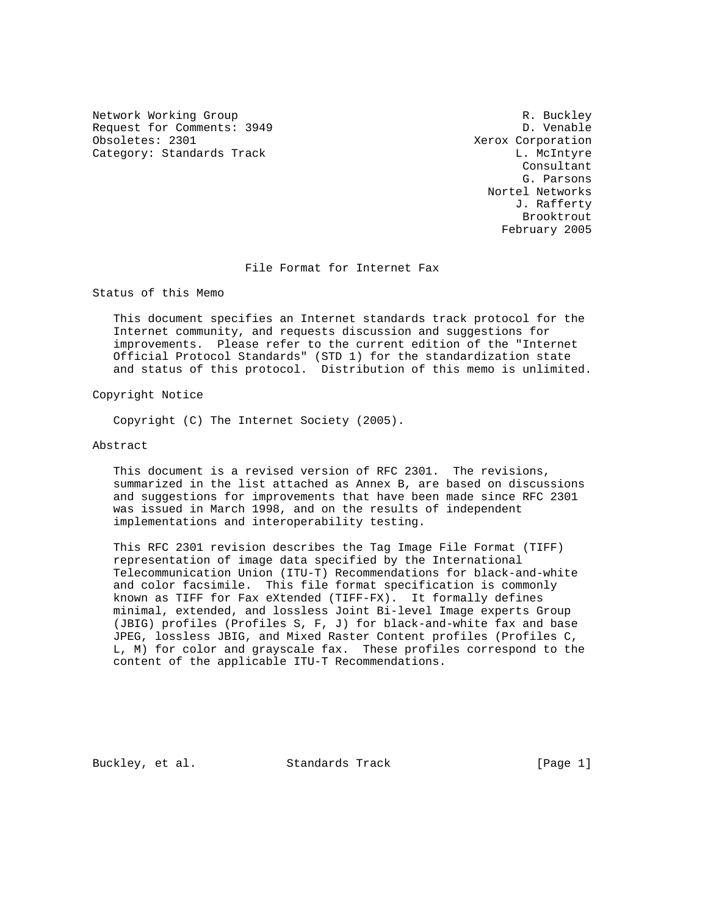Network Working Group
Request for Comments: 3949
Obsoletes: 2301
Category: Standards Track

R. Buckley
D. Venable
Xerox Corporation
L. McIntyre
Consultant
G. Parsons
Nortel Networks
J. Rafferty
Brooktrout
February 2005

# File Format for Internet Fax

## Status of this Memo

This document specifies an Internet standards track protocol for the Internet community, and requests discussion and suggestions for improvements. Please refer to the current edition of the "Internet Official Protocol Standards" (STD 1) for the standardization state and status of this protocol. Distribution of this memo is unlimited.

## Copyright Notice

Copyright (C) The Internet Society (2005).

## Abstract

This document is a revised version of RFC 2301. The revisions, summarized in the list attached as Annex B, are based on discussions and suggestions for improvements that have been made since RFC 2301 was issued in March 1998, and on the results of independent implementations and interoperability testing.

This RFC 2301 revision describes the Tag Image File Format (TIFF) representation of image data specified by the International Telecommunication Union (ITU-T) Recommendations for black-and-white and color facsimile. This file format specification is commonly known as TIFF for Fax eXtended (TIFF-FX). It formally defines minimal, extended, and lossless Joint Bi-level Image experts Group (JBIG) profiles (Profiles S, F, J) for black-and-white fax and base JPEG, lossless JBIG, and Mixed Raster Content profiles (Profiles C, L, M) for color and grayscale fax. These profiles correspond to the content of the applicable ITU-T Recommendations.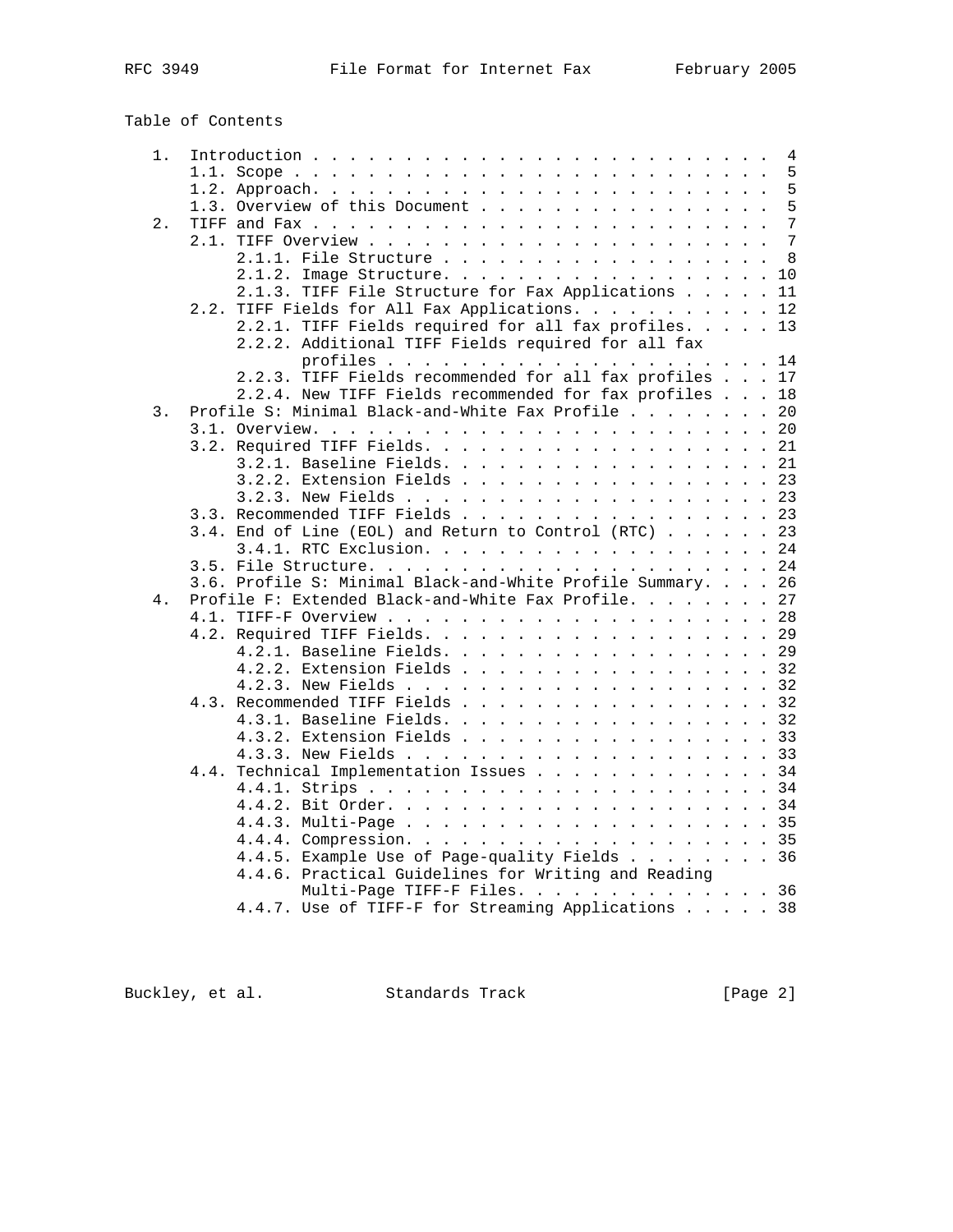# Table of Contents

```
   1.  Introduction . . . . . . . . . . . . . . . . . . . . . . . . .  4
       1.1. Scope . . . . . . . . . . . . . . . . . . . . . . . . . .  5
       1.2. Approach. . . . . . . . . . . . . . . . . . . . . . . . .  5
       1.3. Overview of this Document . . . . . . . . . . . . . . . .  5
   2.  TIFF and Fax . . . . . . . . . . . . . . . . . . . . . . . . .  7
       2.1. TIFF Overview . . . . . . . . . . . . . . . . . . . . . .  7
            2.1.1. File Structure . . . . . . . . . . . . . . . . . .  8
            2.1.2. Image Structure. . . . . . . . . . . . . . . . . . 10
            2.1.3. TIFF File Structure for Fax Applications . . . . . 11
       2.2. TIFF Fields for All Fax Applications. . . . . . . . . . . 12
            2.2.1. TIFF Fields required for all fax profiles. . . . . 13
            2.2.2. Additional TIFF Fields required for all fax
                   profiles . . . . . . . . . . . . . . . . . . . . . 14
            2.2.3. TIFF Fields recommended for all fax profiles . . . 17
            2.2.4. New TIFF Fields recommended for fax profiles . . . 18
   3.  Profile S: Minimal Black-and-White Fax Profile . . . . . . . . 20
       3.1. Overview. . . . . . . . . . . . . . . . . . . . . . . . . 20
       3.2. Required TIFF Fields. . . . . . . . . . . . . . . . . . . 21
            3.2.1. Baseline Fields. . . . . . . . . . . . . . . . . . 21
            3.2.2. Extension Fields . . . . . . . . . . . . . . . . . 23
            3.2.3. New Fields . . . . . . . . . . . . . . . . . . . . 23
       3.3. Recommended TIFF Fields . . . . . . . . . . . . . . . . . 23
       3.4. End of Line (EOL) and Return to Control (RTC) . . . . . . 23
            3.4.1. RTC Exclusion. . . . . . . . . . . . . . . . . . . 24
       3.5. File Structure. . . . . . . . . . . . . . . . . . . . . . 24
       3.6. Profile S: Minimal Black-and-White Profile Summary. . . . 26
   4.  Profile F: Extended Black-and-White Fax Profile. . . . . . . . 27
       4.1. TIFF-F Overview . . . . . . . . . . . . . . . . . . . . . 28
       4.2. Required TIFF Fields. . . . . . . . . . . . . . . . . . . 29
            4.2.1. Baseline Fields. . . . . . . . . . . . . . . . . . 29
            4.2.2. Extension Fields . . . . . . . . . . . . . . . . . 32
            4.2.3. New Fields . . . . . . . . . . . . . . . . . . . . 32
       4.3. Recommended TIFF Fields . . . . . . . . . . . . . . . . . 32
            4.3.1. Baseline Fields. . . . . . . . . . . . . . . . . . 32
            4.3.2. Extension Fields . . . . . . . . . . . . . . . . . 33
            4.3.3. New Fields . . . . . . . . . . . . . . . . . . . . 33
       4.4. Technical Implementation Issues . . . . . . . . . . . . . 34
            4.4.1. Strips . . . . . . . . . . . . . . . . . . . . . . 34
            4.4.2. Bit Order. . . . . . . . . . . . . . . . . . . . . 34
            4.4.3. Multi-Page . . . . . . . . . . . . . . . . . . . . 35
            4.4.4. Compression. . . . . . . . . . . . . . . . . . . . 35
            4.4.5. Example Use of Page-quality Fields . . . . . . . . 36
            4.4.6. Practical Guidelines for Writing and Reading
                   Multi-Page TIFF-F Files. . . . . . . . . . . . . . 36
            4.4.7. Use of TIFF-F for Streaming Applications . . . . . 38
```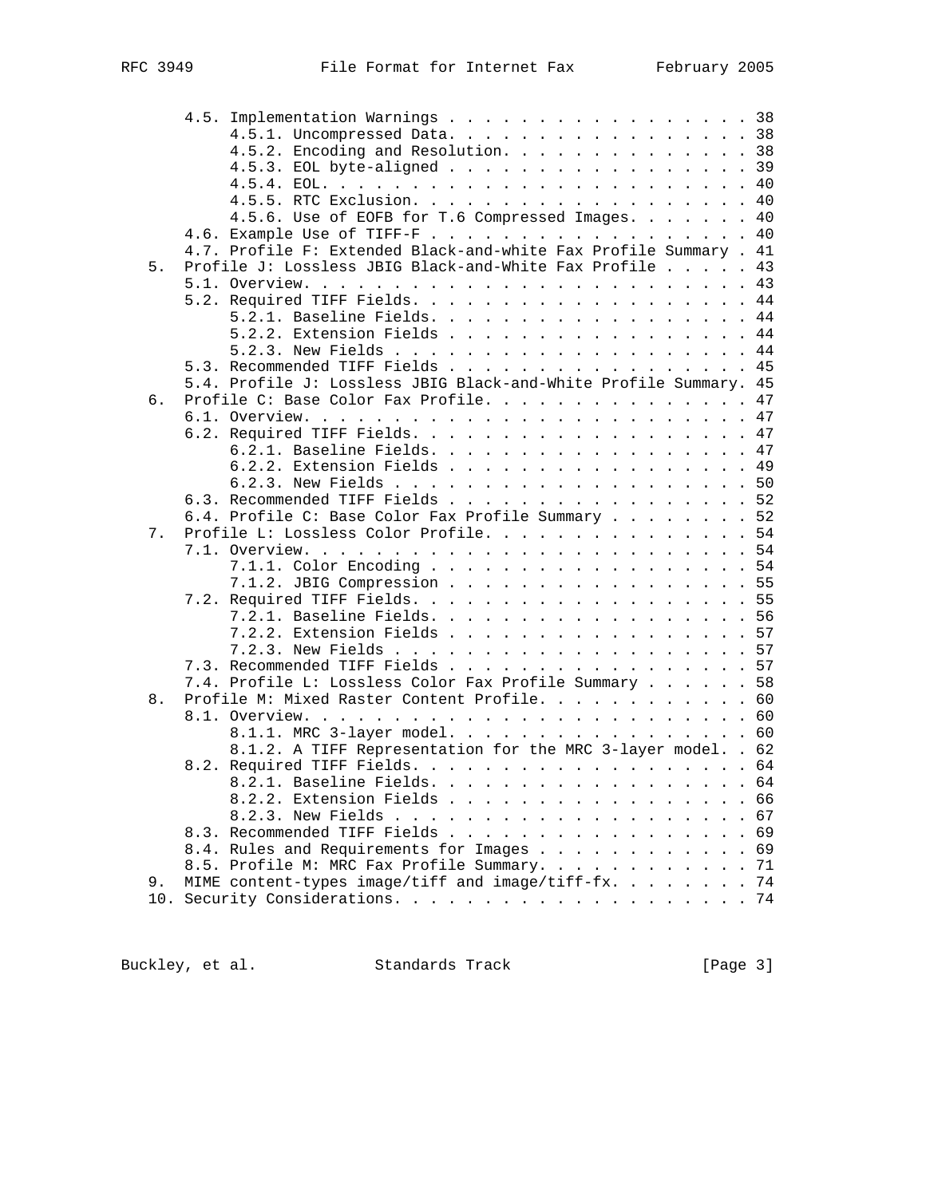```
      4.5. Implementation Warnings . . . . . . . . . . . . . . . . . . 38
           4.5.1. Uncompressed Data. . . . . . . . . . . . . . . . . . 38
           4.5.2. Encoding and Resolution. . . . . . . . . . . . . . . 38
           4.5.3. EOL byte-aligned . . . . . . . . . . . . . . . . . . 39
           4.5.4. EOL. . . . . . . . . . . . . . . . . . . . . . . . . 40
           4.5.5. RTC Exclusion. . . . . . . . . . . . . . . . . . . . 40
           4.5.6. Use of EOFB for T.6 Compressed Images. . . . . . . . 40
      4.6. Example Use of TIFF-F . . . . . . . . . . . . . . . . . . . 40
      4.7. Profile F: Extended Black-and-white Fax Profile Summary . 41
   5. Profile J: Lossless JBIG Black-and-White Fax Profile . . . . . 43
      5.1. Overview. . . . . . . . . . . . . . . . . . . . . . . . . . 43
      5.2. Required TIFF Fields. . . . . . . . . . . . . . . . . . . . 44
           5.2.1. Baseline Fields. . . . . . . . . . . . . . . . . . . 44
           5.2.2. Extension Fields . . . . . . . . . . . . . . . . . . 44
           5.2.3. New Fields . . . . . . . . . . . . . . . . . . . . . 44
      5.3. Recommended TIFF Fields . . . . . . . . . . . . . . . . . . 45
      5.4. Profile J: Lossless JBIG Black-and-White Profile Summary. 45
   6. Profile C: Base Color Fax Profile. . . . . . . . . . . . . . . . 47
      6.1. Overview. . . . . . . . . . . . . . . . . . . . . . . . . . 47
      6.2. Required TIFF Fields. . . . . . . . . . . . . . . . . . . . 47
           6.2.1. Baseline Fields. . . . . . . . . . . . . . . . . . . 47
           6.2.2. Extension Fields . . . . . . . . . . . . . . . . . . 49
           6.2.3. New Fields . . . . . . . . . . . . . . . . . . . . . 50
      6.3. Recommended TIFF Fields . . . . . . . . . . . . . . . . . . 52
      6.4. Profile C: Base Color Fax Profile Summary . . . . . . . . . 52
   7. Profile L: Lossless Color Profile. . . . . . . . . . . . . . . . 54
      7.1. Overview. . . . . . . . . . . . . . . . . . . . . . . . . . 54
           7.1.1. Color Encoding . . . . . . . . . . . . . . . . . . . 54
           7.1.2. JBIG Compression . . . . . . . . . . . . . . . . . . 55
      7.2. Required TIFF Fields. . . . . . . . . . . . . . . . . . . . 55
           7.2.1. Baseline Fields. . . . . . . . . . . . . . . . . . . 56
           7.2.2. Extension Fields . . . . . . . . . . . . . . . . . . 57
           7.2.3. New Fields . . . . . . . . . . . . . . . . . . . . . 57
      7.3. Recommended TIFF Fields . . . . . . . . . . . . . . . . . . 57
      7.4. Profile L: Lossless Color Fax Profile Summary . . . . . . . 58
   8. Profile M: Mixed Raster Content Profile. . . . . . . . . . . . . 60
      8.1. Overview. . . . . . . . . . . . . . . . . . . . . . . . . . 60
           8.1.1. MRC 3-layer model. . . . . . . . . . . . . . . . . . 60
           8.1.2. A TIFF Representation for the MRC 3-layer model. . 62
      8.2. Required TIFF Fields. . . . . . . . . . . . . . . . . . . . 64
           8.2.1. Baseline Fields. . . . . . . . . . . . . . . . . . . 64
           8.2.2. Extension Fields . . . . . . . . . . . . . . . . . . 66
           8.2.3. New Fields . . . . . . . . . . . . . . . . . . . . . 67
      8.3. Recommended TIFF Fields . . . . . . . . . . . . . . . . . . 69
      8.4. Rules and Requirements for Images . . . . . . . . . . . . . 69
      8.5. Profile M: MRC Fax Profile Summary. . . . . . . . . . . . . 71
   9. MIME content-types image/tiff and image/tiff-fx. . . . . . . . . 74
   10. Security Considerations. . . . . . . . . . . . . . . . . . . . . 74
```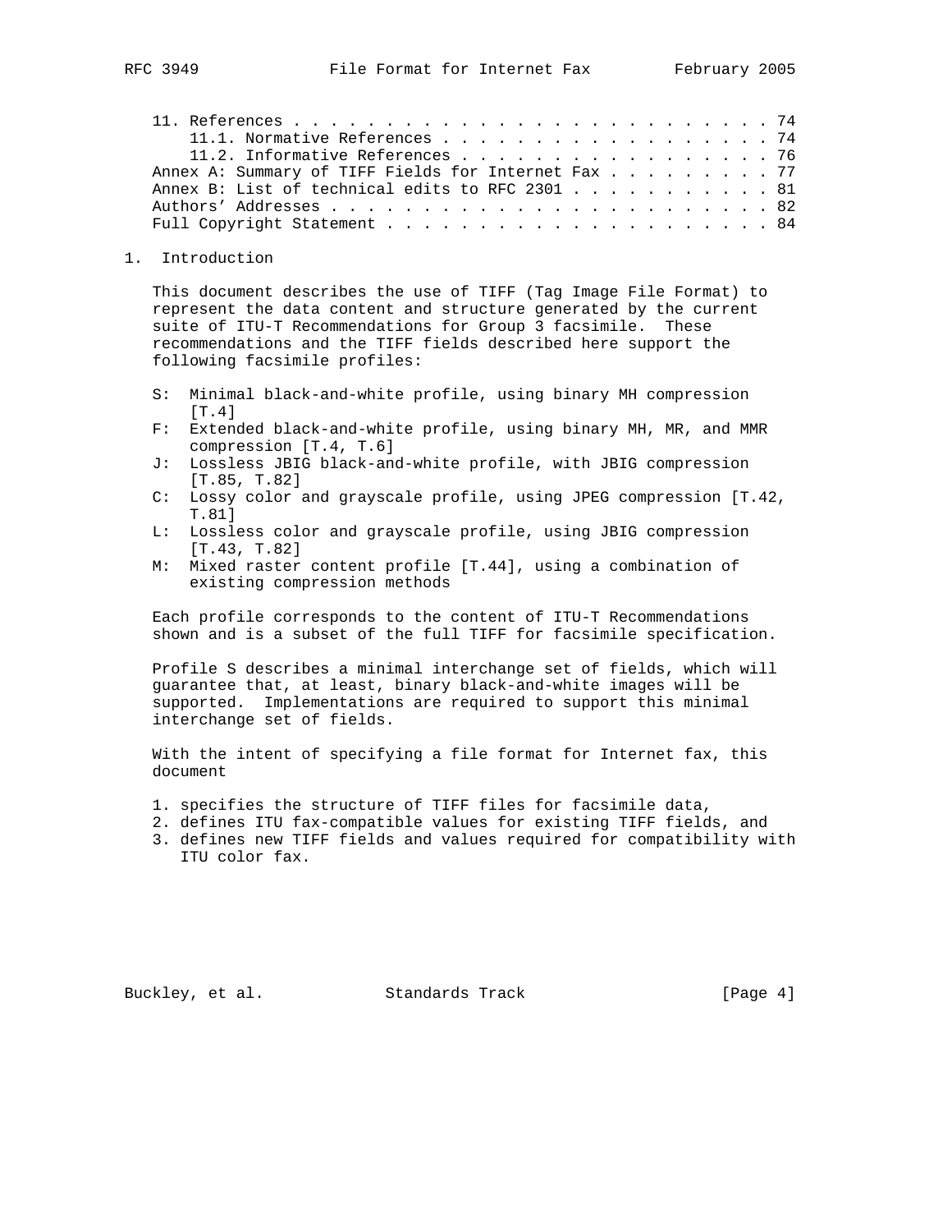11. References . . . . . . . . . . . . . . . . . . . . . . . . . . 74
    11.1. Normative References . . . . . . . . . . . . . . . . . . 74
    11.2. Informative References . . . . . . . . . . . . . . . . . 76

Annex A: Summary of TIFF Fields for Internet Fax . . . . . . . . . 77

Annex B: List of technical edits to RFC 2301 . . . . . . . . . . . 81

Authors' Addresses . . . . . . . . . . . . . . . . . . . . . . . . 82

Full Copyright Statement . . . . . . . . . . . . . . . . . . . . . 84

## 1. Introduction

This document describes the use of TIFF (Tag Image File Format) to represent the data content and structure generated by the current suite of ITU-T Recommendations for Group 3 facsimile. These recommendations and the TIFF fields described here support the following facsimile profiles:

- S: Minimal black-and-white profile, using binary MH compression [T.4]
- F: Extended black-and-white profile, using binary MH, MR, and MMR compression [T.4, T.6]
- J: Lossless JBIG black-and-white profile, with JBIG compression [T.85, T.82]
- C: Lossy color and grayscale profile, using JPEG compression [T.42, T.81]
- L: Lossless color and grayscale profile, using JBIG compression [T.43, T.82]
- M: Mixed raster content profile [T.44], using a combination of existing compression methods

Each profile corresponds to the content of ITU-T Recommendations shown and is a subset of the full TIFF for facsimile specification.

Profile S describes a minimal interchange set of fields, which will guarantee that, at least, binary black-and-white images will be supported. Implementations are required to support this minimal interchange set of fields.

With the intent of specifying a file format for Internet fax, this document

1. specifies the structure of TIFF files for facsimile data,
2. defines ITU fax-compatible values for existing TIFF fields, and
3. defines new TIFF fields and values required for compatibility with ITU color fax.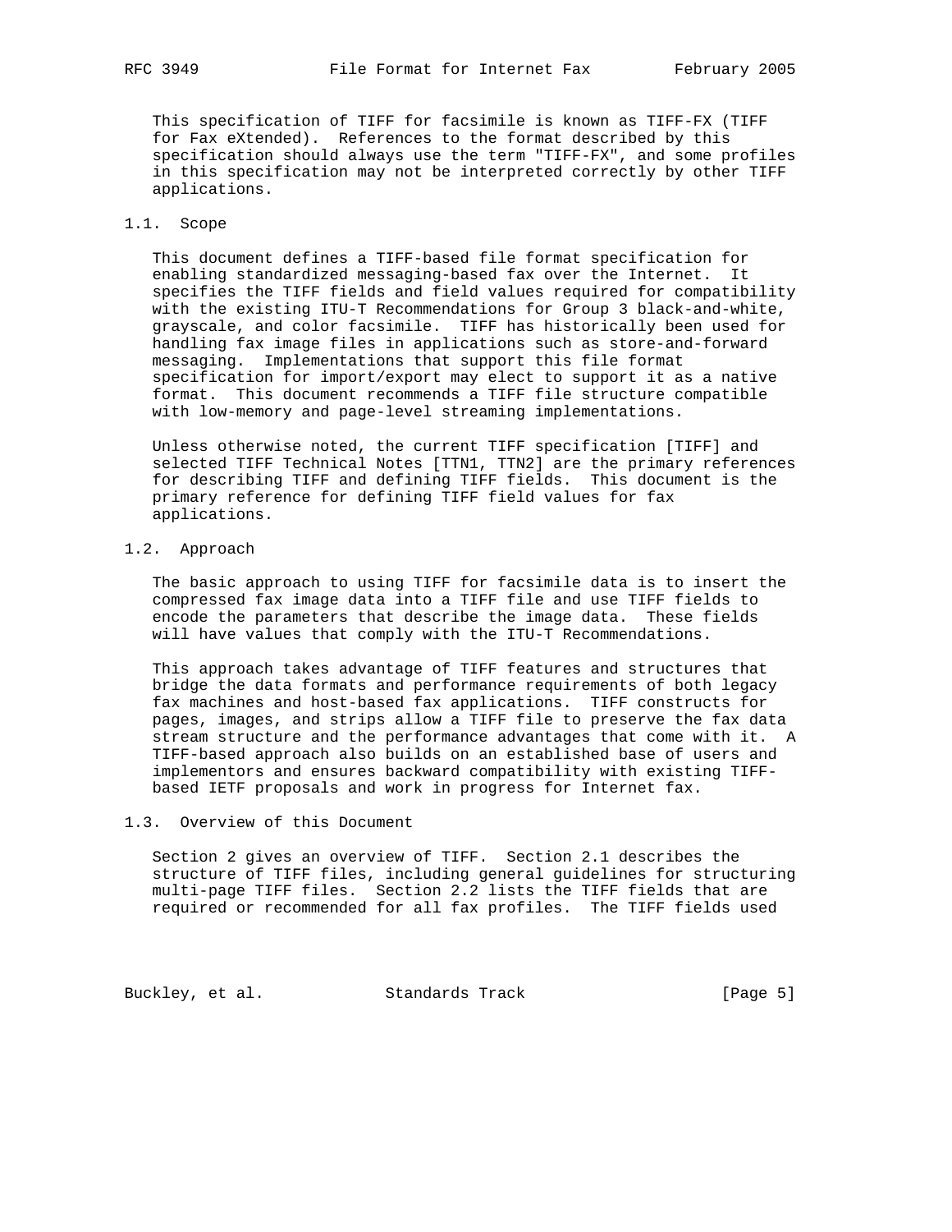This specification of TIFF for facsimile is known as TIFF-FX (TIFF for Fax eXtended). References to the format described by this specification should always use the term "TIFF-FX", and some profiles in this specification may not be interpreted correctly by other TIFF applications.

### 1.1. Scope

This document defines a TIFF-based file format specification for enabling standardized messaging-based fax over the Internet. It specifies the TIFF fields and field values required for compatibility with the existing ITU-T Recommendations for Group 3 black-and-white, grayscale, and color facsimile. TIFF has historically been used for handling fax image files in applications such as store-and-forward messaging. Implementations that support this file format specification for import/export may elect to support it as a native format. This document recommends a TIFF file structure compatible with low-memory and page-level streaming implementations.

Unless otherwise noted, the current TIFF specification [TIFF] and selected TIFF Technical Notes [TTN1, TTN2] are the primary references for describing TIFF and defining TIFF fields. This document is the primary reference for defining TIFF field values for fax applications.

### 1.2. Approach

The basic approach to using TIFF for facsimile data is to insert the compressed fax image data into a TIFF file and use TIFF fields to encode the parameters that describe the image data. These fields will have values that comply with the ITU-T Recommendations.

This approach takes advantage of TIFF features and structures that bridge the data formats and performance requirements of both legacy fax machines and host-based fax applications. TIFF constructs for pages, images, and strips allow a TIFF file to preserve the fax data stream structure and the performance advantages that come with it. A TIFF-based approach also builds on an established base of users and implementors and ensures backward compatibility with existing TIFF-based IETF proposals and work in progress for Internet fax.

### 1.3. Overview of this Document

Section 2 gives an overview of TIFF. Section 2.1 describes the structure of TIFF files, including general guidelines for structuring multi-page TIFF files. Section 2.2 lists the TIFF fields that are required or recommended for all fax profiles. The TIFF fields used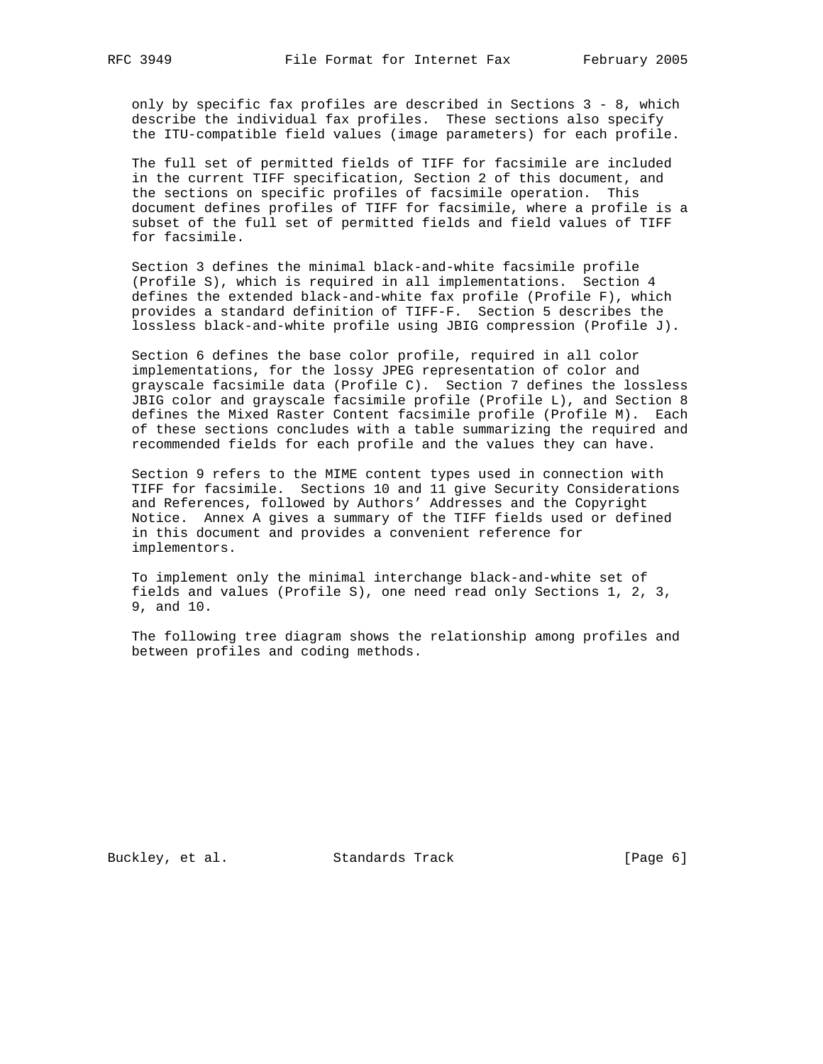only by specific fax profiles are described in Sections 3 - 8, which describe the individual fax profiles. These sections also specify the ITU-compatible field values (image parameters) for each profile.

The full set of permitted fields of TIFF for facsimile are included in the current TIFF specification, Section 2 of this document, and the sections on specific profiles of facsimile operation. This document defines profiles of TIFF for facsimile, where a profile is a subset of the full set of permitted fields and field values of TIFF for facsimile.

Section 3 defines the minimal black-and-white facsimile profile (Profile S), which is required in all implementations. Section 4 defines the extended black-and-white fax profile (Profile F), which provides a standard definition of TIFF-F. Section 5 describes the lossless black-and-white profile using JBIG compression (Profile J).

Section 6 defines the base color profile, required in all color implementations, for the lossy JPEG representation of color and grayscale facsimile data (Profile C). Section 7 defines the lossless JBIG color and grayscale facsimile profile (Profile L), and Section 8 defines the Mixed Raster Content facsimile profile (Profile M). Each of these sections concludes with a table summarizing the required and recommended fields for each profile and the values they can have.

Section 9 refers to the MIME content types used in connection with TIFF for facsimile. Sections 10 and 11 give Security Considerations and References, followed by Authors' Addresses and the Copyright Notice. Annex A gives a summary of the TIFF fields used or defined in this document and provides a convenient reference for implementors.

To implement only the minimal interchange black-and-white set of fields and values (Profile S), one need read only Sections 1, 2, 3, 9, and 10.

The following tree diagram shows the relationship among profiles and between profiles and coding methods.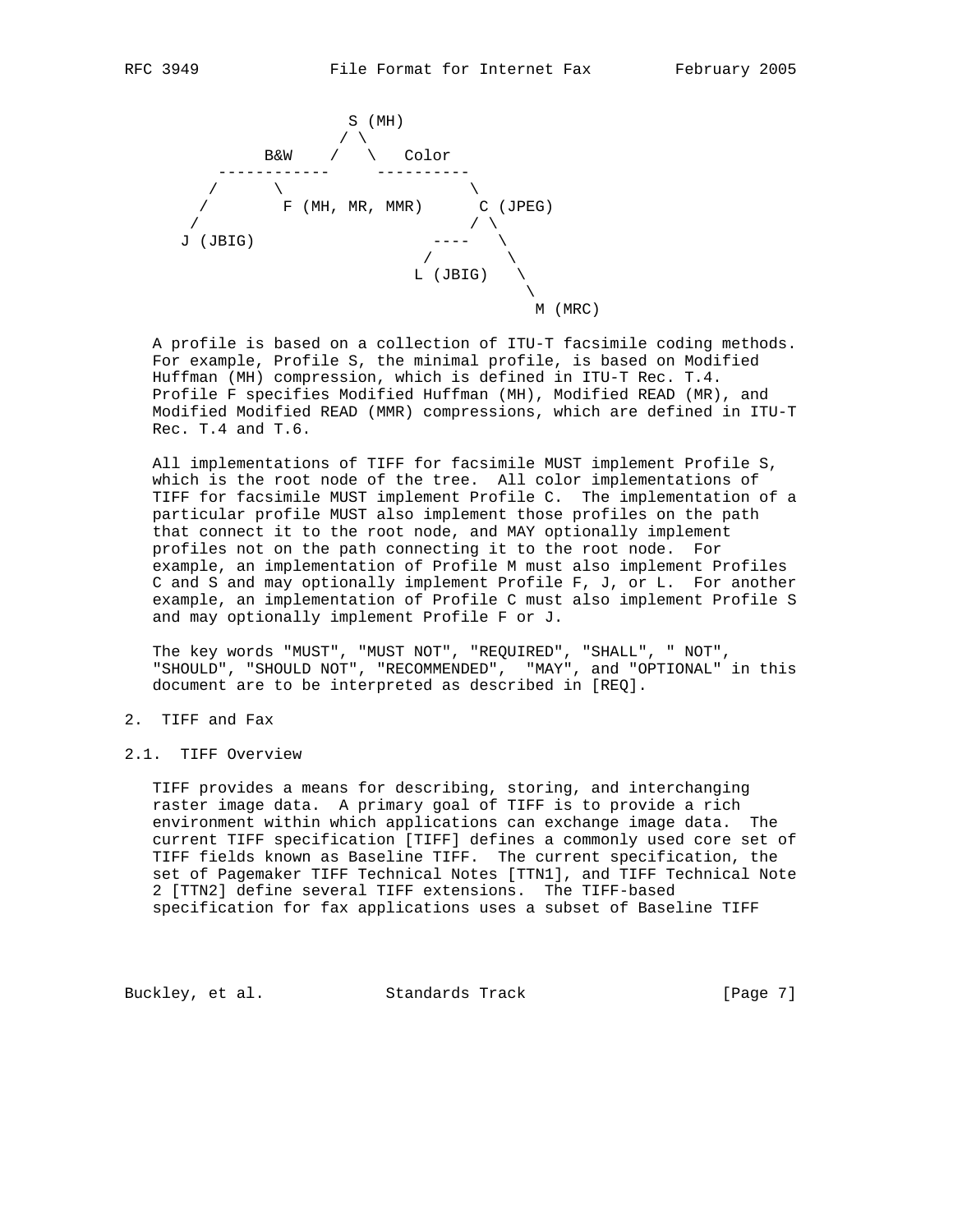```
                     S (MH)
                    / \
           B&W     /   \    Color
        ------------      ----------
       /       \                 \
      /         F (MH, MR, MMR)      C (JPEG)
     /                              / \
    J (JBIG)                    ----   \
                               /        \
                              L (JBIG)   \
                                          \
                                           M (MRC)
```

A profile is based on a collection of ITU-T facsimile coding methods. For example, Profile S, the minimal profile, is based on Modified Huffman (MH) compression, which is defined in ITU-T Rec. T.4. Profile F specifies Modified Huffman (MH), Modified READ (MR), and Modified Modified READ (MMR) compressions, which are defined in ITU-T Rec. T.4 and T.6.

All implementations of TIFF for facsimile MUST implement Profile S, which is the root node of the tree. All color implementations of TIFF for facsimile MUST implement Profile C. The implementation of a particular profile MUST also implement those profiles on the path that connect it to the root node, and MAY optionally implement profiles not on the path connecting it to the root node. For example, an implementation of Profile M must also implement Profiles C and S and may optionally implement Profile F, J, or L. For another example, an implementation of Profile C must also implement Profile S and may optionally implement Profile F or J.

The key words "MUST", "MUST NOT", "REQUIRED", "SHALL", " NOT", "SHOULD", "SHOULD NOT", "RECOMMENDED", "MAY", and "OPTIONAL" in this document are to be interpreted as described in [REQ].

## 2. TIFF and Fax

### 2.1. TIFF Overview

TIFF provides a means for describing, storing, and interchanging raster image data. A primary goal of TIFF is to provide a rich environment within which applications can exchange image data. The current TIFF specification [TIFF] defines a commonly used core set of TIFF fields known as Baseline TIFF. The current specification, the set of Pagemaker TIFF Technical Notes [TTN1], and TIFF Technical Note 2 [TTN2] define several TIFF extensions. The TIFF-based specification for fax applications uses a subset of Baseline TIFF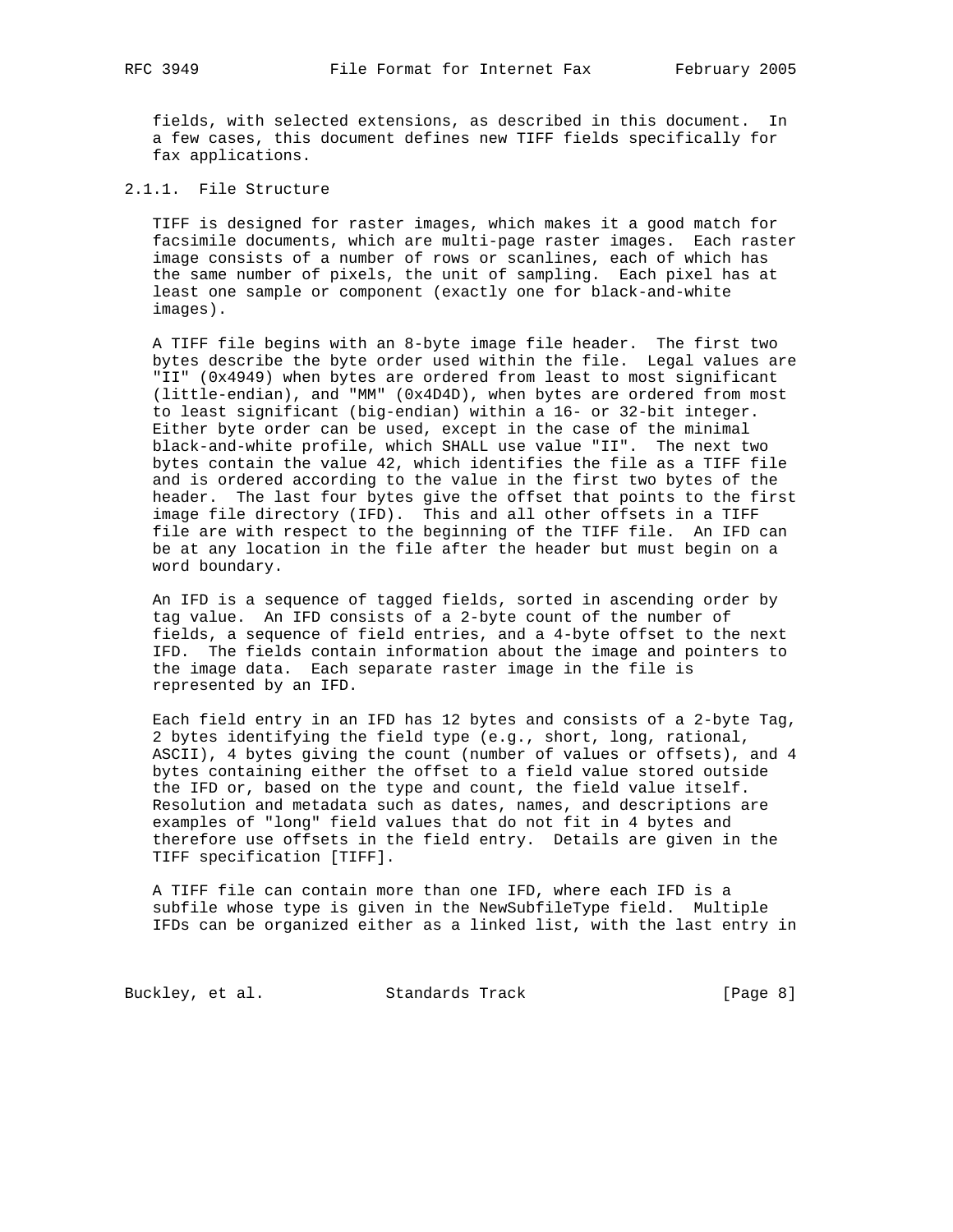fields, with selected extensions, as described in this document. In a few cases, this document defines new TIFF fields specifically for fax applications.

### 2.1.1. File Structure

TIFF is designed for raster images, which makes it a good match for facsimile documents, which are multi-page raster images. Each raster image consists of a number of rows or scanlines, each of which has the same number of pixels, the unit of sampling. Each pixel has at least one sample or component (exactly one for black-and-white images).

A TIFF file begins with an 8-byte image file header. The first two bytes describe the byte order used within the file. Legal values are "II" (0x4949) when bytes are ordered from least to most significant (little-endian), and "MM" (0x4D4D), when bytes are ordered from most to least significant (big-endian) within a 16- or 32-bit integer. Either byte order can be used, except in the case of the minimal black-and-white profile, which SHALL use value "II". The next two bytes contain the value 42, which identifies the file as a TIFF file and is ordered according to the value in the first two bytes of the header. The last four bytes give the offset that points to the first image file directory (IFD). This and all other offsets in a TIFF file are with respect to the beginning of the TIFF file. An IFD can be at any location in the file after the header but must begin on a word boundary.

An IFD is a sequence of tagged fields, sorted in ascending order by tag value. An IFD consists of a 2-byte count of the number of fields, a sequence of field entries, and a 4-byte offset to the next IFD. The fields contain information about the image and pointers to the image data. Each separate raster image in the file is represented by an IFD.

Each field entry in an IFD has 12 bytes and consists of a 2-byte Tag, 2 bytes identifying the field type (e.g., short, long, rational, ASCII), 4 bytes giving the count (number of values or offsets), and 4 bytes containing either the offset to a field value stored outside the IFD or, based on the type and count, the field value itself. Resolution and metadata such as dates, names, and descriptions are examples of "long" field values that do not fit in 4 bytes and therefore use offsets in the field entry. Details are given in the TIFF specification [TIFF].

A TIFF file can contain more than one IFD, where each IFD is a subfile whose type is given in the NewSubfileType field. Multiple IFDs can be organized either as a linked list, with the last entry in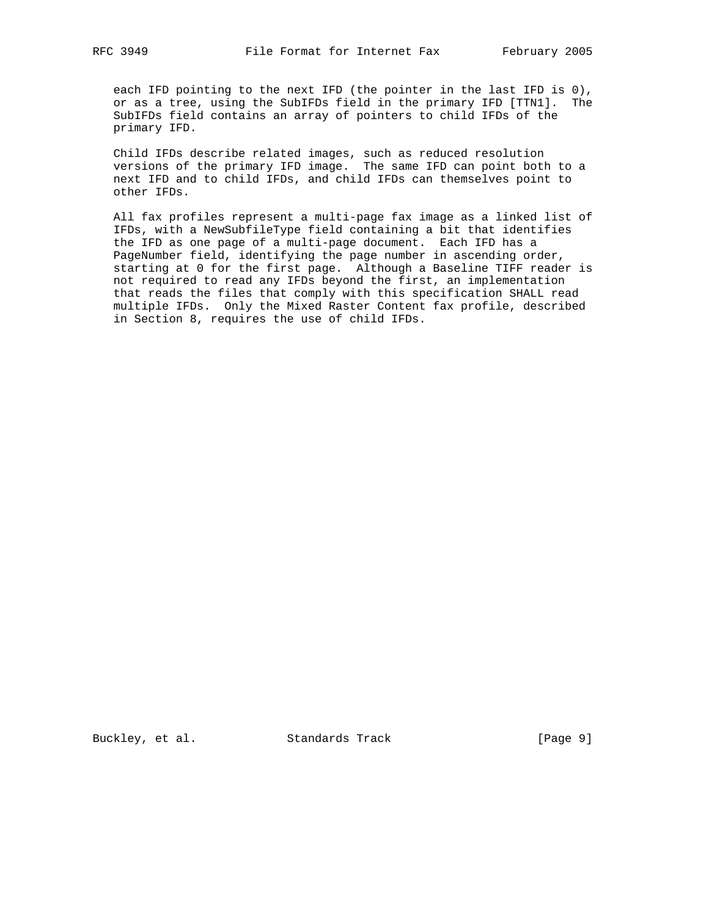each IFD pointing to the next IFD (the pointer in the last IFD is 0), or as a tree, using the SubIFDs field in the primary IFD [TTN1]. The SubIFDs field contains an array of pointers to child IFDs of the primary IFD.

Child IFDs describe related images, such as reduced resolution versions of the primary IFD image. The same IFD can point both to a next IFD and to child IFDs, and child IFDs can themselves point to other IFDs.

All fax profiles represent a multi-page fax image as a linked list of IFDs, with a NewSubfileType field containing a bit that identifies the IFD as one page of a multi-page document. Each IFD has a PageNumber field, identifying the page number in ascending order, starting at 0 for the first page. Although a Baseline TIFF reader is not required to read any IFDs beyond the first, an implementation that reads the files that comply with this specification SHALL read multiple IFDs. Only the Mixed Raster Content fax profile, described in Section 8, requires the use of child IFDs.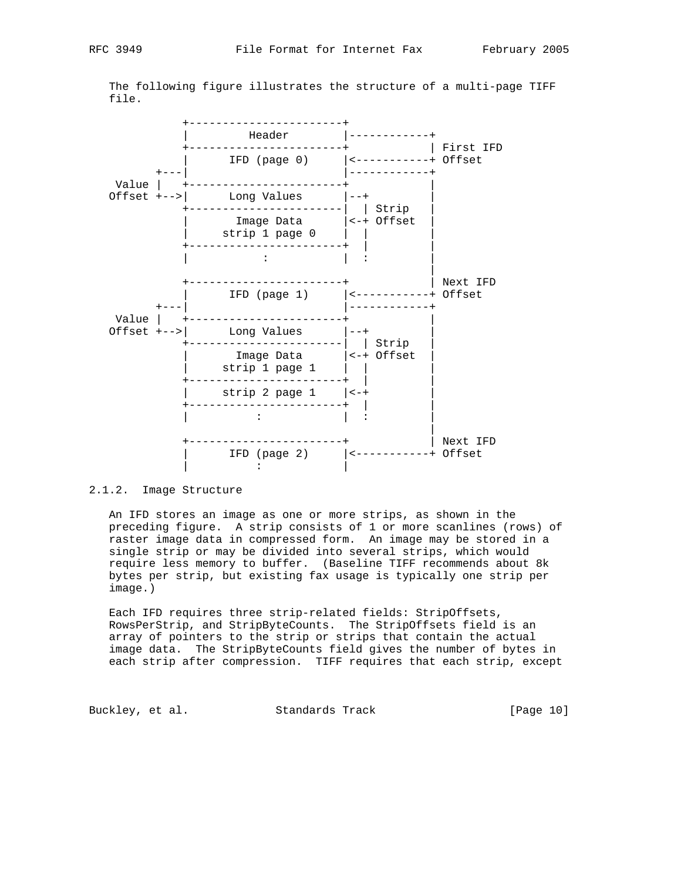The following figure illustrates the structure of a multi-page TIFF file.

```
            +-----------------------+
            |         Header        |------------+
            +-----------------------+            | First IFD
            |      IFD (page 0)     |<-----------+ Offset
        +---|                       |------------+
  Value |   +-----------------------+            |
 Offset +-->|      Long Values      |--+         |
            +-----------------------|  | Strip   |
            |      Image Data       |<-+ Offset  |
            |     strip 1 page 0    |  |         |
            +-----------------------+  |         |
            |           :           |  :         |
                                                 |
            +-----------------------+            | Next IFD
            |      IFD (page 1)     |<-----------+ Offset
        +---|                       |------------+
  Value |   +-----------------------+            |
 Offset +-->|      Long Values      |--+         |
            +-----------------------|  | Strip   |
            |      Image Data       |<-+ Offset  |
            |     strip 1 page 1    |  |         |
            +-----------------------+  |         |
            |     strip 2 page 1    |<-+         |
            +-----------------------+  |         |
            |          :            |  :         |
                                                 |
            +-----------------------+            | Next IFD
            |      IFD (page 2)     |<-----------+ Offset
            |          :            |
```

### 2.1.2. Image Structure

An IFD stores an image as one or more strips, as shown in the preceding figure. A strip consists of 1 or more scanlines (rows) of raster image data in compressed form. An image may be stored in a single strip or may be divided into several strips, which would require less memory to buffer. (Baseline TIFF recommends about 8k bytes per strip, but existing fax usage is typically one strip per image.)

Each IFD requires three strip-related fields: StripOffsets, RowsPerStrip, and StripByteCounts. The StripOffsets field is an array of pointers to the strip or strips that contain the actual image data. The StripByteCounts field gives the number of bytes in each strip after compression. TIFF requires that each strip, except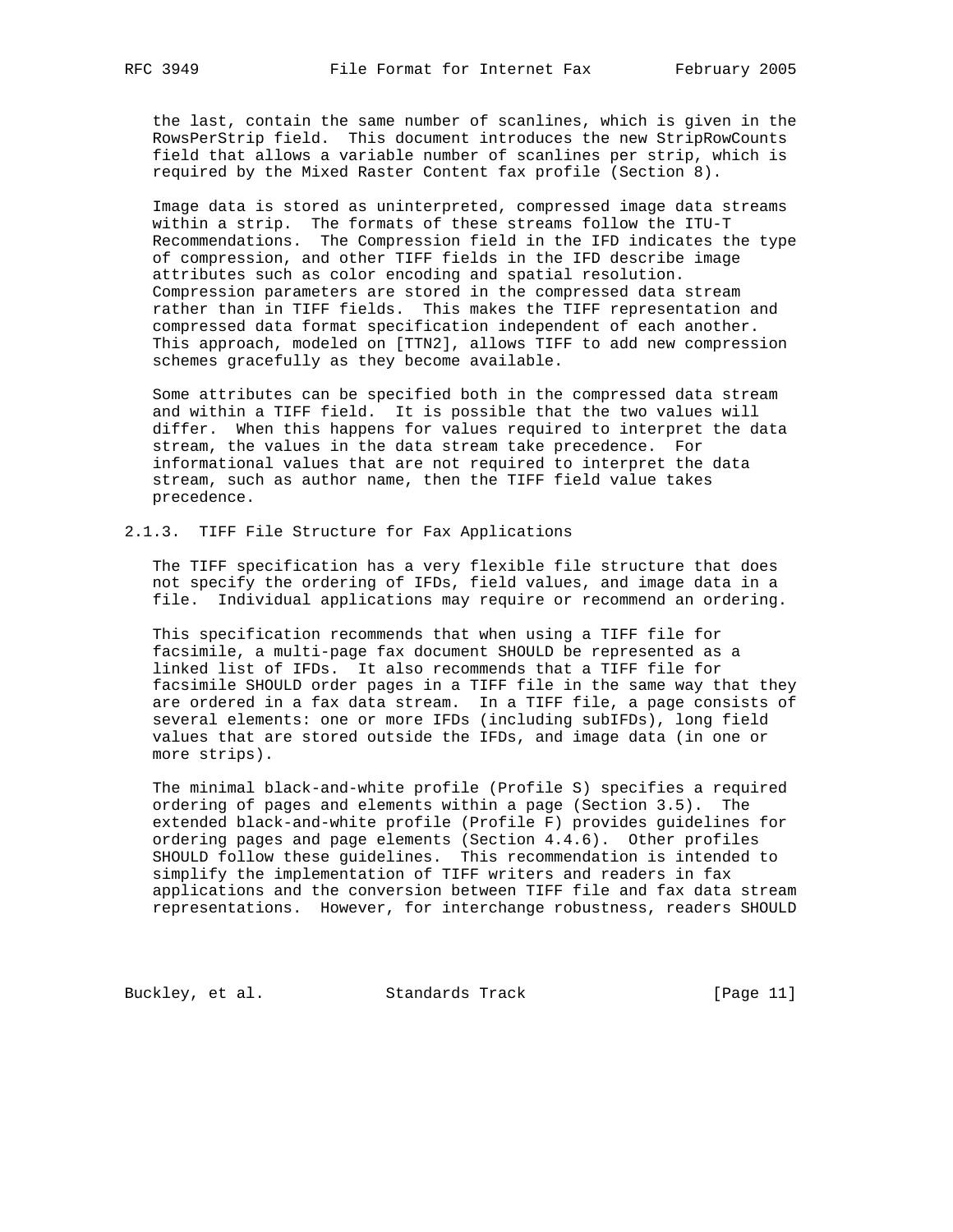the last, contain the same number of scanlines, which is given in the RowsPerStrip field. This document introduces the new StripRowCounts field that allows a variable number of scanlines per strip, which is required by the Mixed Raster Content fax profile (Section 8).

Image data is stored as uninterpreted, compressed image data streams within a strip. The formats of these streams follow the ITU-T Recommendations. The Compression field in the IFD indicates the type of compression, and other TIFF fields in the IFD describe image attributes such as color encoding and spatial resolution. Compression parameters are stored in the compressed data stream rather than in TIFF fields. This makes the TIFF representation and compressed data format specification independent of each another. This approach, modeled on [TTN2], allows TIFF to add new compression schemes gracefully as they become available.

Some attributes can be specified both in the compressed data stream and within a TIFF field. It is possible that the two values will differ. When this happens for values required to interpret the data stream, the values in the data stream take precedence. For informational values that are not required to interpret the data stream, such as author name, then the TIFF field value takes precedence.

### 2.1.3. TIFF File Structure for Fax Applications

The TIFF specification has a very flexible file structure that does not specify the ordering of IFDs, field values, and image data in a file. Individual applications may require or recommend an ordering.

This specification recommends that when using a TIFF file for facsimile, a multi-page fax document SHOULD be represented as a linked list of IFDs. It also recommends that a TIFF file for facsimile SHOULD order pages in a TIFF file in the same way that they are ordered in a fax data stream. In a TIFF file, a page consists of several elements: one or more IFDs (including subIFDs), long field values that are stored outside the IFDs, and image data (in one or more strips).

The minimal black-and-white profile (Profile S) specifies a required ordering of pages and elements within a page (Section 3.5). The extended black-and-white profile (Profile F) provides guidelines for ordering pages and page elements (Section 4.4.6). Other profiles SHOULD follow these guidelines. This recommendation is intended to simplify the implementation of TIFF writers and readers in fax applications and the conversion between TIFF file and fax data stream representations. However, for interchange robustness, readers SHOULD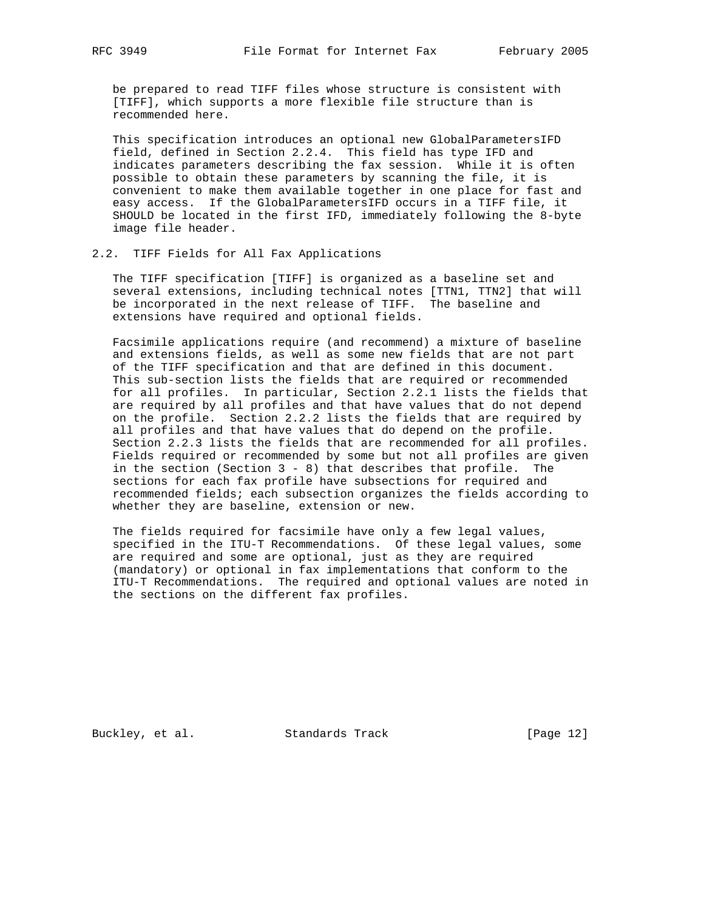be prepared to read TIFF files whose structure is consistent with [TIFF], which supports a more flexible file structure than is recommended here.

This specification introduces an optional new GlobalParametersIFD field, defined in Section 2.2.4. This field has type IFD and indicates parameters describing the fax session. While it is often possible to obtain these parameters by scanning the file, it is convenient to make them available together in one place for fast and easy access. If the GlobalParametersIFD occurs in a TIFF file, it SHOULD be located in the first IFD, immediately following the 8-byte image file header.

## 2.2. TIFF Fields for All Fax Applications

The TIFF specification [TIFF] is organized as a baseline set and several extensions, including technical notes [TTN1, TTN2] that will be incorporated in the next release of TIFF. The baseline and extensions have required and optional fields.

Facsimile applications require (and recommend) a mixture of baseline and extensions fields, as well as some new fields that are not part of the TIFF specification and that are defined in this document. This sub-section lists the fields that are required or recommended for all profiles. In particular, Section 2.2.1 lists the fields that are required by all profiles and that have values that do not depend on the profile. Section 2.2.2 lists the fields that are required by all profiles and that have values that do depend on the profile. Section 2.2.3 lists the fields that are recommended for all profiles. Fields required or recommended by some but not all profiles are given in the section (Section 3 - 8) that describes that profile. The sections for each fax profile have subsections for required and recommended fields; each subsection organizes the fields according to whether they are baseline, extension or new.

The fields required for facsimile have only a few legal values, specified in the ITU-T Recommendations. Of these legal values, some are required and some are optional, just as they are required (mandatory) or optional in fax implementations that conform to the ITU-T Recommendations. The required and optional values are noted in the sections on the different fax profiles.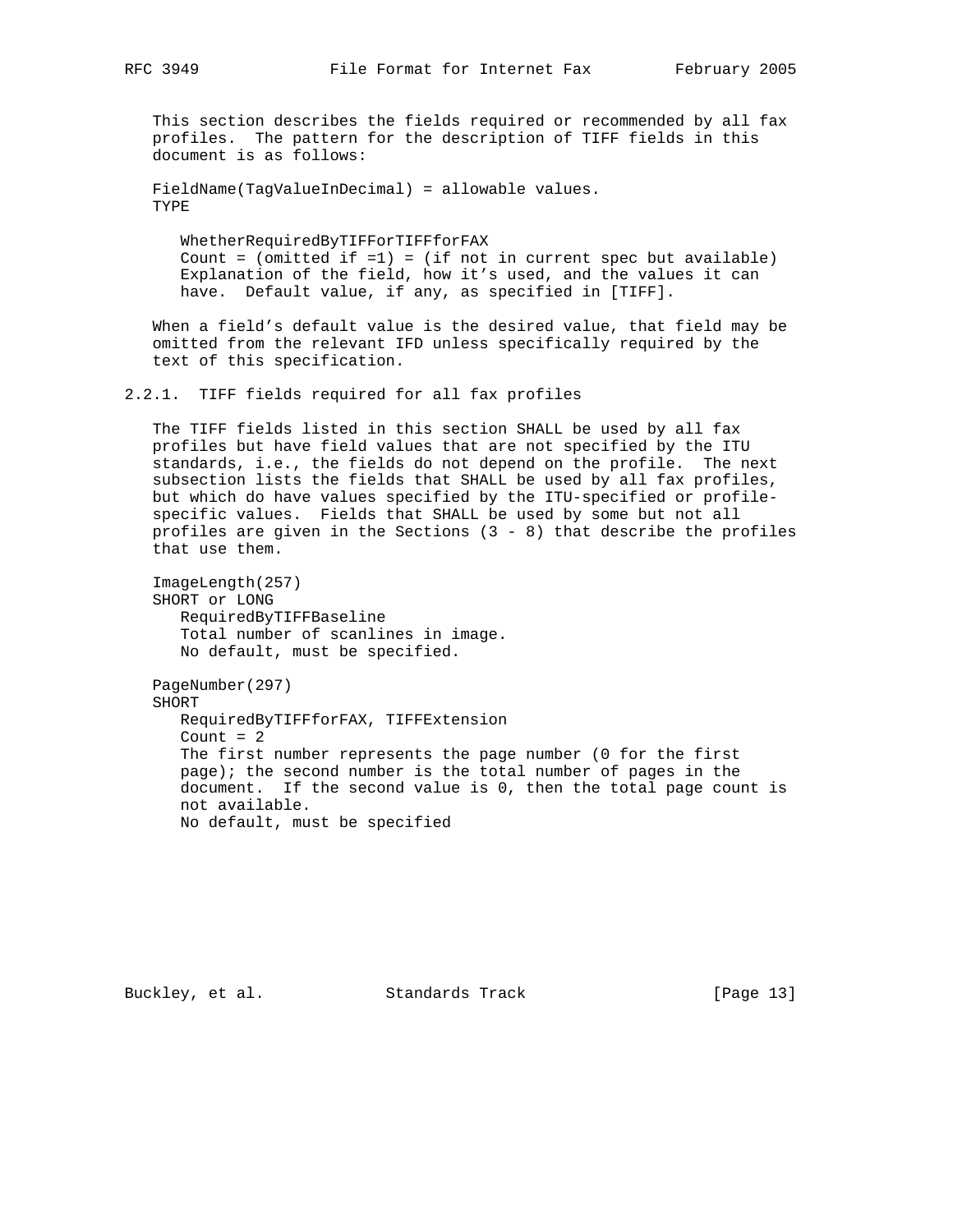This section describes the fields required or recommended by all fax profiles. The pattern for the description of TIFF fields in this document is as follows:

```
FieldName(TagValueInDecimal) = allowable values.
TYPE

   WhetherRequiredByTIFFOrTIFFforFAX
   Count = (omitted if =1) = (if not in current spec but available)
   Explanation of the field, how it's used, and the values it can
   have.  Default value, if any, as specified in [TIFF].
```

When a field's default value is the desired value, that field may be omitted from the relevant IFD unless specifically required by the text of this specification.

### 2.2.1. TIFF fields required for all fax profiles

The TIFF fields listed in this section SHALL be used by all fax profiles but have field values that are not specified by the ITU standards, i.e., the fields do not depend on the profile. The next subsection lists the fields that SHALL be used by all fax profiles, but which do have values specified by the ITU-specified or profile-specific values. Fields that SHALL be used by some but not all profiles are given in the Sections (3 - 8) that describe the profiles that use them.

```
ImageLength(257)
SHORT or LONG
   RequiredByTIFFBaseline
   Total number of scanlines in image.
   No default, must be specified.

PageNumber(297)
SHORT
   RequiredByTIFFforFAX, TIFFExtension
   Count = 2
   The first number represents the page number (0 for the first
   page); the second number is the total number of pages in the
   document.  If the second value is 0, then the total page count is
   not available.
   No default, must be specified
```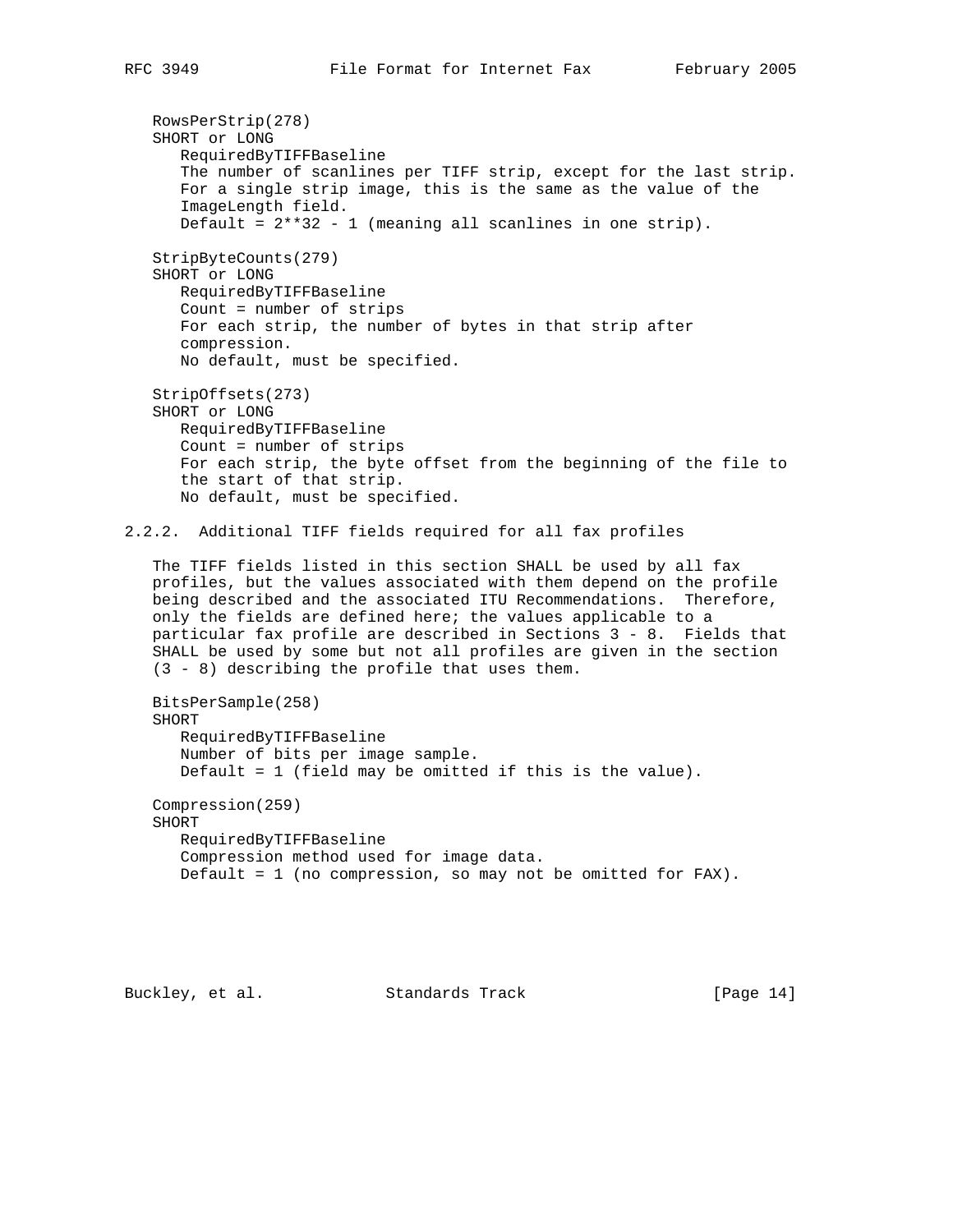RowsPerStrip(278)
SHORT or LONG
RequiredByTIFFBaseline
The number of scanlines per TIFF strip, except for the last strip.
For a single strip image, this is the same as the value of the ImageLength field.
Default = 2**32 - 1 (meaning all scanlines in one strip).

StripByteCounts(279)
SHORT or LONG
RequiredByTIFFBaseline
Count = number of strips
For each strip, the number of bytes in that strip after compression.
No default, must be specified.

StripOffsets(273)
SHORT or LONG
RequiredByTIFFBaseline
Count = number of strips
For each strip, the byte offset from the beginning of the file to the start of that strip.
No default, must be specified.

### 2.2.2. Additional TIFF fields required for all fax profiles

The TIFF fields listed in this section SHALL be used by all fax profiles, but the values associated with them depend on the profile being described and the associated ITU Recommendations. Therefore, only the fields are defined here; the values applicable to a particular fax profile are described in Sections 3 - 8. Fields that SHALL be used by some but not all profiles are given in the section (3 - 8) describing the profile that uses them.

BitsPerSample(258)
SHORT
RequiredByTIFFBaseline
Number of bits per image sample.
Default = 1 (field may be omitted if this is the value).

Compression(259)
SHORT
RequiredByTIFFBaseline
Compression method used for image data.
Default = 1 (no compression, so may not be omitted for FAX).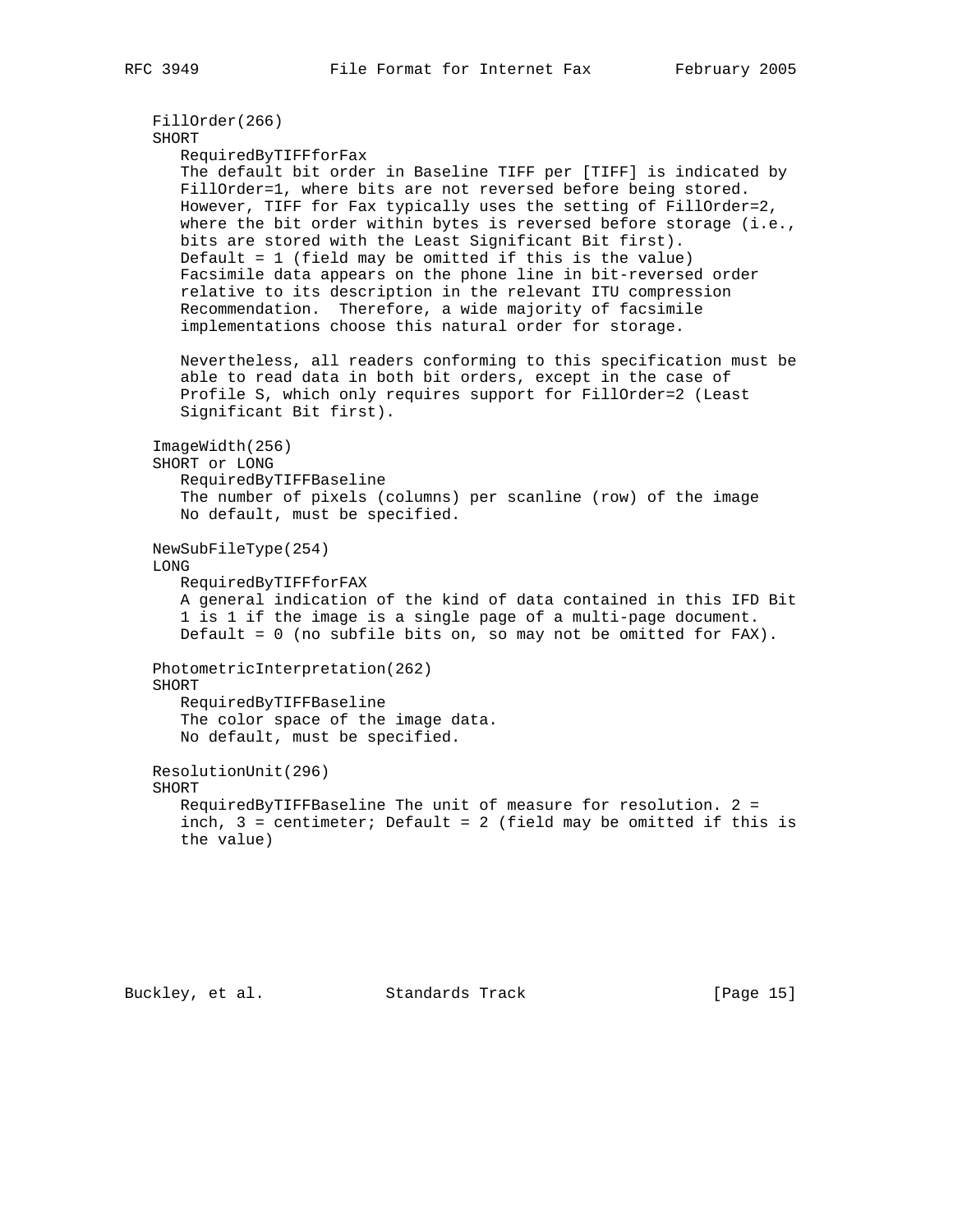FillOrder(266)
SHORT

RequiredByTIFFforFax
The default bit order in Baseline TIFF per [TIFF] is indicated by FillOrder=1, where bits are not reversed before being stored. However, TIFF for Fax typically uses the setting of FillOrder=2, where the bit order within bytes is reversed before storage (i.e., bits are stored with the Least Significant Bit first). Default = 1 (field may be omitted if this is the value) Facsimile data appears on the phone line in bit-reversed order relative to its description in the relevant ITU compression Recommendation. Therefore, a wide majority of facsimile implementations choose this natural order for storage.

Nevertheless, all readers conforming to this specification must be able to read data in both bit orders, except in the case of Profile S, which only requires support for FillOrder=2 (Least Significant Bit first).

ImageWidth(256)
SHORT or LONG

RequiredByTIFFBaseline
The number of pixels (columns) per scanline (row) of the image
No default, must be specified.

NewSubFileType(254)
LONG

RequiredByTIFFforFAX
A general indication of the kind of data contained in this IFD Bit 1 is 1 if the image is a single page of a multi-page document.
Default = 0 (no subfile bits on, so may not be omitted for FAX).

PhotometricInterpretation(262)
SHORT

RequiredByTIFFBaseline
The color space of the image data.
No default, must be specified.

ResolutionUnit(296)
SHORT

RequiredByTIFFBaseline The unit of measure for resolution. 2 = inch, 3 = centimeter; Default = 2 (field may be omitted if this is the value)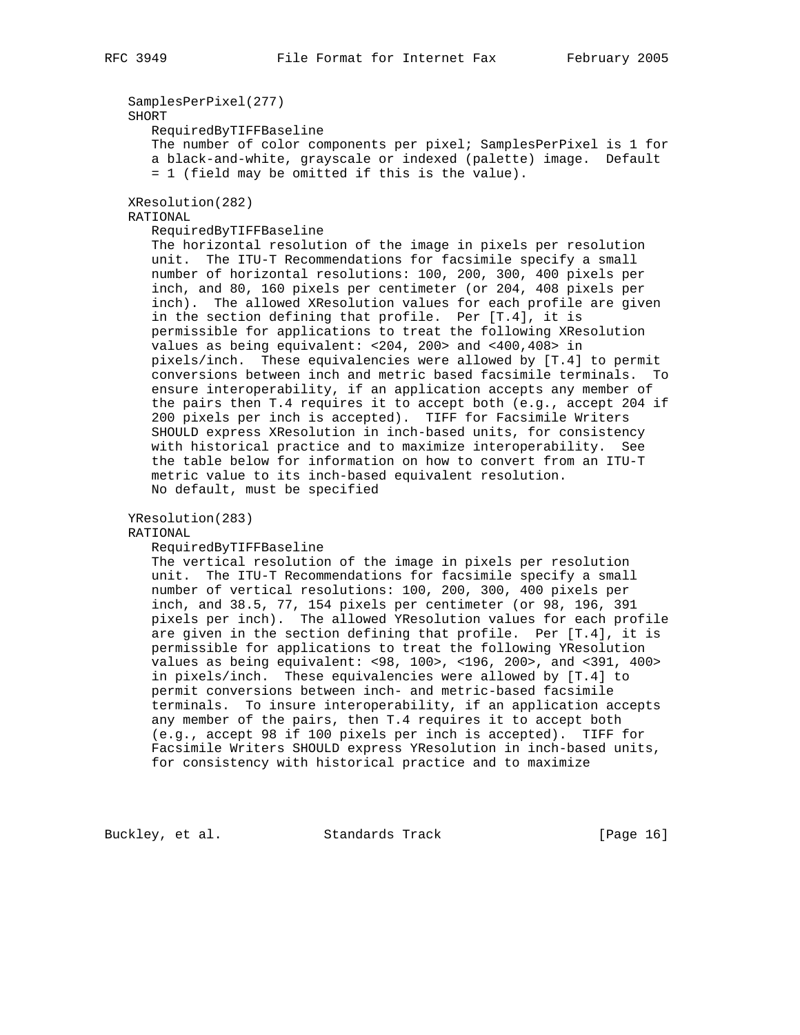SamplesPerPixel(277)
SHORT

RequiredByTIFFBaseline

The number of color components per pixel; SamplesPerPixel is 1 for a black-and-white, grayscale or indexed (palette) image. Default = 1 (field may be omitted if this is the value).

XResolution(282)
RATIONAL

RequiredByTIFFBaseline

The horizontal resolution of the image in pixels per resolution unit. The ITU-T Recommendations for facsimile specify a small number of horizontal resolutions: 100, 200, 300, 400 pixels per inch, and 80, 160 pixels per centimeter (or 204, 408 pixels per inch). The allowed XResolution values for each profile are given in the section defining that profile. Per [T.4], it is permissible for applications to treat the following XResolution values as being equivalent: <204, 200> and <400,408> in pixels/inch. These equivalencies were allowed by [T.4] to permit conversions between inch and metric based facsimile terminals. To ensure interoperability, if an application accepts any member of the pairs then T.4 requires it to accept both (e.g., accept 204 if 200 pixels per inch is accepted). TIFF for Facsimile Writers SHOULD express XResolution in inch-based units, for consistency with historical practice and to maximize interoperability. See the table below for information on how to convert from an ITU-T metric value to its inch-based equivalent resolution.
No default, must be specified

YResolution(283)
RATIONAL

RequiredByTIFFBaseline

The vertical resolution of the image in pixels per resolution unit. The ITU-T Recommendations for facsimile specify a small number of vertical resolutions: 100, 200, 300, 400 pixels per inch, and 38.5, 77, 154 pixels per centimeter (or 98, 196, 391 pixels per inch). The allowed YResolution values for each profile are given in the section defining that profile. Per [T.4], it is permissible for applications to treat the following YResolution values as being equivalent: <98, 100>, <196, 200>, and <391, 400> in pixels/inch. These equivalencies were allowed by [T.4] to permit conversions between inch- and metric-based facsimile terminals. To insure interoperability, if an application accepts any member of the pairs, then T.4 requires it to accept both (e.g., accept 98 if 100 pixels per inch is accepted). TIFF for Facsimile Writers SHOULD express YResolution in inch-based units, for consistency with historical practice and to maximize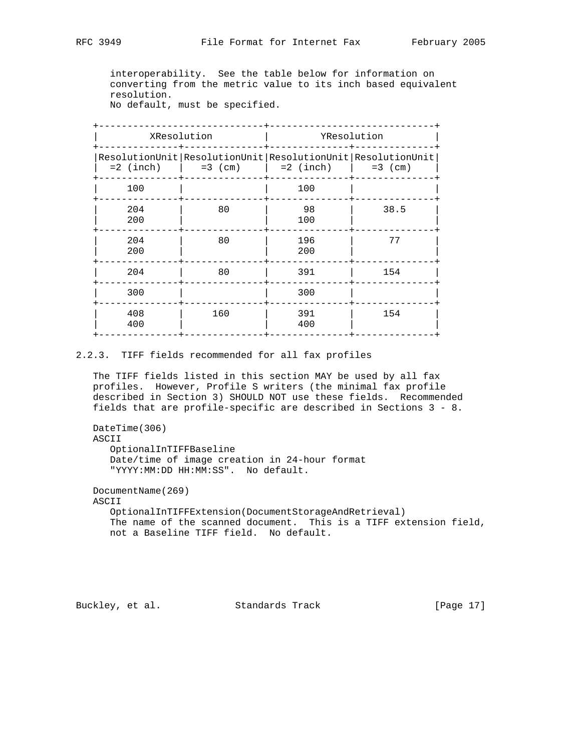interoperability. See the table below for information on converting from the metric value to its inch based equivalent resolution.
No default, must be specified.

| XResolution | | YResolution | |
|---|---|---|---|
| ResolutionUnit =2 (inch) | ResolutionUnit =3 (cm) | ResolutionUnit =2 (inch) | ResolutionUnit =3 (cm) |
| 100 | | 100 | |
| 204 200 | 80 | 98 100 | 38.5 |
| 204 200 | 80 | 196 200 | 77 |
| 204 | 80 | 391 | 154 |
| 300 | | 300 | |
| 408 400 | 160 | 391 400 | 154 |

### 2.2.3. TIFF fields recommended for all fax profiles

The TIFF fields listed in this section MAY be used by all fax profiles. However, Profile S writers (the minimal fax profile described in Section 3) SHOULD NOT use these fields. Recommended fields that are profile-specific are described in Sections 3 - 8.

DateTime(306)
ASCII
OptionalInTIFFBaseline
Date/time of image creation in 24-hour format "YYYY:MM:DD HH:MM:SS". No default.

DocumentName(269)
ASCII
OptionalInTIFFExtension(DocumentStorageAndRetrieval)
The name of the scanned document. This is a TIFF extension field, not a Baseline TIFF field. No default.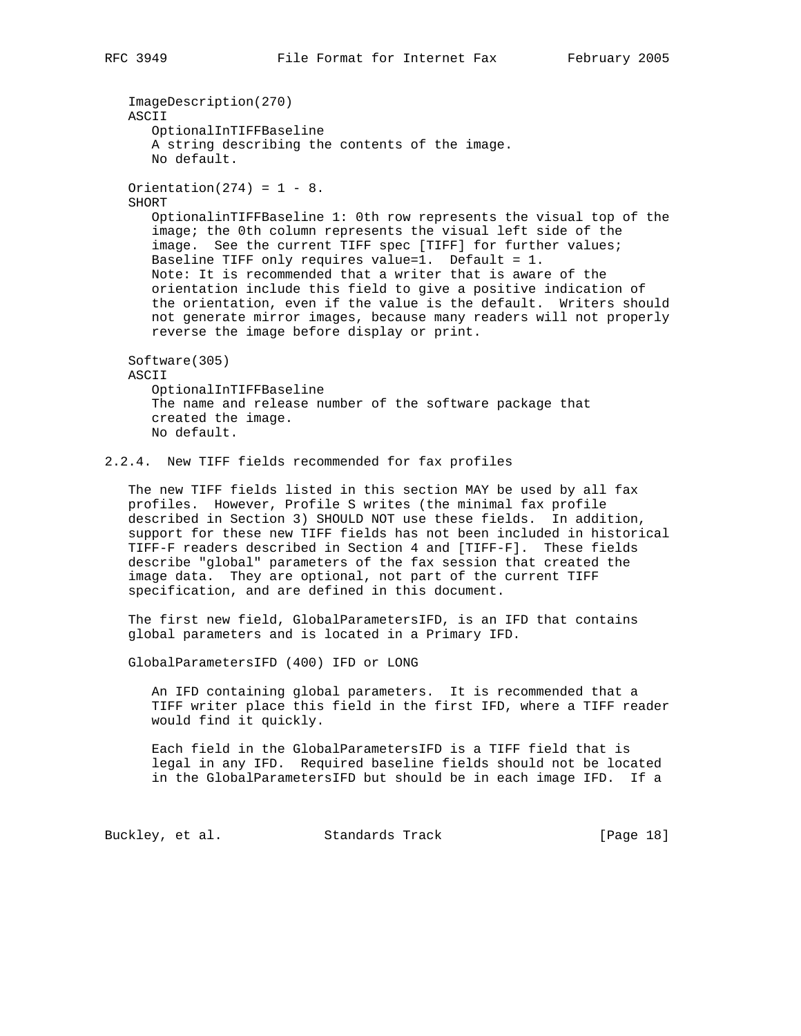ImageDescription(270)
ASCII
OptionalInTIFFBaseline
A string describing the contents of the image.
No default.

Orientation(274) = 1 - 8.
SHORT
OptionalinTIFFBaseline 1: 0th row represents the visual top of the image; the 0th column represents the visual left side of the image. See the current TIFF spec [TIFF] for further values; Baseline TIFF only requires value=1. Default = 1.
Note: It is recommended that a writer that is aware of the orientation include this field to give a positive indication of the orientation, even if the value is the default. Writers should not generate mirror images, because many readers will not properly reverse the image before display or print.

Software(305)
ASCII
OptionalInTIFFBaseline
The name and release number of the software package that created the image.
No default.

### 2.2.4. New TIFF fields recommended for fax profiles

The new TIFF fields listed in this section MAY be used by all fax profiles. However, Profile S writes (the minimal fax profile described in Section 3) SHOULD NOT use these fields. In addition, support for these new TIFF fields has not been included in historical TIFF-F readers described in Section 4 and [TIFF-F]. These fields describe "global" parameters of the fax session that created the image data. They are optional, not part of the current TIFF specification, and are defined in this document.

The first new field, GlobalParametersIFD, is an IFD that contains global parameters and is located in a Primary IFD.

GlobalParametersIFD (400) IFD or LONG

An IFD containing global parameters. It is recommended that a TIFF writer place this field in the first IFD, where a TIFF reader would find it quickly.

Each field in the GlobalParametersIFD is a TIFF field that is legal in any IFD. Required baseline fields should not be located in the GlobalParametersIFD but should be in each image IFD. If a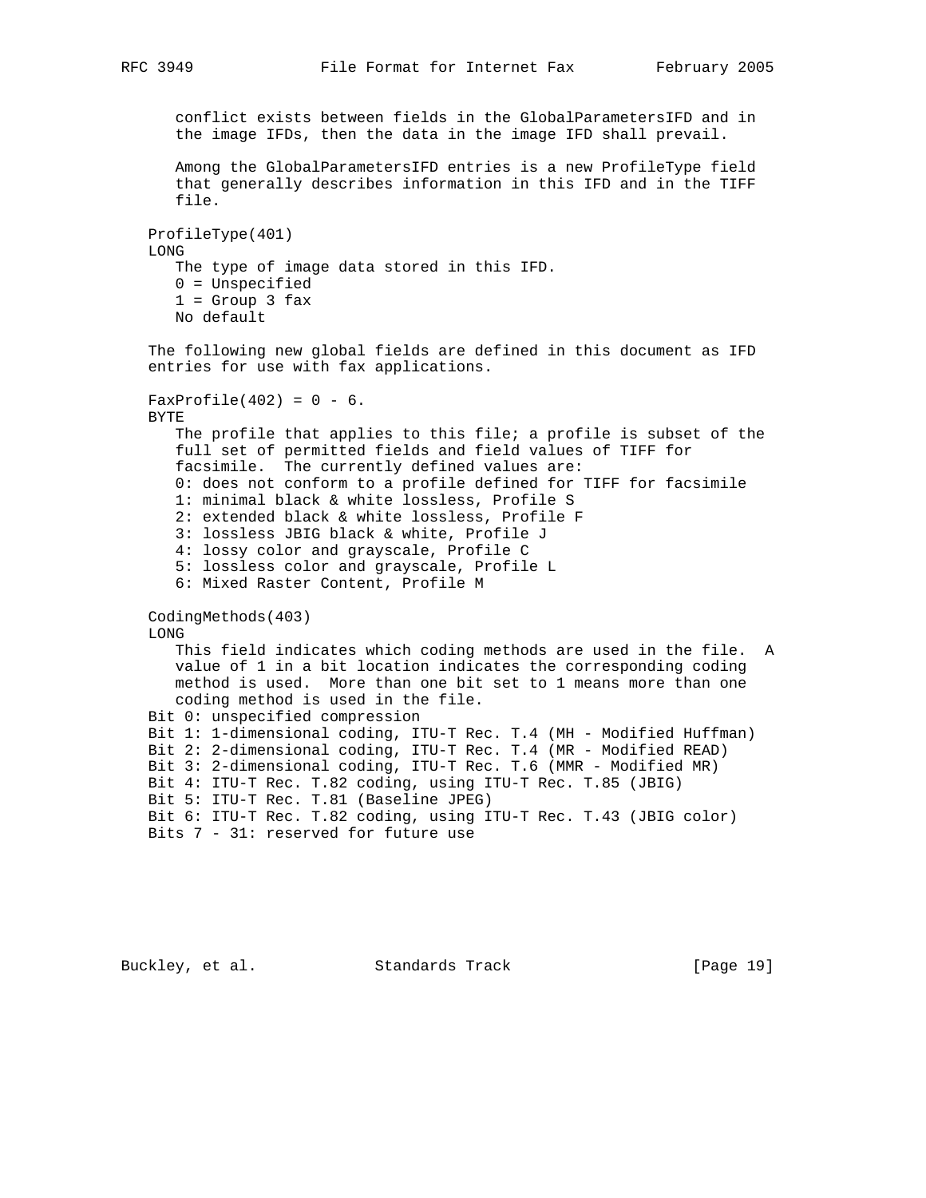conflict exists between fields in the GlobalParametersIFD and in the image IFDs, then the data in the image IFD shall prevail.

Among the GlobalParametersIFD entries is a new ProfileType field that generally describes information in this IFD and in the TIFF file.

ProfileType(401)
LONG
   The type of image data stored in this IFD.
   0 = Unspecified
   1 = Group 3 fax
   No default

The following new global fields are defined in this document as IFD entries for use with fax applications.

FaxProfile(402) = 0 - 6.
BYTE
   The profile that applies to this file; a profile is subset of the full set of permitted fields and field values of TIFF for facsimile. The currently defined values are:
   0: does not conform to a profile defined for TIFF for facsimile
   1: minimal black & white lossless, Profile S
   2: extended black & white lossless, Profile F
   3: lossless JBIG black & white, Profile J
   4: lossy color and grayscale, Profile C
   5: lossless color and grayscale, Profile L
   6: Mixed Raster Content, Profile M

CodingMethods(403)
LONG
   This field indicates which coding methods are used in the file. A value of 1 in a bit location indicates the corresponding coding method is used. More than one bit set to 1 means more than one coding method is used in the file.
Bit 0: unspecified compression
Bit 1: 1-dimensional coding, ITU-T Rec. T.4 (MH - Modified Huffman)
Bit 2: 2-dimensional coding, ITU-T Rec. T.4 (MR - Modified READ)
Bit 3: 2-dimensional coding, ITU-T Rec. T.6 (MMR - Modified MR)
Bit 4: ITU-T Rec. T.82 coding, using ITU-T Rec. T.85 (JBIG)
Bit 5: ITU-T Rec. T.81 (Baseline JPEG)
Bit 6: ITU-T Rec. T.82 coding, using ITU-T Rec. T.43 (JBIG color)
Bits 7 - 31: reserved for future use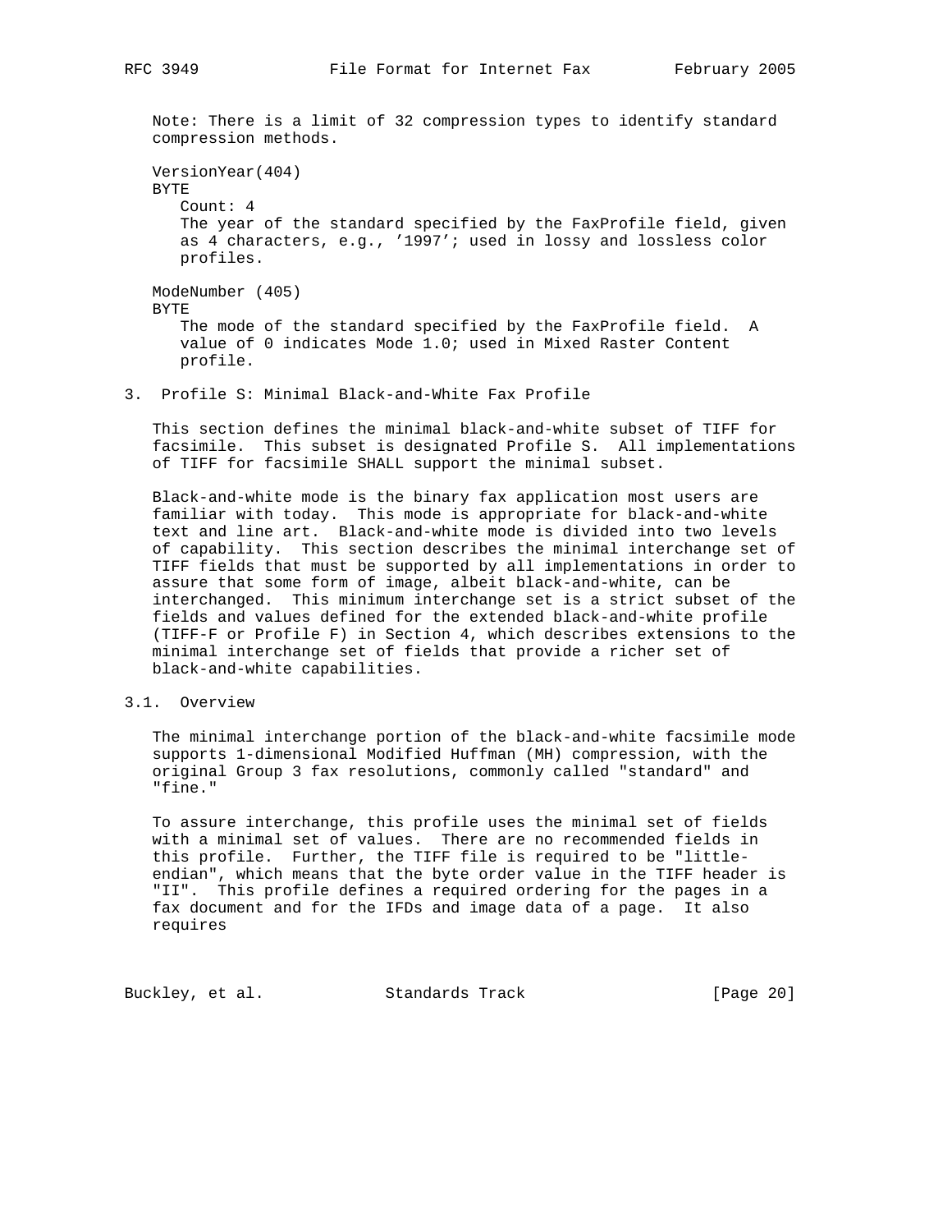Note: There is a limit of 32 compression types to identify standard compression methods.

VersionYear(404)
BYTE
Count: 4
The year of the standard specified by the FaxProfile field, given as 4 characters, e.g., '1997'; used in lossy and lossless color profiles.

ModeNumber (405)
BYTE
The mode of the standard specified by the FaxProfile field. A value of 0 indicates Mode 1.0; used in Mixed Raster Content profile.

## 3. Profile S: Minimal Black-and-White Fax Profile

This section defines the minimal black-and-white subset of TIFF for facsimile. This subset is designated Profile S. All implementations of TIFF for facsimile SHALL support the minimal subset.

Black-and-white mode is the binary fax application most users are familiar with today. This mode is appropriate for black-and-white text and line art. Black-and-white mode is divided into two levels of capability. This section describes the minimal interchange set of TIFF fields that must be supported by all implementations in order to assure that some form of image, albeit black-and-white, can be interchanged. This minimum interchange set is a strict subset of the fields and values defined for the extended black-and-white profile (TIFF-F or Profile F) in Section 4, which describes extensions to the minimal interchange set of fields that provide a richer set of black-and-white capabilities.

### 3.1. Overview

The minimal interchange portion of the black-and-white facsimile mode supports 1-dimensional Modified Huffman (MH) compression, with the original Group 3 fax resolutions, commonly called "standard" and "fine."

To assure interchange, this profile uses the minimal set of fields with a minimal set of values. There are no recommended fields in this profile. Further, the TIFF file is required to be "little-endian", which means that the byte order value in the TIFF header is "II". This profile defines a required ordering for the pages in a fax document and for the IFDs and image data of a page. It also requires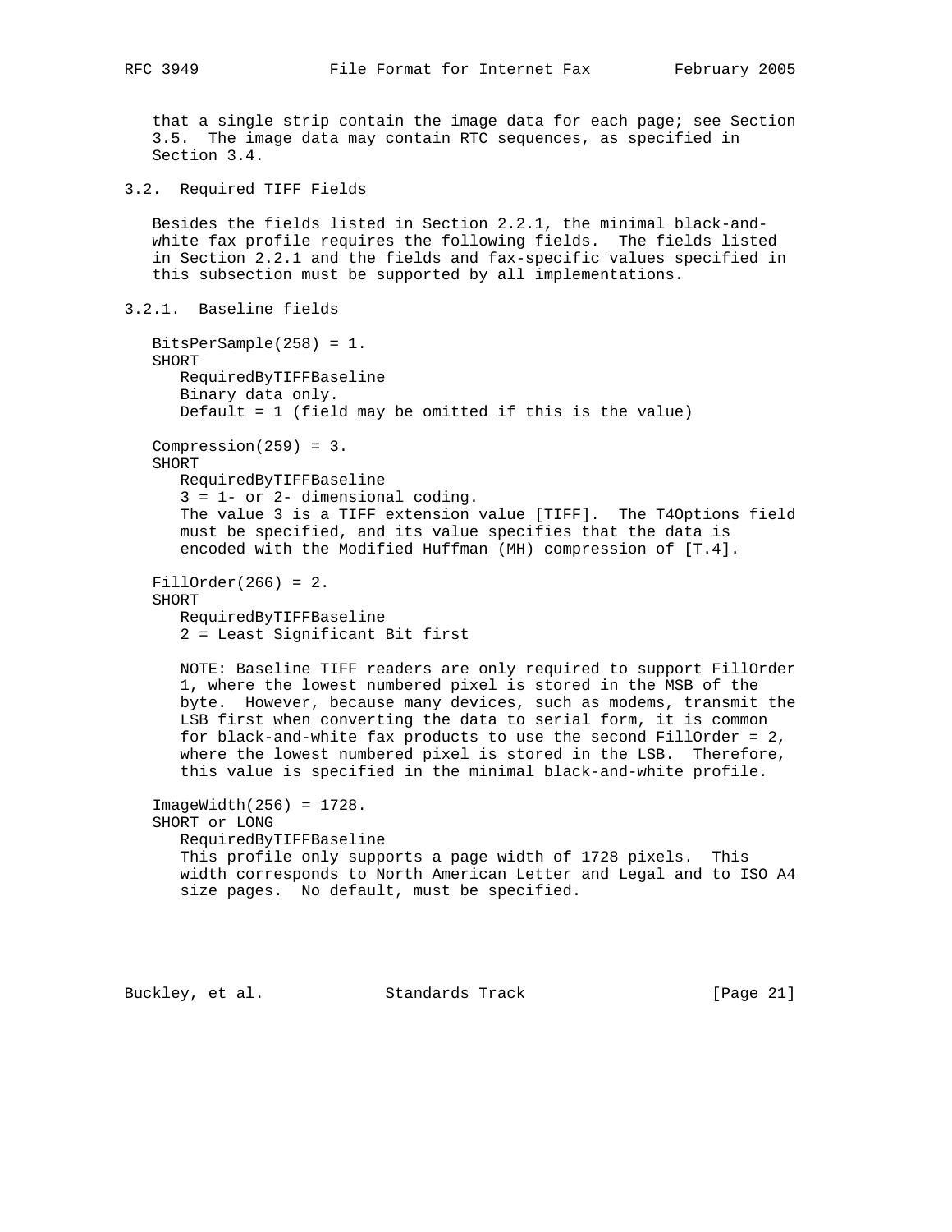that a single strip contain the image data for each page; see Section 3.5. The image data may contain RTC sequences, as specified in Section 3.4.

## 3.2. Required TIFF Fields

Besides the fields listed in Section 2.2.1, the minimal black-and-white fax profile requires the following fields. The fields listed in Section 2.2.1 and the fields and fax-specific values specified in this subsection must be supported by all implementations.

### 3.2.1. Baseline fields

BitsPerSample(258) = 1.
SHORT
RequiredByTIFFBaseline
Binary data only.
Default = 1 (field may be omitted if this is the value)

Compression(259) = 3.
SHORT
RequiredByTIFFBaseline
3 = 1- or 2- dimensional coding.
The value 3 is a TIFF extension value [TIFF]. The T4Options field must be specified, and its value specifies that the data is encoded with the Modified Huffman (MH) compression of [T.4].

FillOrder(266) = 2.
SHORT
RequiredByTIFFBaseline
2 = Least Significant Bit first

NOTE: Baseline TIFF readers are only required to support FillOrder 1, where the lowest numbered pixel is stored in the MSB of the byte. However, because many devices, such as modems, transmit the LSB first when converting the data to serial form, it is common for black-and-white fax products to use the second FillOrder = 2, where the lowest numbered pixel is stored in the LSB. Therefore, this value is specified in the minimal black-and-white profile.

ImageWidth(256) = 1728.
SHORT or LONG
RequiredByTIFFBaseline
This profile only supports a page width of 1728 pixels. This width corresponds to North American Letter and Legal and to ISO A4 size pages. No default, must be specified.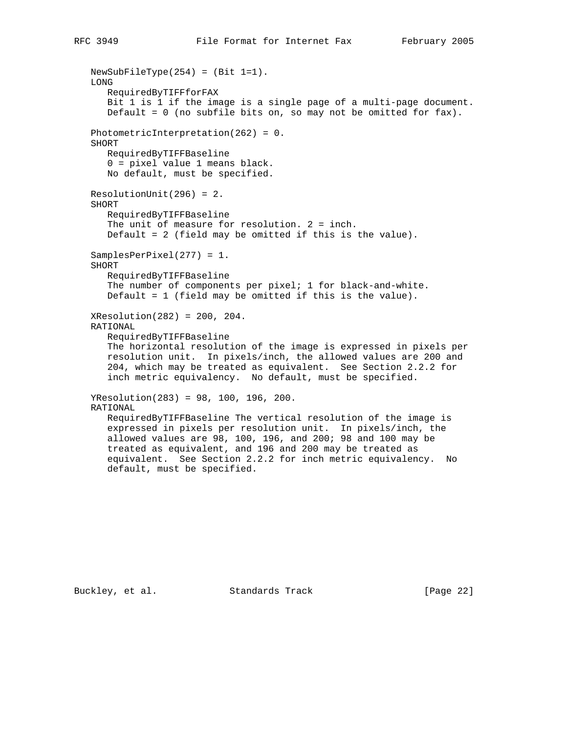NewSubFileType(254) = (Bit 1=1).
LONG

RequiredByTIFFforFAX
Bit 1 is 1 if the image is a single page of a multi-page document.
Default = 0 (no subfile bits on, so may not be omitted for fax).

PhotometricInterpretation(262) = 0.
SHORT

RequiredByTIFFBaseline
0 = pixel value 1 means black.
No default, must be specified.

ResolutionUnit(296) = 2.
SHORT

RequiredByTIFFBaseline
The unit of measure for resolution. 2 = inch.
Default = 2 (field may be omitted if this is the value).

SamplesPerPixel(277) = 1.
SHORT

RequiredByTIFFBaseline
The number of components per pixel; 1 for black-and-white.
Default = 1 (field may be omitted if this is the value).

XResolution(282) = 200, 204.
RATIONAL

RequiredByTIFFBaseline
The horizontal resolution of the image is expressed in pixels per resolution unit. In pixels/inch, the allowed values are 200 and 204, which may be treated as equivalent. See Section 2.2.2 for inch metric equivalency. No default, must be specified.

YResolution(283) = 98, 100, 196, 200.
RATIONAL

RequiredByTIFFBaseline The vertical resolution of the image is expressed in pixels per resolution unit. In pixels/inch, the allowed values are 98, 100, 196, and 200; 98 and 100 may be treated as equivalent, and 196 and 200 may be treated as equivalent. See Section 2.2.2 for inch metric equivalency. No default, must be specified.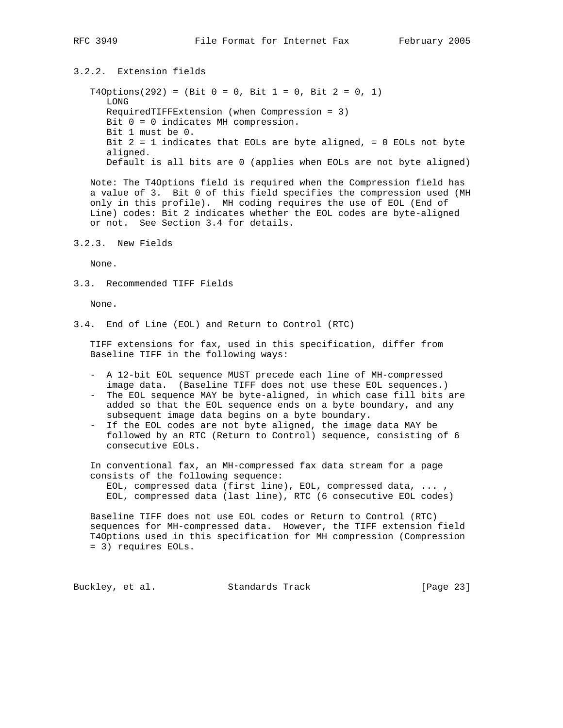### 3.2.2. Extension fields

T4Options(292) = (Bit 0 = 0, Bit 1 = 0, Bit 2 = 0, 1)
LONG
RequiredTIFFExtension (when Compression = 3)
Bit 0 = 0 indicates MH compression.
Bit 1 must be 0.
Bit 2 = 1 indicates that EOLs are byte aligned, = 0 EOLs not byte aligned.
Default is all bits are 0 (applies when EOLs are not byte aligned)

Note: The T4Options field is required when the Compression field has a value of 3. Bit 0 of this field specifies the compression used (MH only in this profile). MH coding requires the use of EOL (End of Line) codes: Bit 2 indicates whether the EOL codes are byte-aligned or not. See Section 3.4 for details.

### 3.2.3. New Fields

None.

## 3.3. Recommended TIFF Fields

None.

## 3.4. End of Line (EOL) and Return to Control (RTC)

TIFF extensions for fax, used in this specification, differ from Baseline TIFF in the following ways:

- A 12-bit EOL sequence MUST precede each line of MH-compressed image data. (Baseline TIFF does not use these EOL sequences.)
- The EOL sequence MAY be byte-aligned, in which case fill bits are added so that the EOL sequence ends on a byte boundary, and any subsequent image data begins on a byte boundary.
- If the EOL codes are not byte aligned, the image data MAY be followed by an RTC (Return to Control) sequence, consisting of 6 consecutive EOLs.

In conventional fax, an MH-compressed fax data stream for a page consists of the following sequence:

EOL, compressed data (first line), EOL, compressed data, ... ,
EOL, compressed data (last line), RTC (6 consecutive EOL codes)

Baseline TIFF does not use EOL codes or Return to Control (RTC) sequences for MH-compressed data. However, the TIFF extension field T4Options used in this specification for MH compression (Compression = 3) requires EOLs.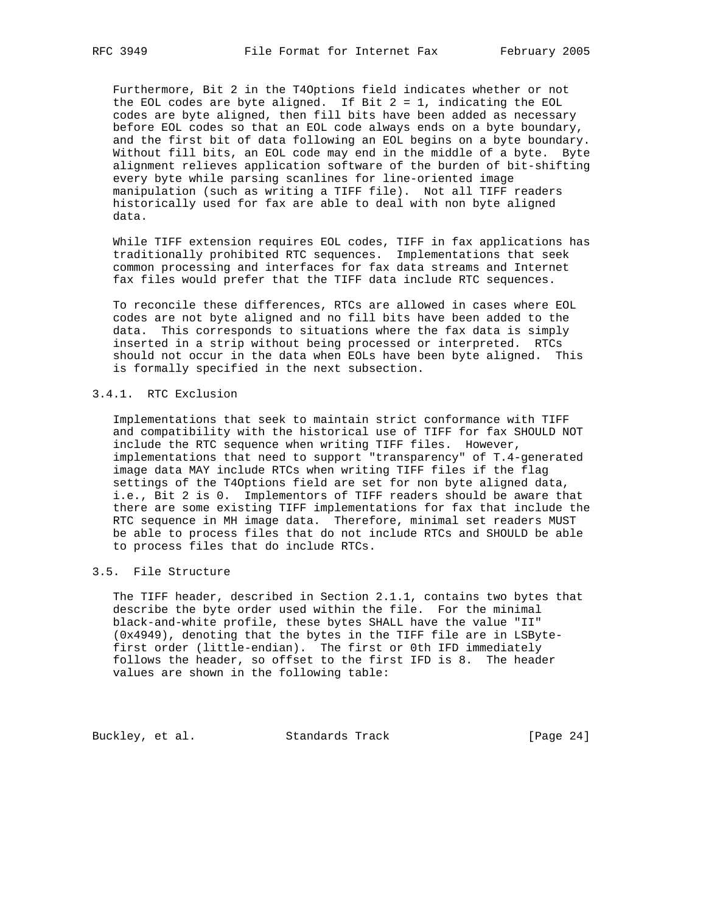Furthermore, Bit 2 in the T4Options field indicates whether or not the EOL codes are byte aligned. If Bit 2 = 1, indicating the EOL codes are byte aligned, then fill bits have been added as necessary before EOL codes so that an EOL code always ends on a byte boundary, and the first bit of data following an EOL begins on a byte boundary. Without fill bits, an EOL code may end in the middle of a byte. Byte alignment relieves application software of the burden of bit-shifting every byte while parsing scanlines for line-oriented image manipulation (such as writing a TIFF file). Not all TIFF readers historically used for fax are able to deal with non byte aligned data.

While TIFF extension requires EOL codes, TIFF in fax applications has traditionally prohibited RTC sequences. Implementations that seek common processing and interfaces for fax data streams and Internet fax files would prefer that the TIFF data include RTC sequences.

To reconcile these differences, RTCs are allowed in cases where EOL codes are not byte aligned and no fill bits have been added to the data. This corresponds to situations where the fax data is simply inserted in a strip without being processed or interpreted. RTCs should not occur in the data when EOLs have been byte aligned. This is formally specified in the next subsection.

### 3.4.1. RTC Exclusion

Implementations that seek to maintain strict conformance with TIFF and compatibility with the historical use of TIFF for fax SHOULD NOT include the RTC sequence when writing TIFF files. However, implementations that need to support "transparency" of T.4-generated image data MAY include RTCs when writing TIFF files if the flag settings of the T4Options field are set for non byte aligned data, i.e., Bit 2 is 0. Implementors of TIFF readers should be aware that there are some existing TIFF implementations for fax that include the RTC sequence in MH image data. Therefore, minimal set readers MUST be able to process files that do not include RTCs and SHOULD be able to process files that do include RTCs.

## 3.5. File Structure

The TIFF header, described in Section 2.1.1, contains two bytes that describe the byte order used within the file. For the minimal black-and-white profile, these bytes SHALL have the value "II" (0x4949), denoting that the bytes in the TIFF file are in LSByte-first order (little-endian). The first or 0th IFD immediately follows the header, so offset to the first IFD is 8. The header values are shown in the following table: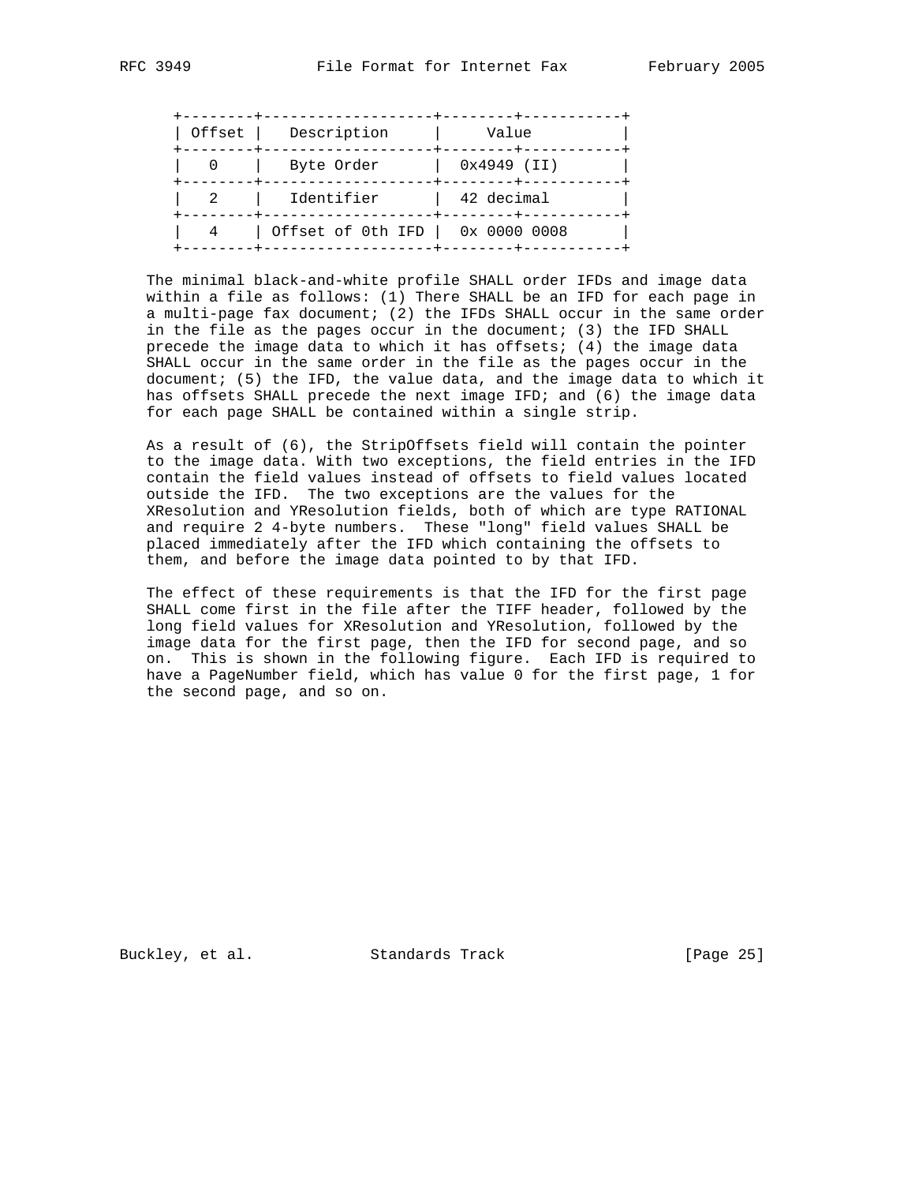| Offset | Description | Value |
|---|---|---|
| 0 | Byte Order | 0x4949 (II) |
| 2 | Identifier | 42 decimal |
| 4 | Offset of 0th IFD | 0x 0000 0008 |

The minimal black-and-white profile SHALL order IFDs and image data within a file as follows: (1) There SHALL be an IFD for each page in a multi-page fax document; (2) the IFDs SHALL occur in the same order in the file as the pages occur in the document; (3) the IFD SHALL precede the image data to which it has offsets; (4) the image data SHALL occur in the same order in the file as the pages occur in the document; (5) the IFD, the value data, and the image data to which it has offsets SHALL precede the next image IFD; and (6) the image data for each page SHALL be contained within a single strip.

As a result of (6), the StripOffsets field will contain the pointer to the image data. With two exceptions, the field entries in the IFD contain the field values instead of offsets to field values located outside the IFD. The two exceptions are the values for the XResolution and YResolution fields, both of which are type RATIONAL and require 2 4-byte numbers. These "long" field values SHALL be placed immediately after the IFD which containing the offsets to them, and before the image data pointed to by that IFD.

The effect of these requirements is that the IFD for the first page SHALL come first in the file after the TIFF header, followed by the long field values for XResolution and YResolution, followed by the image data for the first page, then the IFD for second page, and so on. This is shown in the following figure. Each IFD is required to have a PageNumber field, which has value 0 for the first page, 1 for the second page, and so on.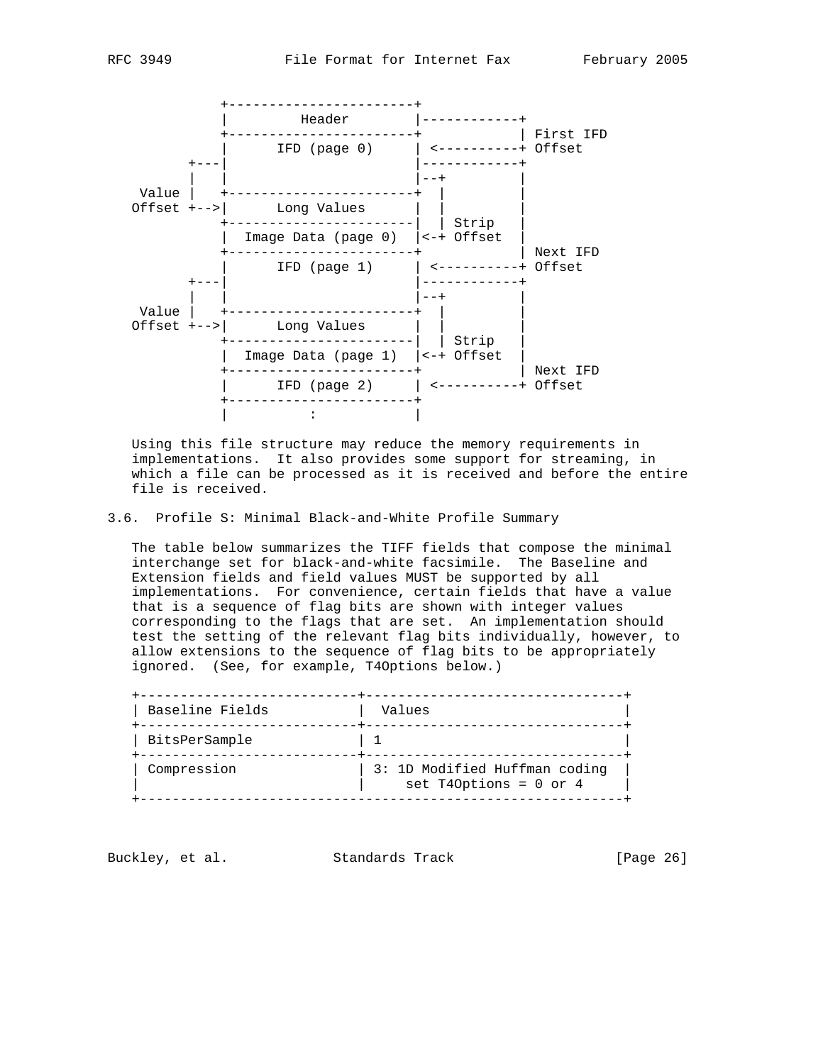```
            +-----------------------+
            |        Header         |------------+
            +-----------------------+            | First IFD
            |     IFD (page 0)      | <----------+ Offset
        +---|                       |------------+
        |   |                       |--+         |
  Value |   +-----------------------+  |         |
 Offset +-->|      Long Values      |  |         |
            +-----------------------|  | Strip   |
            |  Image Data (page 0)  |<-+ Offset  |
            +-----------------------+            | Next IFD
            |     IFD (page 1)      | <----------+ Offset
        +---|                       |------------+
        |   |                       |--+         |
  Value |   +-----------------------+  |         |
 Offset +-->|      Long Values      |  |         |
            +-----------------------|  | Strip   |
            |  Image Data (page 1)  |<-+ Offset  |
            +-----------------------+            | Next IFD
            |     IFD (page 2)      | <----------+ Offset
            +-----------------------+
            |          :            |
```

Using this file structure may reduce the memory requirements in implementations. It also provides some support for streaming, in which a file can be processed as it is received and before the entire file is received.

### 3.6. Profile S: Minimal Black-and-White Profile Summary

The table below summarizes the TIFF fields that compose the minimal interchange set for black-and-white facsimile. The Baseline and Extension fields and field values MUST be supported by all implementations. For convenience, certain fields that have a value that is a sequence of flag bits are shown with integer values corresponding to the flags that are set. An implementation should test the setting of the relevant flag bits individually, however, to allow extensions to the sequence of flag bits to be appropriately ignored. (See, for example, T4Options below.)

| Baseline Fields | Values |
|---|---|
| BitsPerSample | 1 |
| Compression | 3: 1D Modified Huffman coding set T4Options = 0 or 4 |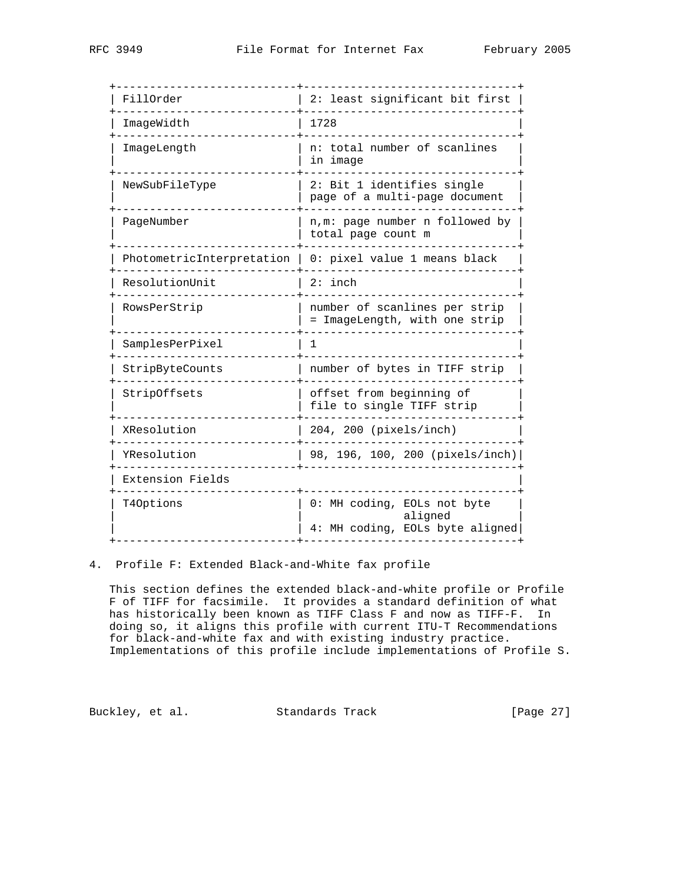| | |
|---|---|
| FillOrder | 2: least significant bit first |
| ImageWidth | 1728 |
| ImageLength | n: total number of scanlines in image |
| NewSubFileType | 2: Bit 1 identifies single page of a multi-page document |
| PageNumber | n,m: page number n followed by total page count m |
| PhotometricInterpretation | 0: pixel value 1 means black |
| ResolutionUnit | 2: inch |
| RowsPerStrip | number of scanlines per strip = ImageLength, with one strip |
| SamplesPerPixel | 1 |
| StripByteCounts | number of bytes in TIFF strip |
| StripOffsets | offset from beginning of file to single TIFF strip |
| XResolution | 204, 200 (pixels/inch) |
| YResolution | 98, 196, 100, 200 (pixels/inch) |
| Extension Fields | |
| T4Options | 0: MH coding, EOLs not byte aligned<br>4: MH coding, EOLs byte aligned |

## 4. Profile F: Extended Black-and-White fax profile

This section defines the extended black-and-white profile or Profile F of TIFF for facsimile. It provides a standard definition of what has historically been known as TIFF Class F and now as TIFF-F. In doing so, it aligns this profile with current ITU-T Recommendations for black-and-white fax and with existing industry practice. Implementations of this profile include implementations of Profile S.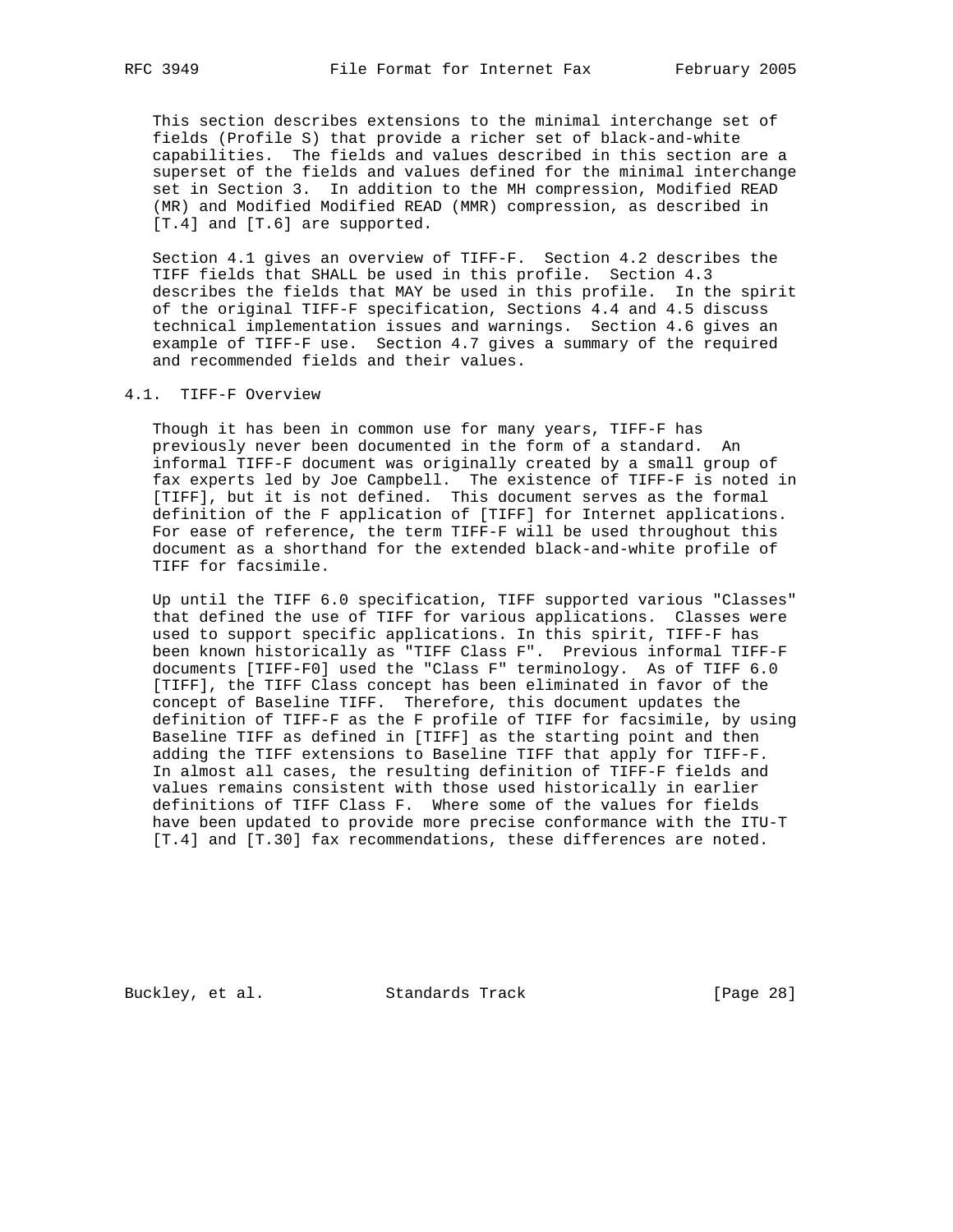This section describes extensions to the minimal interchange set of fields (Profile S) that provide a richer set of black-and-white capabilities. The fields and values described in this section are a superset of the fields and values defined for the minimal interchange set in Section 3. In addition to the MH compression, Modified READ (MR) and Modified Modified READ (MMR) compression, as described in [T.4] and [T.6] are supported.

Section 4.1 gives an overview of TIFF-F. Section 4.2 describes the TIFF fields that SHALL be used in this profile. Section 4.3 describes the fields that MAY be used in this profile. In the spirit of the original TIFF-F specification, Sections 4.4 and 4.5 discuss technical implementation issues and warnings. Section 4.6 gives an example of TIFF-F use. Section 4.7 gives a summary of the required and recommended fields and their values.

## 4.1. TIFF-F Overview

Though it has been in common use for many years, TIFF-F has previously never been documented in the form of a standard. An informal TIFF-F document was originally created by a small group of fax experts led by Joe Campbell. The existence of TIFF-F is noted in [TIFF], but it is not defined. This document serves as the formal definition of the F application of [TIFF] for Internet applications. For ease of reference, the term TIFF-F will be used throughout this document as a shorthand for the extended black-and-white profile of TIFF for facsimile.

Up until the TIFF 6.0 specification, TIFF supported various "Classes" that defined the use of TIFF for various applications. Classes were used to support specific applications. In this spirit, TIFF-F has been known historically as "TIFF Class F". Previous informal TIFF-F documents [TIFF-F0] used the "Class F" terminology. As of TIFF 6.0 [TIFF], the TIFF Class concept has been eliminated in favor of the concept of Baseline TIFF. Therefore, this document updates the definition of TIFF-F as the F profile of TIFF for facsimile, by using Baseline TIFF as defined in [TIFF] as the starting point and then adding the TIFF extensions to Baseline TIFF that apply for TIFF-F. In almost all cases, the resulting definition of TIFF-F fields and values remains consistent with those used historically in earlier definitions of TIFF Class F. Where some of the values for fields have been updated to provide more precise conformance with the ITU-T [T.4] and [T.30] fax recommendations, these differences are noted.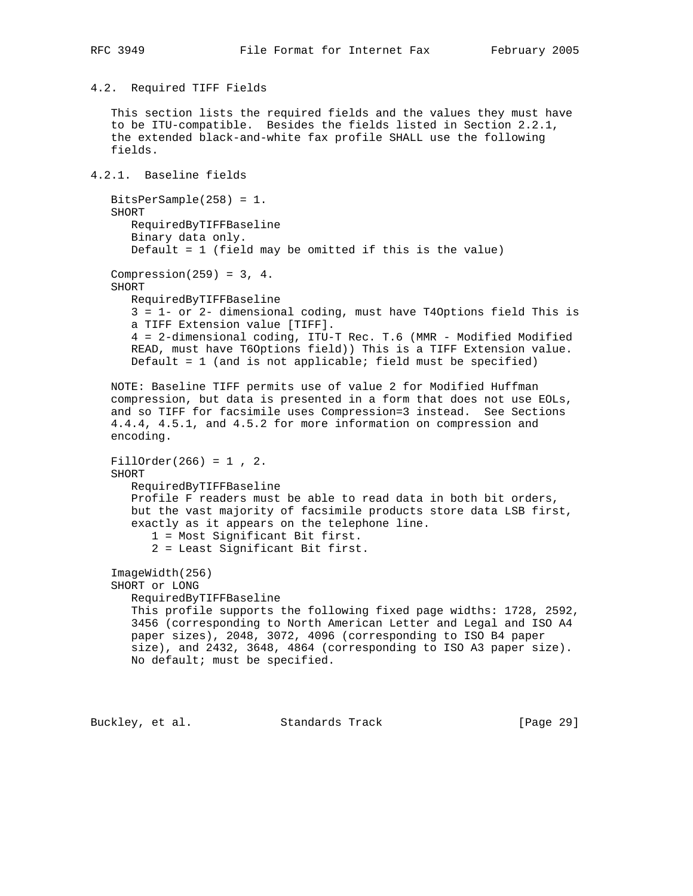## 4.2. Required TIFF Fields

This section lists the required fields and the values they must have to be ITU-compatible. Besides the fields listed in Section 2.2.1, the extended black-and-white fax profile SHALL use the following fields.

### 4.2.1. Baseline fields

BitsPerSample(258) = 1.
SHORT
RequiredByTIFFBaseline
Binary data only.
Default = 1 (field may be omitted if this is the value)

Compression(259) = 3, 4.
SHORT
RequiredByTIFFBaseline
3 = 1- or 2- dimensional coding, must have T4Options field This is a TIFF Extension value [TIFF].
4 = 2-dimensional coding, ITU-T Rec. T.6 (MMR - Modified Modified READ, must have T6Options field)) This is a TIFF Extension value.
Default = 1 (and is not applicable; field must be specified)

NOTE: Baseline TIFF permits use of value 2 for Modified Huffman compression, but data is presented in a form that does not use EOLs, and so TIFF for facsimile uses Compression=3 instead. See Sections 4.4.4, 4.5.1, and 4.5.2 for more information on compression and encoding.

FillOrder(266) = 1 , 2.
SHORT
RequiredByTIFFBaseline
Profile F readers must be able to read data in both bit orders, but the vast majority of facsimile products store data LSB first, exactly as it appears on the telephone line.
1 = Most Significant Bit first.
2 = Least Significant Bit first.

ImageWidth(256)
SHORT or LONG
RequiredByTIFFBaseline
This profile supports the following fixed page widths: 1728, 2592, 3456 (corresponding to North American Letter and Legal and ISO A4 paper sizes), 2048, 3072, 4096 (corresponding to ISO B4 paper size), and 2432, 3648, 4864 (corresponding to ISO A3 paper size).
No default; must be specified.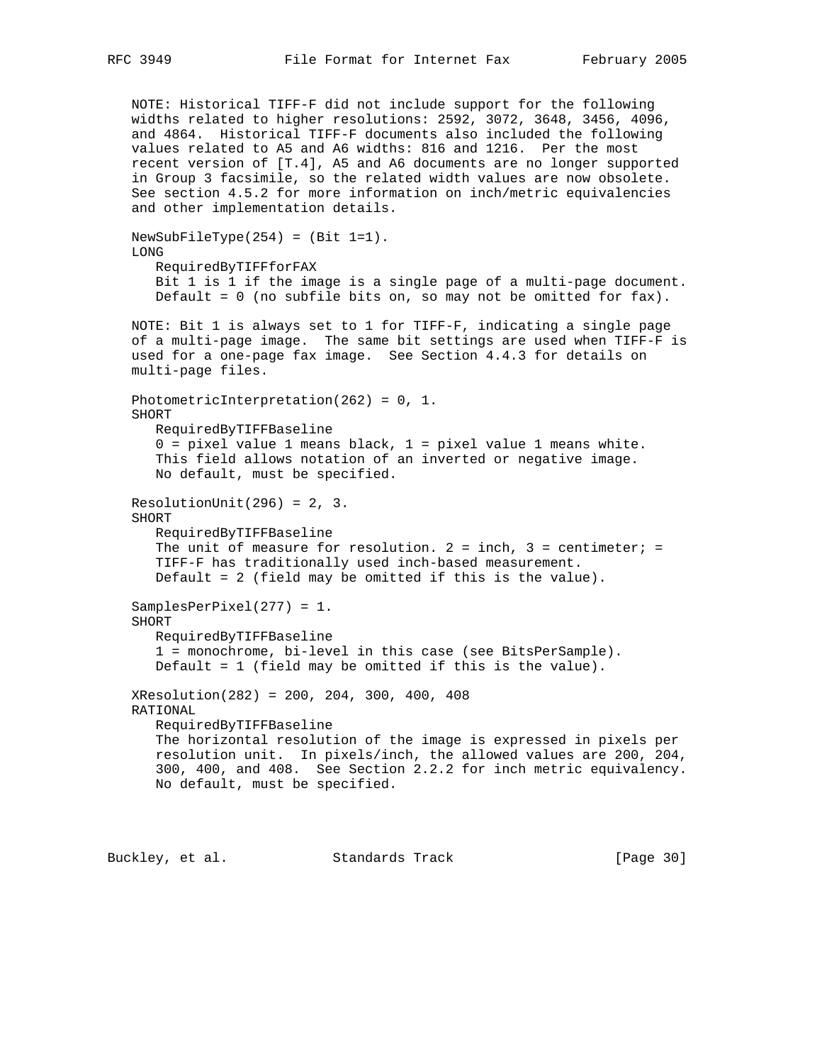NOTE: Historical TIFF-F did not include support for the following widths related to higher resolutions: 2592, 3072, 3648, 3456, 4096, and 4864. Historical TIFF-F documents also included the following values related to A5 and A6 widths: 816 and 1216. Per the most recent version of [T.4], A5 and A6 documents are no longer supported in Group 3 facsimile, so the related width values are now obsolete. See section 4.5.2 for more information on inch/metric equivalencies and other implementation details.

NewSubFileType(254) = (Bit 1=1).
LONG
RequiredByTIFFforFAX
Bit 1 is 1 if the image is a single page of a multi-page document.
Default = 0 (no subfile bits on, so may not be omitted for fax).

NOTE: Bit 1 is always set to 1 for TIFF-F, indicating a single page of a multi-page image. The same bit settings are used when TIFF-F is used for a one-page fax image. See Section 4.4.3 for details on multi-page files.

PhotometricInterpretation(262) = 0, 1.
SHORT
RequiredByTIFFBaseline
0 = pixel value 1 means black, 1 = pixel value 1 means white.
This field allows notation of an inverted or negative image.
No default, must be specified.

ResolutionUnit(296) = 2, 3.
SHORT
RequiredByTIFFBaseline
The unit of measure for resolution. 2 = inch, 3 = centimeter; =
TIFF-F has traditionally used inch-based measurement.
Default = 2 (field may be omitted if this is the value).

SamplesPerPixel(277) = 1.
SHORT
RequiredByTIFFBaseline
1 = monochrome, bi-level in this case (see BitsPerSample).
Default = 1 (field may be omitted if this is the value).

XResolution(282) = 200, 204, 300, 400, 408
RATIONAL
RequiredByTIFFBaseline
The horizontal resolution of the image is expressed in pixels per resolution unit. In pixels/inch, the allowed values are 200, 204, 300, 400, and 408. See Section 2.2.2 for inch metric equivalency.
No default, must be specified.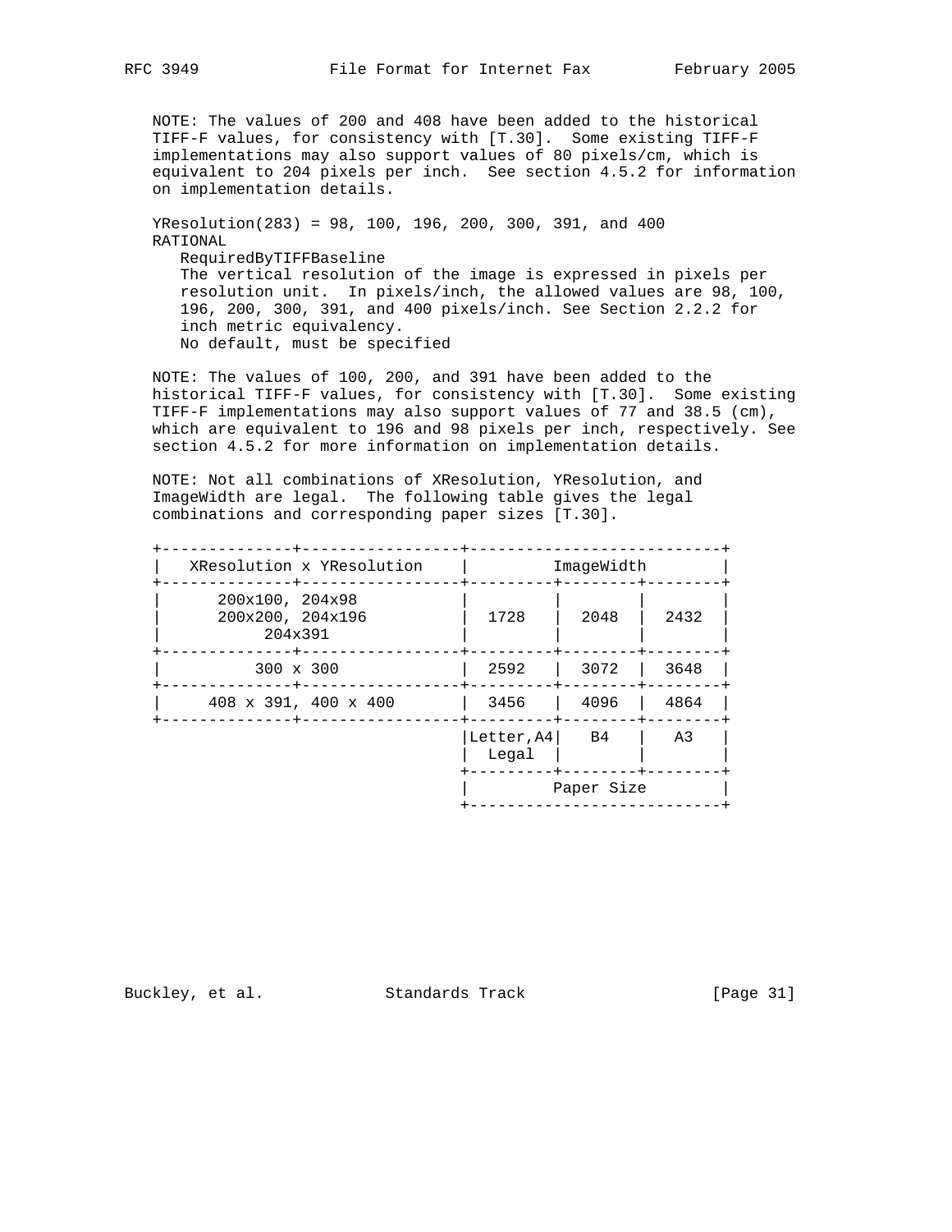NOTE: The values of 200 and 408 have been added to the historical TIFF-F values, for consistency with [T.30]. Some existing TIFF-F implementations may also support values of 80 pixels/cm, which is equivalent to 204 pixels per inch. See section 4.5.2 for information on implementation details.

YResolution(283) = 98, 100, 196, 200, 300, 391, and 400
RATIONAL

RequiredByTIFFBaseline
The vertical resolution of the image is expressed in pixels per resolution unit. In pixels/inch, the allowed values are 98, 100, 196, 200, 300, 391, and 400 pixels/inch. See Section 2.2.2 for inch metric equivalency.
No default, must be specified

NOTE: The values of 100, 200, and 391 have been added to the historical TIFF-F values, for consistency with [T.30]. Some existing TIFF-F implementations may also support values of 77 and 38.5 (cm), which are equivalent to 196 and 98 pixels per inch, respectively. See section 4.5.2 for more information on implementation details.

NOTE: Not all combinations of XResolution, YResolution, and ImageWidth are legal. The following table gives the legal combinations and corresponding paper sizes [T.30].

| XResolution x YResolution | ImageWidth | | |
|---|---|---|---|
| 200x100, 204x98, 200x200, 204x196, 204x391 | 1728 | 2048 | 2432 |
| 300 x 300 | 2592 | 3072 | 3648 |
| 408 x 391, 400 x 400 | 3456 | 4096 | 4864 |
| | Letter, A4, Legal | B4 | A3 |
| | Paper Size | | |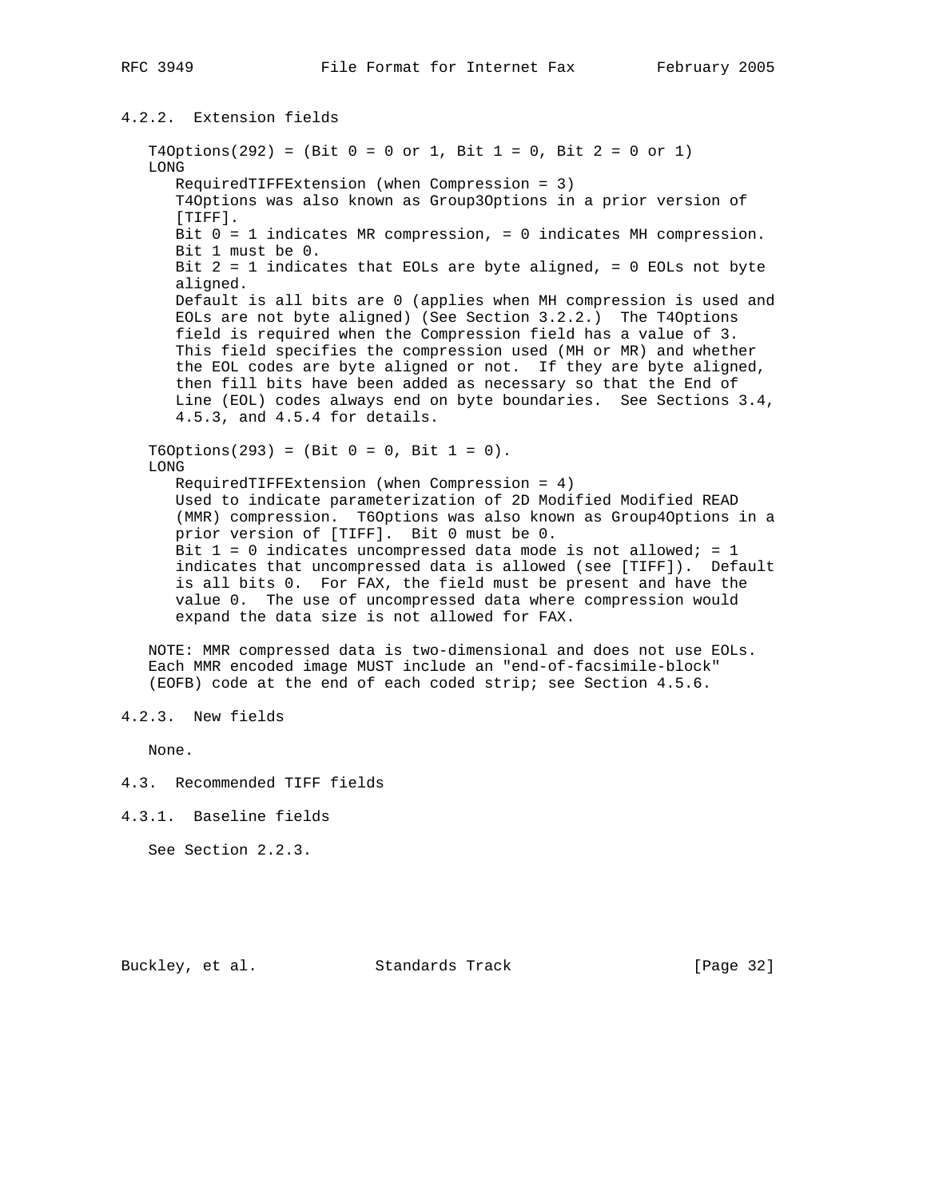#### 4.2.2. Extension fields

T4Options(292) = (Bit 0 = 0 or 1, Bit 1 = 0, Bit 2 = 0 or 1)
LONG

RequiredTIFFExtension (when Compression = 3)
T4Options was also known as Group3Options in a prior version of [TIFF].
Bit 0 = 1 indicates MR compression, = 0 indicates MH compression.
Bit 1 must be 0.
Bit 2 = 1 indicates that EOLs are byte aligned, = 0 EOLs not byte aligned.
Default is all bits are 0 (applies when MH compression is used and EOLs are not byte aligned) (See Section 3.2.2.) The T4Options field is required when the Compression field has a value of 3. This field specifies the compression used (MH or MR) and whether the EOL codes are byte aligned or not. If they are byte aligned, then fill bits have been added as necessary so that the End of Line (EOL) codes always end on byte boundaries. See Sections 3.4, 4.5.3, and 4.5.4 for details.

T6Options(293) = (Bit 0 = 0, Bit 1 = 0).
LONG

RequiredTIFFExtension (when Compression = 4)
Used to indicate parameterization of 2D Modified Modified READ (MMR) compression. T6Options was also known as Group4Options in a prior version of [TIFF]. Bit 0 must be 0.
Bit 1 = 0 indicates uncompressed data mode is not allowed; = 1 indicates that uncompressed data is allowed (see [TIFF]). Default is all bits 0. For FAX, the field must be present and have the value 0. The use of uncompressed data where compression would expand the data size is not allowed for FAX.

NOTE: MMR compressed data is two-dimensional and does not use EOLs. Each MMR encoded image MUST include an "end-of-facsimile-block" (EOFB) code at the end of each coded strip; see Section 4.5.6.

#### 4.2.3. New fields

None.

### 4.3. Recommended TIFF fields

#### 4.3.1. Baseline fields

See Section 2.2.3.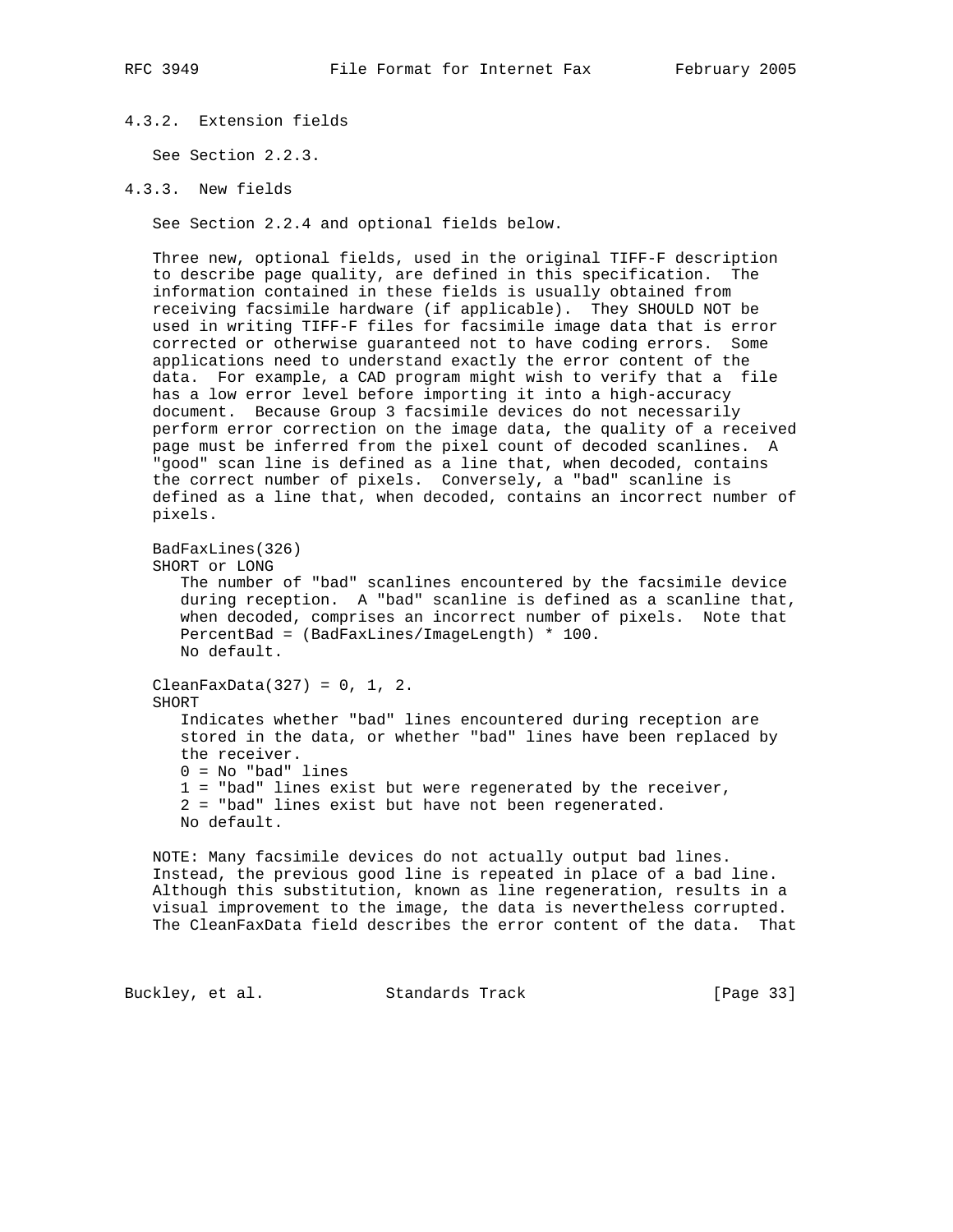#### 4.3.2. Extension fields

See Section 2.2.3.

#### 4.3.3. New fields

See Section 2.2.4 and optional fields below.

Three new, optional fields, used in the original TIFF-F description to describe page quality, are defined in this specification. The information contained in these fields is usually obtained from receiving facsimile hardware (if applicable). They SHOULD NOT be used in writing TIFF-F files for facsimile image data that is error corrected or otherwise guaranteed not to have coding errors. Some applications need to understand exactly the error content of the data. For example, a CAD program might wish to verify that a file has a low error level before importing it into a high-accuracy document. Because Group 3 facsimile devices do not necessarily perform error correction on the image data, the quality of a received page must be inferred from the pixel count of decoded scanlines. A "good" scan line is defined as a line that, when decoded, contains the correct number of pixels. Conversely, a "bad" scanline is defined as a line that, when decoded, contains an incorrect number of pixels.

BadFaxLines(326)
SHORT or LONG

> The number of "bad" scanlines encountered by the facsimile device during reception. A "bad" scanline is defined as a scanline that, when decoded, comprises an incorrect number of pixels. Note that PercentBad = (BadFaxLines/ImageLength) * 100.
> No default.

CleanFaxData(327) = 0, 1, 2.
SHORT

> Indicates whether "bad" lines encountered during reception are stored in the data, or whether "bad" lines have been replaced by the receiver.
> 0 = No "bad" lines
> 1 = "bad" lines exist but were regenerated by the receiver,
> 2 = "bad" lines exist but have not been regenerated.
> No default.

NOTE: Many facsimile devices do not actually output bad lines. Instead, the previous good line is repeated in place of a bad line. Although this substitution, known as line regeneration, results in a visual improvement to the image, the data is nevertheless corrupted. The CleanFaxData field describes the error content of the data. That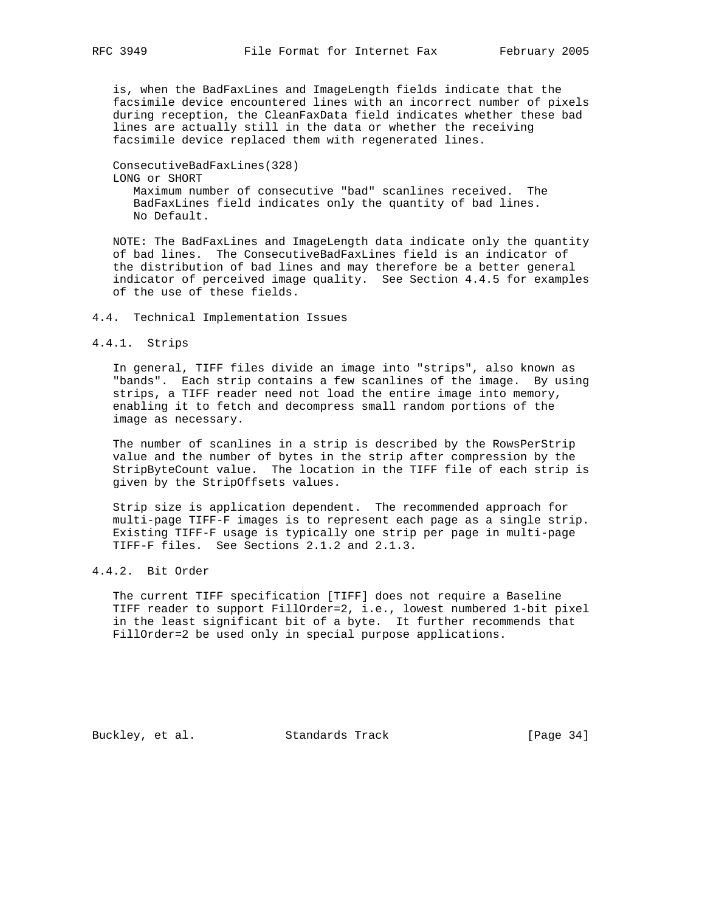is, when the BadFaxLines and ImageLength fields indicate that the facsimile device encountered lines with an incorrect number of pixels during reception, the CleanFaxData field indicates whether these bad lines are actually still in the data or whether the receiving facsimile device replaced them with regenerated lines.

ConsecutiveBadFaxLines(328)
LONG or SHORT
    Maximum number of consecutive "bad" scanlines received. The BadFaxLines field indicates only the quantity of bad lines. No Default.

NOTE: The BadFaxLines and ImageLength data indicate only the quantity of bad lines. The ConsecutiveBadFaxLines field is an indicator of the distribution of bad lines and may therefore be a better general indicator of perceived image quality. See Section 4.4.5 for examples of the use of these fields.

## 4.4. Technical Implementation Issues

### 4.4.1. Strips

In general, TIFF files divide an image into "strips", also known as "bands". Each strip contains a few scanlines of the image. By using strips, a TIFF reader need not load the entire image into memory, enabling it to fetch and decompress small random portions of the image as necessary.

The number of scanlines in a strip is described by the RowsPerStrip value and the number of bytes in the strip after compression by the StripByteCount value. The location in the TIFF file of each strip is given by the StripOffsets values.

Strip size is application dependent. The recommended approach for multi-page TIFF-F images is to represent each page as a single strip. Existing TIFF-F usage is typically one strip per page in multi-page TIFF-F files. See Sections 2.1.2 and 2.1.3.

### 4.4.2. Bit Order

The current TIFF specification [TIFF] does not require a Baseline TIFF reader to support FillOrder=2, i.e., lowest numbered 1-bit pixel in the least significant bit of a byte. It further recommends that FillOrder=2 be used only in special purpose applications.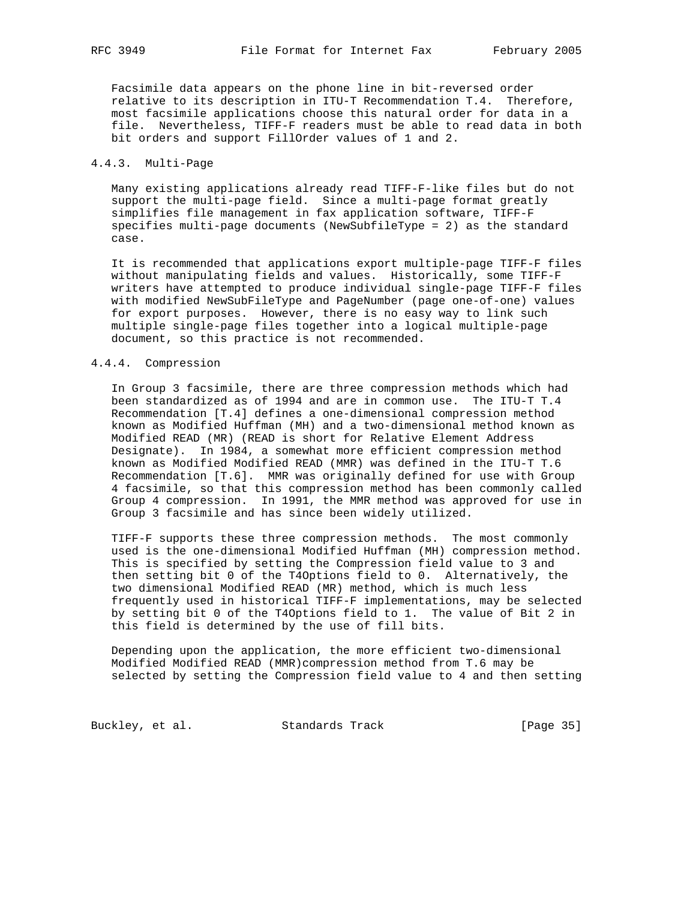Facsimile data appears on the phone line in bit-reversed order relative to its description in ITU-T Recommendation T.4. Therefore, most facsimile applications choose this natural order for data in a file. Nevertheless, TIFF-F readers must be able to read data in both bit orders and support FillOrder values of 1 and 2.

#### 4.4.3. Multi-Page

Many existing applications already read TIFF-F-like files but do not support the multi-page field. Since a multi-page format greatly simplifies file management in fax application software, TIFF-F specifies multi-page documents (NewSubfileType = 2) as the standard case.

It is recommended that applications export multiple-page TIFF-F files without manipulating fields and values. Historically, some TIFF-F writers have attempted to produce individual single-page TIFF-F files with modified NewSubFileType and PageNumber (page one-of-one) values for export purposes. However, there is no easy way to link such multiple single-page files together into a logical multiple-page document, so this practice is not recommended.

#### 4.4.4. Compression

In Group 3 facsimile, there are three compression methods which had been standardized as of 1994 and are in common use. The ITU-T T.4 Recommendation [T.4] defines a one-dimensional compression method known as Modified Huffman (MH) and a two-dimensional method known as Modified READ (MR) (READ is short for Relative Element Address Designate). In 1984, a somewhat more efficient compression method known as Modified Modified READ (MMR) was defined in the ITU-T T.6 Recommendation [T.6]. MMR was originally defined for use with Group 4 facsimile, so that this compression method has been commonly called Group 4 compression. In 1991, the MMR method was approved for use in Group 3 facsimile and has since been widely utilized.

TIFF-F supports these three compression methods. The most commonly used is the one-dimensional Modified Huffman (MH) compression method. This is specified by setting the Compression field value to 3 and then setting bit 0 of the T4Options field to 0. Alternatively, the two dimensional Modified READ (MR) method, which is much less frequently used in historical TIFF-F implementations, may be selected by setting bit 0 of the T4Options field to 1. The value of Bit 2 in this field is determined by the use of fill bits.

Depending upon the application, the more efficient two-dimensional Modified Modified READ (MMR)compression method from T.6 may be selected by setting the Compression field value to 4 and then setting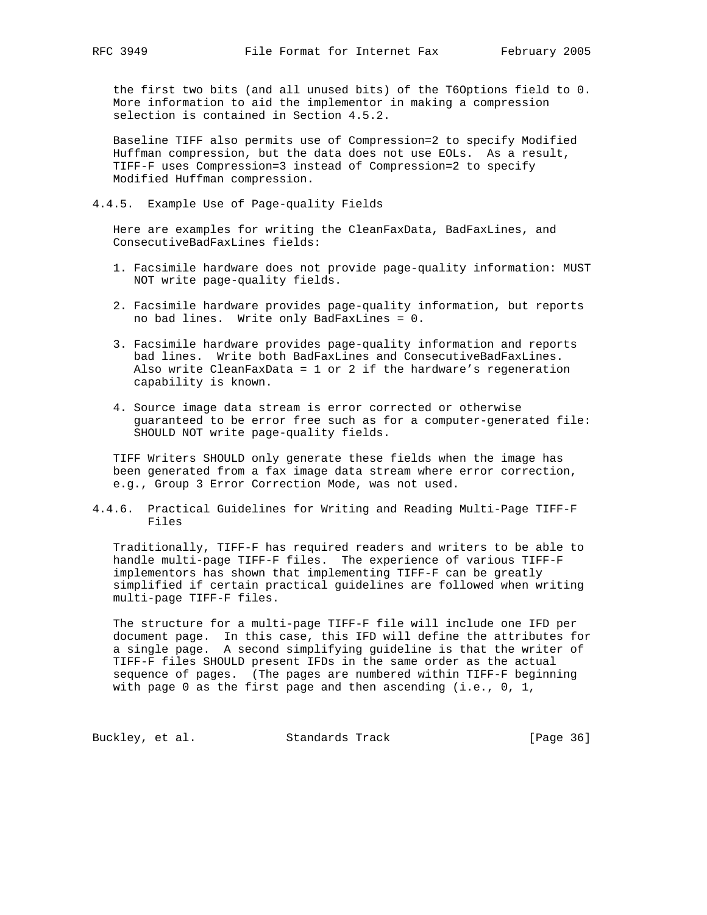the first two bits (and all unused bits) of the T6Options field to 0. More information to aid the implementor in making a compression selection is contained in Section 4.5.2.

Baseline TIFF also permits use of Compression=2 to specify Modified Huffman compression, but the data does not use EOLs. As a result, TIFF-F uses Compression=3 instead of Compression=2 to specify Modified Huffman compression.

### 4.4.5. Example Use of Page-quality Fields

Here are examples for writing the CleanFaxData, BadFaxLines, and ConsecutiveBadFaxLines fields:

1. Facsimile hardware does not provide page-quality information: MUST NOT write page-quality fields.

2. Facsimile hardware provides page-quality information, but reports no bad lines. Write only BadFaxLines = 0.

3. Facsimile hardware provides page-quality information and reports bad lines. Write both BadFaxLines and ConsecutiveBadFaxLines. Also write CleanFaxData = 1 or 2 if the hardware's regeneration capability is known.

4. Source image data stream is error corrected or otherwise guaranteed to be error free such as for a computer-generated file: SHOULD NOT write page-quality fields.

TIFF Writers SHOULD only generate these fields when the image has been generated from a fax image data stream where error correction, e.g., Group 3 Error Correction Mode, was not used.

### 4.4.6. Practical Guidelines for Writing and Reading Multi-Page TIFF-F Files

Traditionally, TIFF-F has required readers and writers to be able to handle multi-page TIFF-F files. The experience of various TIFF-F implementors has shown that implementing TIFF-F can be greatly simplified if certain practical guidelines are followed when writing multi-page TIFF-F files.

The structure for a multi-page TIFF-F file will include one IFD per document page. In this case, this IFD will define the attributes for a single page. A second simplifying guideline is that the writer of TIFF-F files SHOULD present IFDs in the same order as the actual sequence of pages. (The pages are numbered within TIFF-F beginning with page 0 as the first page and then ascending (i.e., 0, 1,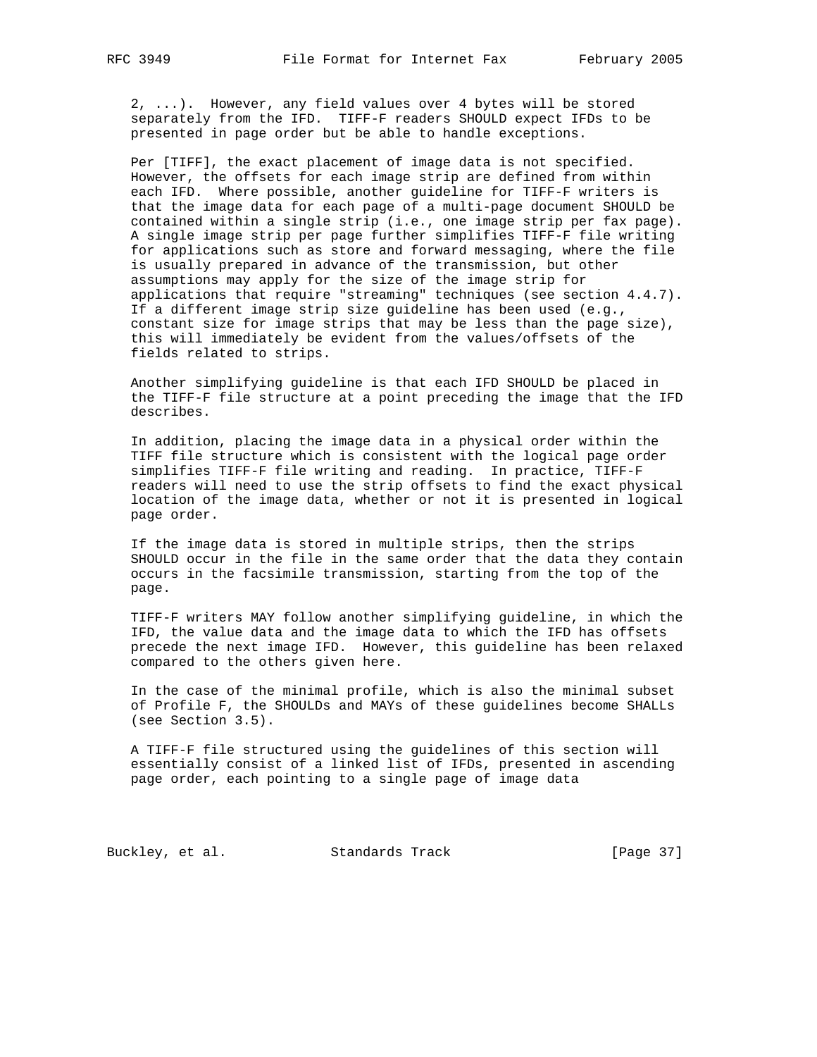2, ...). However, any field values over 4 bytes will be stored separately from the IFD. TIFF-F readers SHOULD expect IFDs to be presented in page order but be able to handle exceptions.

Per [TIFF], the exact placement of image data is not specified. However, the offsets for each image strip are defined from within each IFD. Where possible, another guideline for TIFF-F writers is that the image data for each page of a multi-page document SHOULD be contained within a single strip (i.e., one image strip per fax page). A single image strip per page further simplifies TIFF-F file writing for applications such as store and forward messaging, where the file is usually prepared in advance of the transmission, but other assumptions may apply for the size of the image strip for applications that require "streaming" techniques (see section 4.4.7). If a different image strip size guideline has been used (e.g., constant size for image strips that may be less than the page size), this will immediately be evident from the values/offsets of the fields related to strips.

Another simplifying guideline is that each IFD SHOULD be placed in the TIFF-F file structure at a point preceding the image that the IFD describes.

In addition, placing the image data in a physical order within the TIFF file structure which is consistent with the logical page order simplifies TIFF-F file writing and reading. In practice, TIFF-F readers will need to use the strip offsets to find the exact physical location of the image data, whether or not it is presented in logical page order.

If the image data is stored in multiple strips, then the strips SHOULD occur in the file in the same order that the data they contain occurs in the facsimile transmission, starting from the top of the page.

TIFF-F writers MAY follow another simplifying guideline, in which the IFD, the value data and the image data to which the IFD has offsets precede the next image IFD. However, this guideline has been relaxed compared to the others given here.

In the case of the minimal profile, which is also the minimal subset of Profile F, the SHOULDs and MAYs of these guidelines become SHALLs (see Section 3.5).

A TIFF-F file structured using the guidelines of this section will essentially consist of a linked list of IFDs, presented in ascending page order, each pointing to a single page of image data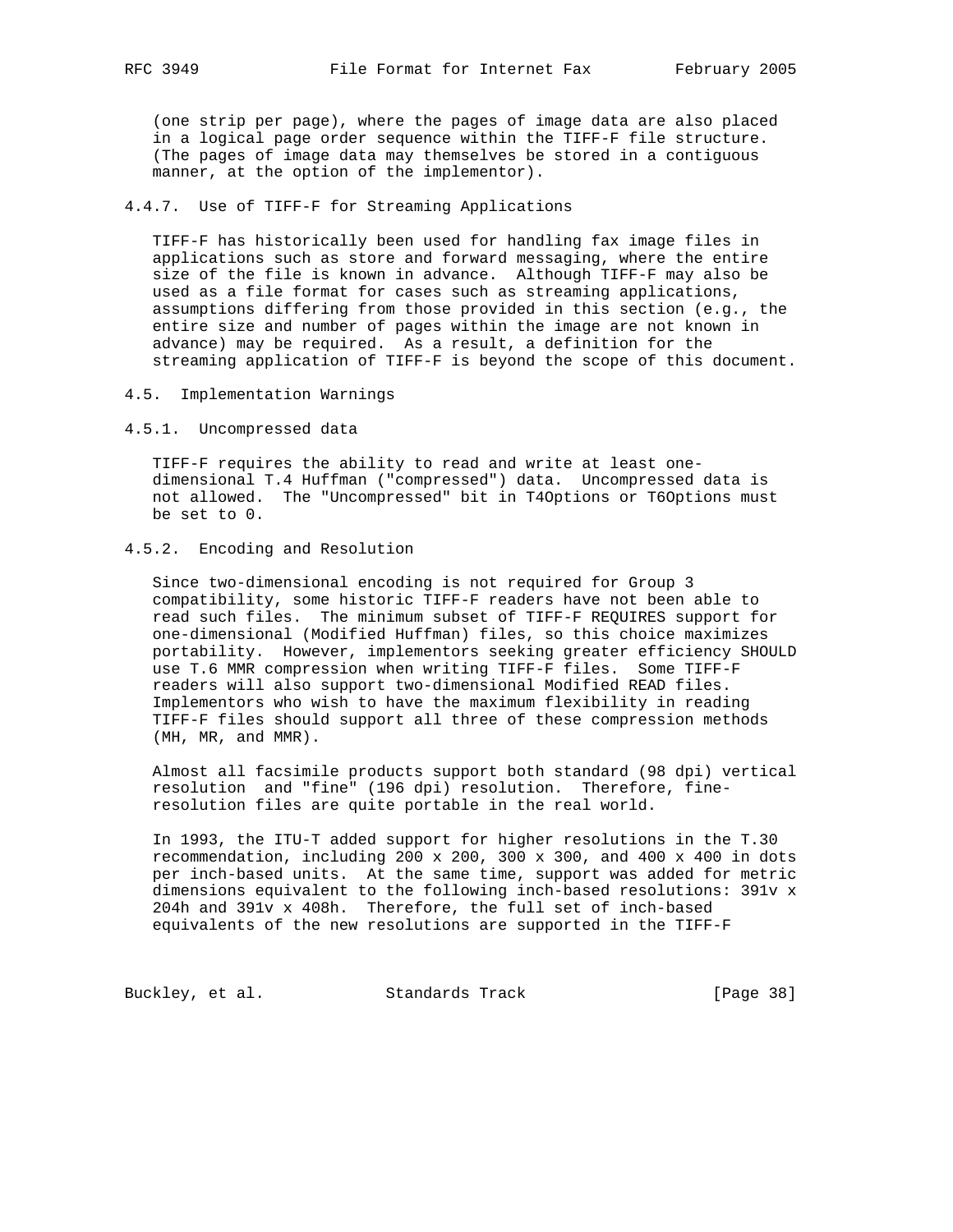(one strip per page), where the pages of image data are also placed in a logical page order sequence within the TIFF-F file structure. (The pages of image data may themselves be stored in a contiguous manner, at the option of the implementor).

#### 4.4.7. Use of TIFF-F for Streaming Applications

TIFF-F has historically been used for handling fax image files in applications such as store and forward messaging, where the entire size of the file is known in advance. Although TIFF-F may also be used as a file format for cases such as streaming applications, assumptions differing from those provided in this section (e.g., the entire size and number of pages within the image are not known in advance) may be required. As a result, a definition for the streaming application of TIFF-F is beyond the scope of this document.

### 4.5. Implementation Warnings

#### 4.5.1. Uncompressed data

TIFF-F requires the ability to read and write at least one-dimensional T.4 Huffman ("compressed") data. Uncompressed data is not allowed. The "Uncompressed" bit in T4Options or T6Options must be set to 0.

#### 4.5.2. Encoding and Resolution

Since two-dimensional encoding is not required for Group 3 compatibility, some historic TIFF-F readers have not been able to read such files. The minimum subset of TIFF-F REQUIRES support for one-dimensional (Modified Huffman) files, so this choice maximizes portability. However, implementors seeking greater efficiency SHOULD use T.6 MMR compression when writing TIFF-F files. Some TIFF-F readers will also support two-dimensional Modified READ files. Implementors who wish to have the maximum flexibility in reading TIFF-F files should support all three of these compression methods (MH, MR, and MMR).

Almost all facsimile products support both standard (98 dpi) vertical resolution and "fine" (196 dpi) resolution. Therefore, fine-resolution files are quite portable in the real world.

In 1993, the ITU-T added support for higher resolutions in the T.30 recommendation, including 200 x 200, 300 x 300, and 400 x 400 in dots per inch-based units. At the same time, support was added for metric dimensions equivalent to the following inch-based resolutions: 391v x 204h and 391v x 408h. Therefore, the full set of inch-based equivalents of the new resolutions are supported in the TIFF-F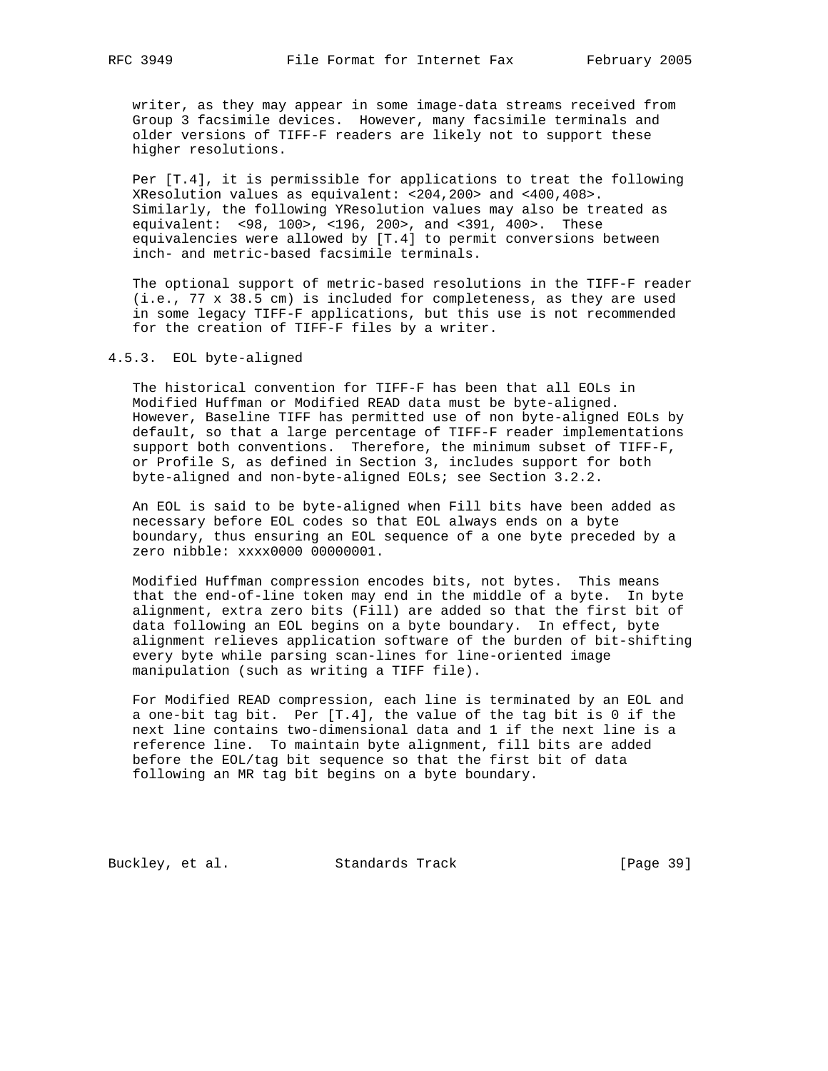writer, as they may appear in some image-data streams received from Group 3 facsimile devices. However, many facsimile terminals and older versions of TIFF-F readers are likely not to support these higher resolutions.

Per [T.4], it is permissible for applications to treat the following XResolution values as equivalent: <204,200> and <400,408>. Similarly, the following YResolution values may also be treated as equivalent: <98, 100>, <196, 200>, and <391, 400>. These equivalencies were allowed by [T.4] to permit conversions between inch- and metric-based facsimile terminals.

The optional support of metric-based resolutions in the TIFF-F reader (i.e., 77 x 38.5 cm) is included for completeness, as they are used in some legacy TIFF-F applications, but this use is not recommended for the creation of TIFF-F files by a writer.

### 4.5.3. EOL byte-aligned

The historical convention for TIFF-F has been that all EOLs in Modified Huffman or Modified READ data must be byte-aligned. However, Baseline TIFF has permitted use of non byte-aligned EOLs by default, so that a large percentage of TIFF-F reader implementations support both conventions. Therefore, the minimum subset of TIFF-F, or Profile S, as defined in Section 3, includes support for both byte-aligned and non-byte-aligned EOLs; see Section 3.2.2.

An EOL is said to be byte-aligned when Fill bits have been added as necessary before EOL codes so that EOL always ends on a byte boundary, thus ensuring an EOL sequence of a one byte preceded by a zero nibble: xxxx0000 00000001.

Modified Huffman compression encodes bits, not bytes. This means that the end-of-line token may end in the middle of a byte. In byte alignment, extra zero bits (Fill) are added so that the first bit of data following an EOL begins on a byte boundary. In effect, byte alignment relieves application software of the burden of bit-shifting every byte while parsing scan-lines for line-oriented image manipulation (such as writing a TIFF file).

For Modified READ compression, each line is terminated by an EOL and a one-bit tag bit. Per [T.4], the value of the tag bit is 0 if the next line contains two-dimensional data and 1 if the next line is a reference line. To maintain byte alignment, fill bits are added before the EOL/tag bit sequence so that the first bit of data following an MR tag bit begins on a byte boundary.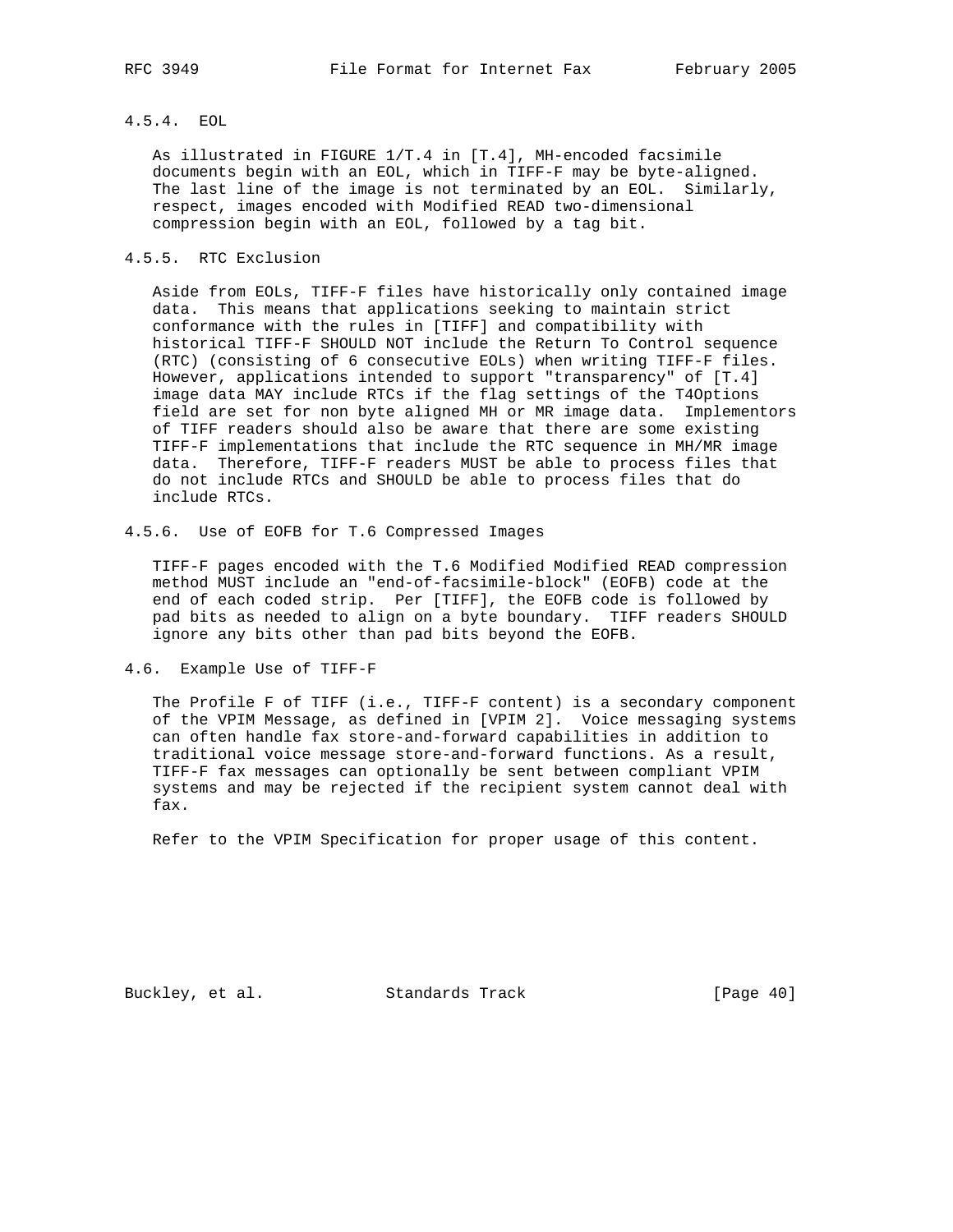#### 4.5.4. EOL

As illustrated in FIGURE 1/T.4 in [T.4], MH-encoded facsimile documents begin with an EOL, which in TIFF-F may be byte-aligned. The last line of the image is not terminated by an EOL. Similarly, respect, images encoded with Modified READ two-dimensional compression begin with an EOL, followed by a tag bit.

#### 4.5.5. RTC Exclusion

Aside from EOLs, TIFF-F files have historically only contained image data. This means that applications seeking to maintain strict conformance with the rules in [TIFF] and compatibility with historical TIFF-F SHOULD NOT include the Return To Control sequence (RTC) (consisting of 6 consecutive EOLs) when writing TIFF-F files. However, applications intended to support "transparency" of [T.4] image data MAY include RTCs if the flag settings of the T4Options field are set for non byte aligned MH or MR image data. Implementors of TIFF readers should also be aware that there are some existing TIFF-F implementations that include the RTC sequence in MH/MR image data. Therefore, TIFF-F readers MUST be able to process files that do not include RTCs and SHOULD be able to process files that do include RTCs.

#### 4.5.6. Use of EOFB for T.6 Compressed Images

TIFF-F pages encoded with the T.6 Modified Modified READ compression method MUST include an "end-of-facsimile-block" (EOFB) code at the end of each coded strip. Per [TIFF], the EOFB code is followed by pad bits as needed to align on a byte boundary. TIFF readers SHOULD ignore any bits other than pad bits beyond the EOFB.

### 4.6. Example Use of TIFF-F

The Profile F of TIFF (i.e., TIFF-F content) is a secondary component of the VPIM Message, as defined in [VPIM 2]. Voice messaging systems can often handle fax store-and-forward capabilities in addition to traditional voice message store-and-forward functions. As a result, TIFF-F fax messages can optionally be sent between compliant VPIM systems and may be rejected if the recipient system cannot deal with fax.

Refer to the VPIM Specification for proper usage of this content.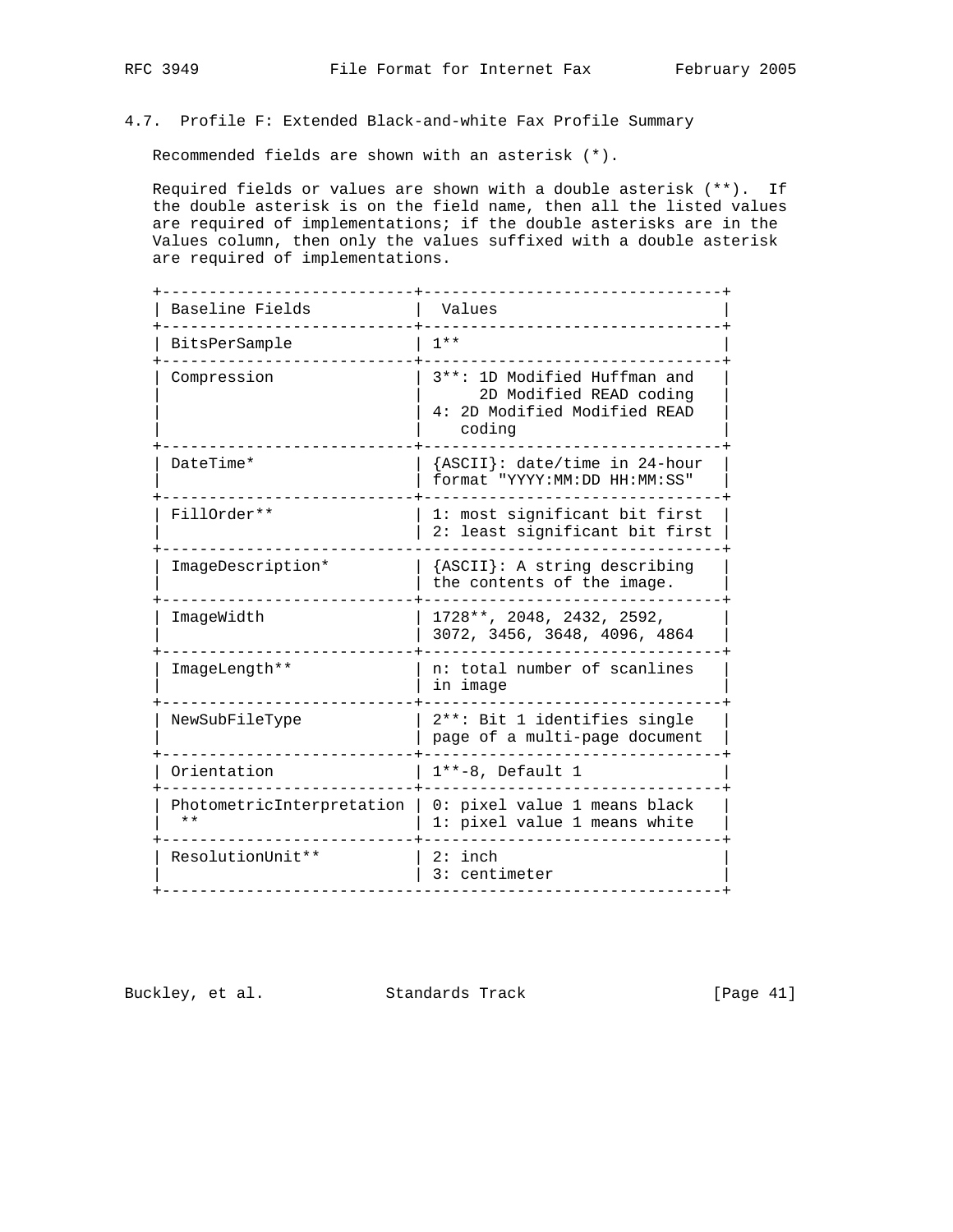### 4.7. Profile F: Extended Black-and-white Fax Profile Summary

Recommended fields are shown with an asterisk (*).

Required fields or values are shown with a double asterisk (**). If the double asterisk is on the field name, then all the listed values are required of implementations; if the double asterisks are in the Values column, then only the values suffixed with a double asterisk are required of implementations.

| Baseline Fields | Values |
|---|---|
| BitsPerSample | 1** |
| Compression | 3**: 1D Modified Huffman and 2D Modified READ coding<br>4: 2D Modified Modified READ coding |
| DateTime* | {ASCII}: date/time in 24-hour format "YYYY:MM:DD HH:MM:SS" |
| FillOrder** | 1: most significant bit first<br>2: least significant bit first |
| ImageDescription* | {ASCII}: A string describing the contents of the image. |
| ImageWidth | 1728**, 2048, 2432, 2592, 3072, 3456, 3648, 4096, 4864 |
| ImageLength** | n: total number of scanlines in image |
| NewSubFileType | 2**: Bit 1 identifies single page of a multi-page document |
| Orientation | 1**-8, Default 1 |
| PhotometricInterpretation ** | 0: pixel value 1 means black<br>1: pixel value 1 means white |
| ResolutionUnit** | 2: inch<br>3: centimeter |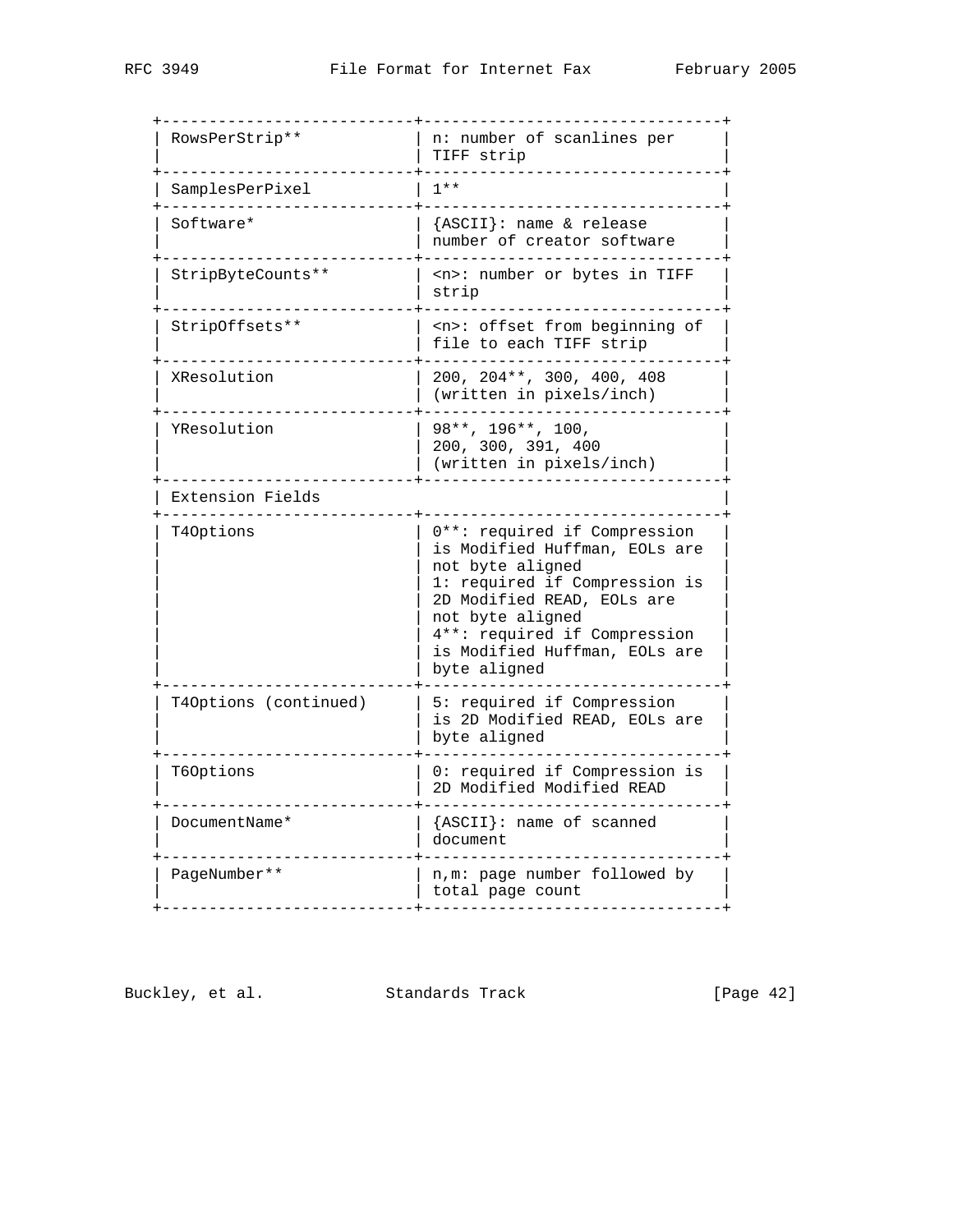| | |
|---|---|
| RowsPerStrip** | n: number of scanlines per TIFF strip |
| SamplesPerPixel | 1** |
| Software* | {ASCII}: name & release number of creator software |
| StripByteCounts** | <n>: number or bytes in TIFF strip |
| StripOffsets** | <n>: offset from beginning of file to each TIFF strip |
| XResolution | 200, 204**, 300, 400, 408 (written in pixels/inch) |
| YResolution | 98**, 196**, 100, 200, 300, 391, 400 (written in pixels/inch) |
| Extension Fields | |
| T4Options | 0**: required if Compression is Modified Huffman, EOLs are not byte aligned<br>1: required if Compression is 2D Modified READ, EOLs are not byte aligned<br>4**: required if Compression is Modified Huffman, EOLs are byte aligned |
| T4Options (continued) | 5: required if Compression is 2D Modified READ, EOLs are byte aligned |
| T6Options | 0: required if Compression is 2D Modified Modified READ |
| DocumentName* | {ASCII}: name of scanned document |
| PageNumber** | n,m: page number followed by total page count |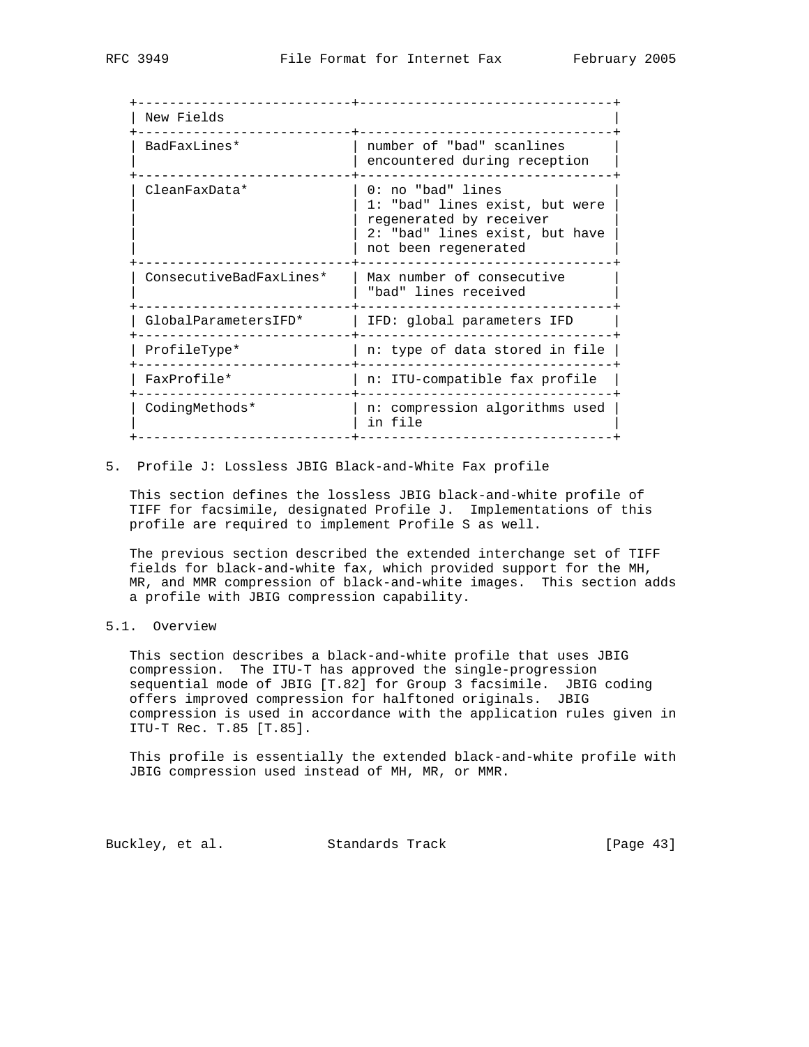| New Fields | |
|---|---|
| BadFaxLines* | number of "bad" scanlines encountered during reception |
| CleanFaxData* | 0: no "bad" lines<br>1: "bad" lines exist, but were regenerated by receiver<br>2: "bad" lines exist, but have not been regenerated |
| ConsecutiveBadFaxLines* | Max number of consecutive "bad" lines received |
| GlobalParametersIFD* | IFD: global parameters IFD |
| ProfileType* | n: type of data stored in file |
| FaxProfile* | n: ITU-compatible fax profile |
| CodingMethods* | n: compression algorithms used in file |

## 5. Profile J: Lossless JBIG Black-and-White Fax profile

This section defines the lossless JBIG black-and-white profile of TIFF for facsimile, designated Profile J. Implementations of this profile are required to implement Profile S as well.

The previous section described the extended interchange set of TIFF fields for black-and-white fax, which provided support for the MH, MR, and MMR compression of black-and-white images. This section adds a profile with JBIG compression capability.

### 5.1. Overview

This section describes a black-and-white profile that uses JBIG compression. The ITU-T has approved the single-progression sequential mode of JBIG [T.82] for Group 3 facsimile. JBIG coding offers improved compression for halftoned originals. JBIG compression is used in accordance with the application rules given in ITU-T Rec. T.85 [T.85].

This profile is essentially the extended black-and-white profile with JBIG compression used instead of MH, MR, or MMR.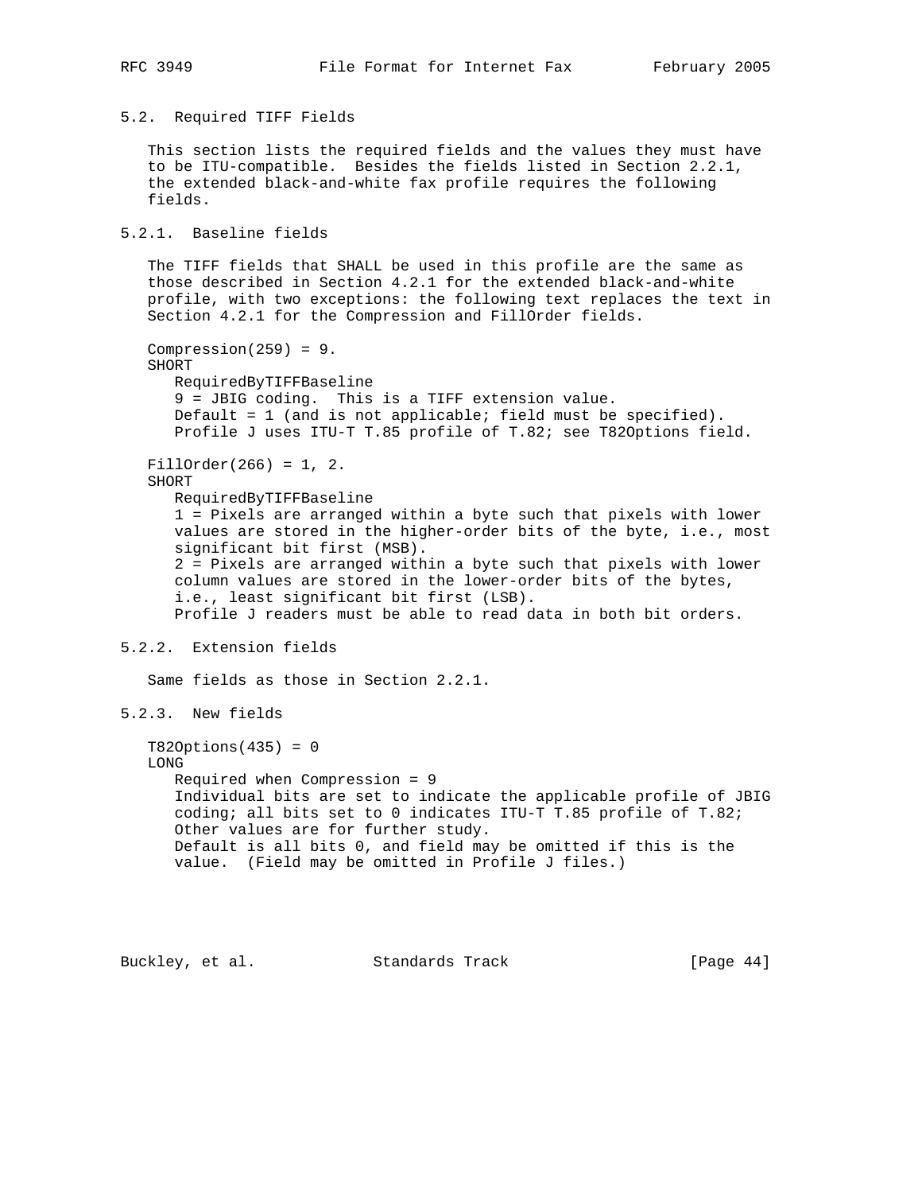### 5.2. Required TIFF Fields

This section lists the required fields and the values they must have to be ITU-compatible. Besides the fields listed in Section 2.2.1, the extended black-and-white fax profile requires the following fields.

#### 5.2.1. Baseline fields

The TIFF fields that SHALL be used in this profile are the same as those described in Section 4.2.1 for the extended black-and-white profile, with two exceptions: the following text replaces the text in Section 4.2.1 for the Compression and FillOrder fields.

```
Compression(259) = 9.
SHORT
   RequiredByTIFFBaseline
   9 = JBIG coding.  This is a TIFF extension value.
   Default = 1 (and is not applicable; field must be specified).
   Profile J uses ITU-T T.85 profile of T.82; see T82Options field.

FillOrder(266) = 1, 2.
SHORT
   RequiredByTIFFBaseline
   1 = Pixels are arranged within a byte such that pixels with lower
   values are stored in the higher-order bits of the byte, i.e., most
   significant bit first (MSB).
   2 = Pixels are arranged within a byte such that pixels with lower
   column values are stored in the lower-order bits of the bytes,
   i.e., least significant bit first (LSB).
   Profile J readers must be able to read data in both bit orders.
```

#### 5.2.2. Extension fields

Same fields as those in Section 2.2.1.

#### 5.2.3. New fields

```
T82Options(435) = 0
LONG
   Required when Compression = 9
   Individual bits are set to indicate the applicable profile of JBIG
   coding; all bits set to 0 indicates ITU-T T.85 profile of T.82;
   Other values are for further study.
   Default is all bits 0, and field may be omitted if this is the
   value.  (Field may be omitted in Profile J files.)
```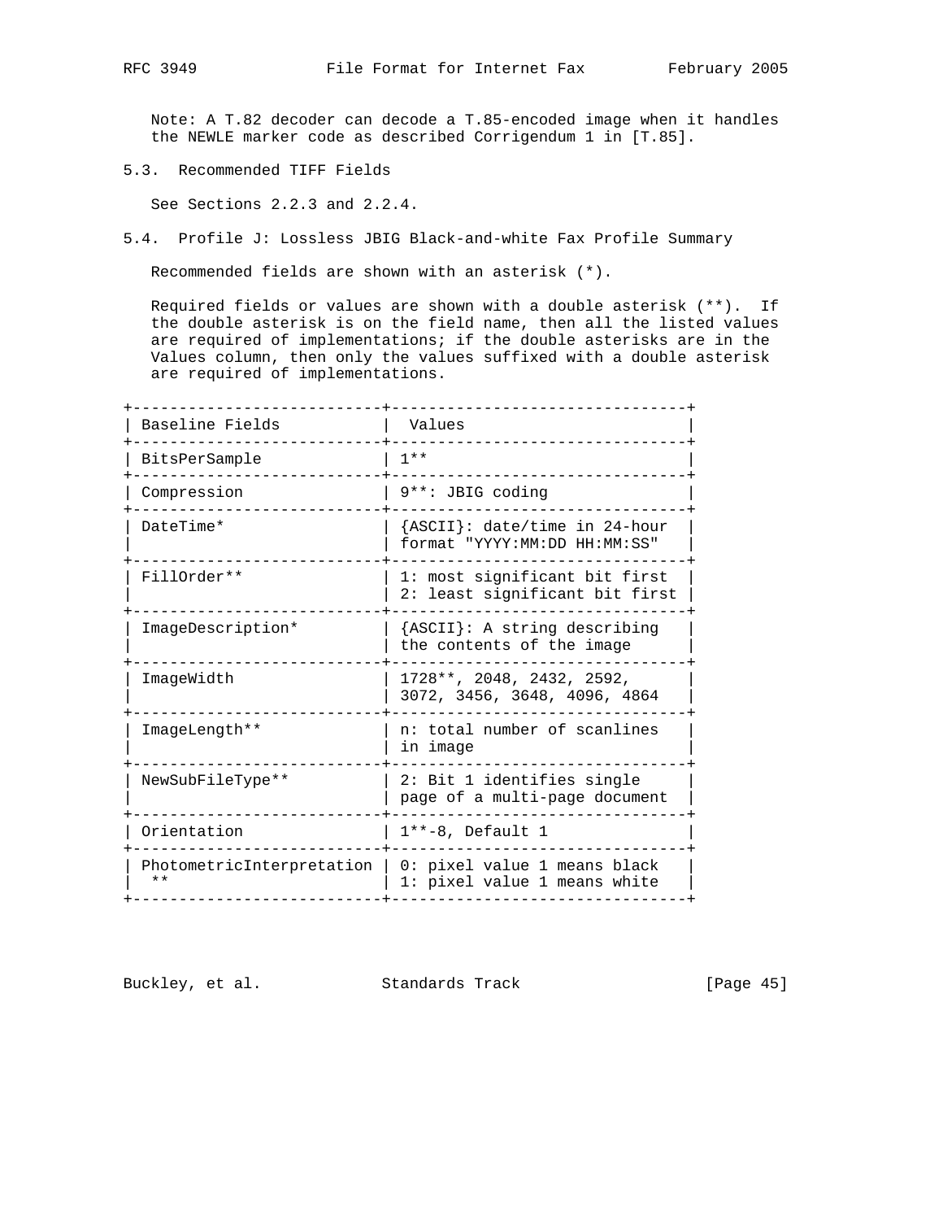Note: A T.82 decoder can decode a T.85-encoded image when it handles the NEWLE marker code as described Corrigendum 1 in [T.85].

### 5.3. Recommended TIFF Fields

See Sections 2.2.3 and 2.2.4.

### 5.4. Profile J: Lossless JBIG Black-and-white Fax Profile Summary

Recommended fields are shown with an asterisk (*).

Required fields or values are shown with a double asterisk (**). If the double asterisk is on the field name, then all the listed values are required of implementations; if the double asterisks are in the Values column, then only the values suffixed with a double asterisk are required of implementations.

| Baseline Fields | Values |
|---|---|
| BitsPerSample | 1** |
| Compression | 9**: JBIG coding |
| DateTime* | {ASCII}: date/time in 24-hour format "YYYY:MM:DD HH:MM:SS" |
| FillOrder** | 1: most significant bit first<br>2: least significant bit first |
| ImageDescription* | {ASCII}: A string describing the contents of the image |
| ImageWidth | 1728**, 2048, 2432, 2592, 3072, 3456, 3648, 4096, 4864 |
| ImageLength** | n: total number of scanlines in image |
| NewSubFileType** | 2: Bit 1 identifies single page of a multi-page document |
| Orientation | 1**-8, Default 1 |
| PhotometricInterpretation ** | 0: pixel value 1 means black<br>1: pixel value 1 means white |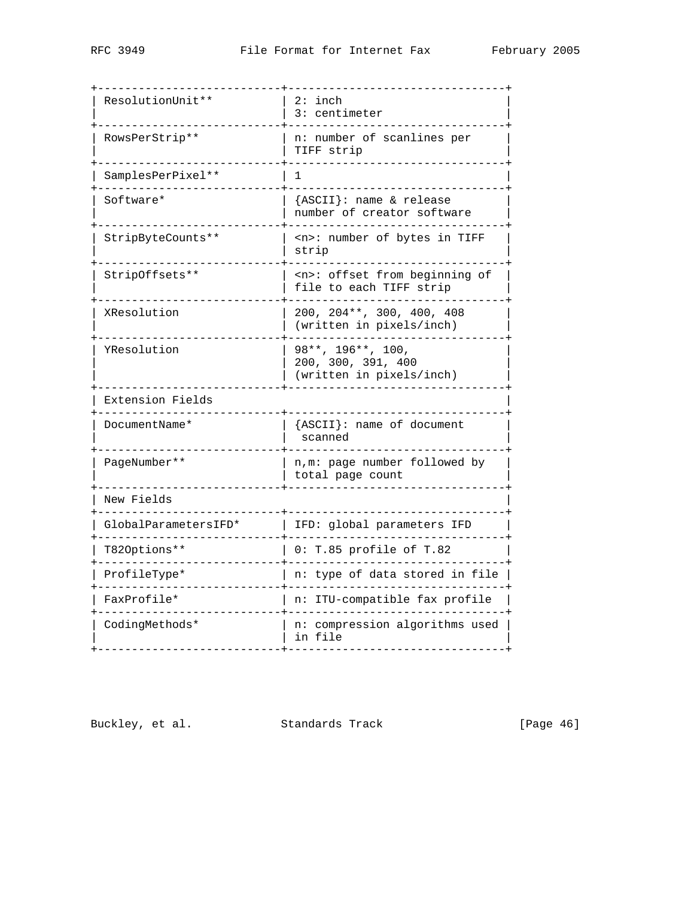| | |
|---|---|
| ResolutionUnit** | 2: inch<br>3: centimeter |
| RowsPerStrip** | n: number of scanlines per TIFF strip |
| SamplesPerPixel** | 1 |
| Software* | {ASCII}: name & release number of creator software |
| StripByteCounts** | <n>: number of bytes in TIFF strip |
| StripOffsets** | <n>: offset from beginning of file to each TIFF strip |
| XResolution | 200, 204**, 300, 400, 408 (written in pixels/inch) |
| YResolution | 98**, 196**, 100, 200, 300, 391, 400 (written in pixels/inch) |
| Extension Fields | |
| DocumentName* | {ASCII}: name of document scanned |
| PageNumber** | n,m: page number followed by total page count |
| New Fields | |
| GlobalParametersIFD* | IFD: global parameters IFD |
| T82Options** | 0: T.85 profile of T.82 |
| ProfileType* | n: type of data stored in file |
| FaxProfile* | n: ITU-compatible fax profile |
| CodingMethods* | n: compression algorithms used in file |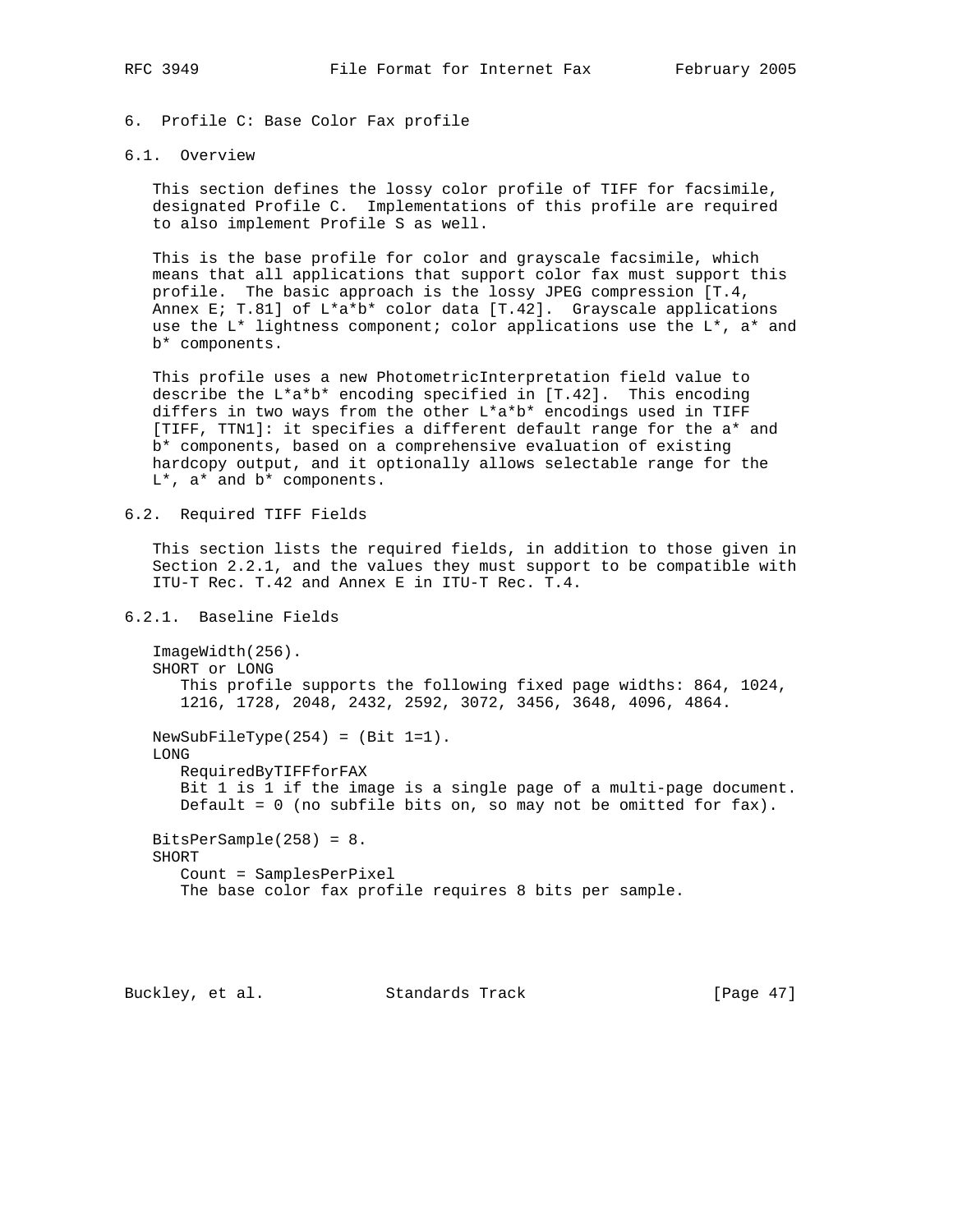## 6. Profile C: Base Color Fax profile

### 6.1. Overview

This section defines the lossy color profile of TIFF for facsimile, designated Profile C. Implementations of this profile are required to also implement Profile S as well.

This is the base profile for color and grayscale facsimile, which means that all applications that support color fax must support this profile. The basic approach is the lossy JPEG compression [T.4, Annex E; T.81] of L*a*b* color data [T.42]. Grayscale applications use the L* lightness component; color applications use the L*, a* and b* components.

This profile uses a new PhotometricInterpretation field value to describe the L*a*b* encoding specified in [T.42]. This encoding differs in two ways from the other L*a*b* encodings used in TIFF [TIFF, TTN1]: it specifies a different default range for the a* and b* components, based on a comprehensive evaluation of existing hardcopy output, and it optionally allows selectable range for the L*, a* and b* components.

### 6.2. Required TIFF Fields

This section lists the required fields, in addition to those given in Section 2.2.1, and the values they must support to be compatible with ITU-T Rec. T.42 and Annex E in ITU-T Rec. T.4.

#### 6.2.1. Baseline Fields

ImageWidth(256).
SHORT or LONG
This profile supports the following fixed page widths: 864, 1024, 1216, 1728, 2048, 2432, 2592, 3072, 3456, 3648, 4096, 4864.

NewSubFileType(254) = (Bit 1=1).
LONG
RequiredByTIFFforFAX
Bit 1 is 1 if the image is a single page of a multi-page document.
Default = 0 (no subfile bits on, so may not be omitted for fax).

BitsPerSample(258) = 8.
SHORT
Count = SamplesPerPixel
The base color fax profile requires 8 bits per sample.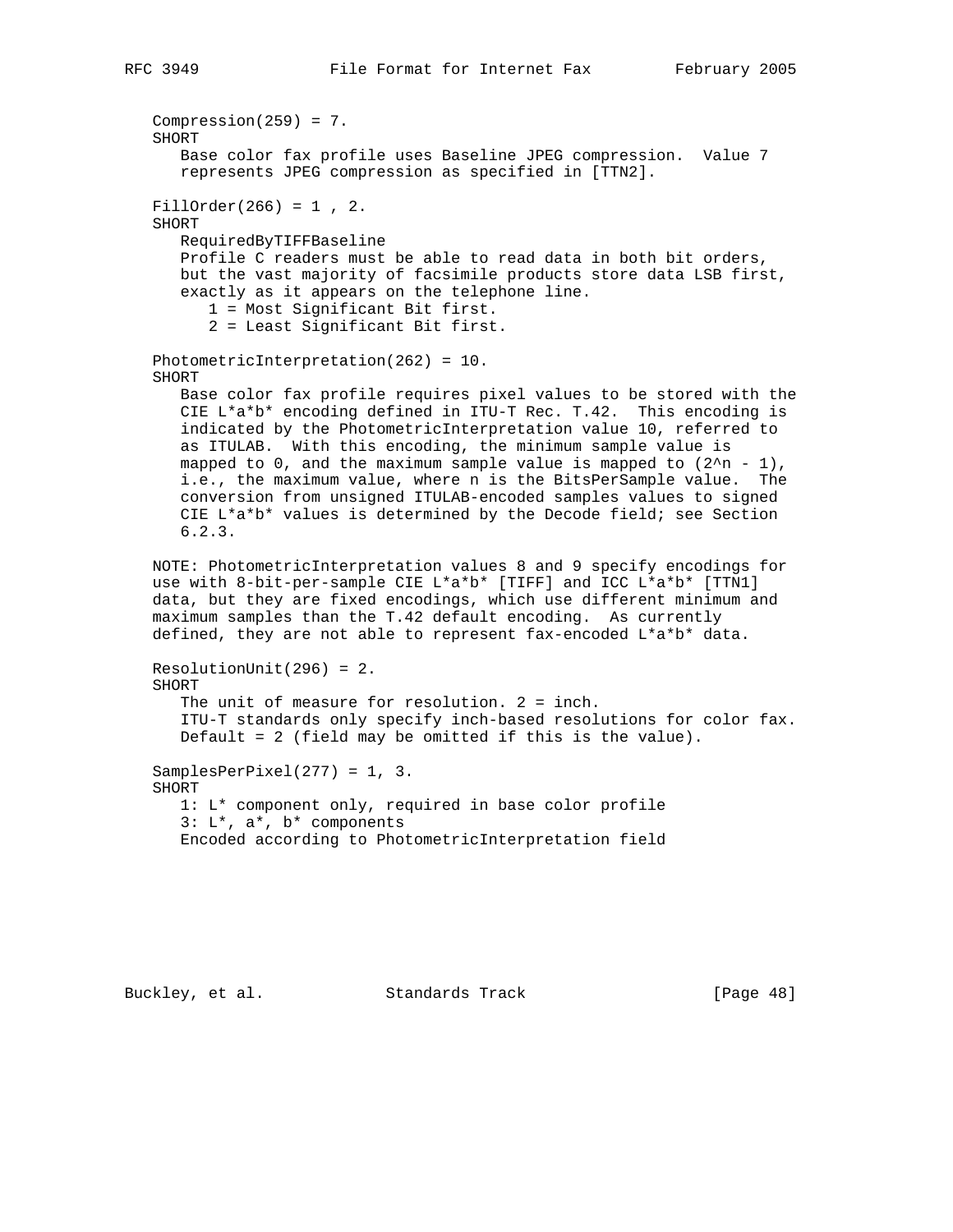Compression(259) = 7.
SHORT

Base color fax profile uses Baseline JPEG compression. Value 7 represents JPEG compression as specified in [TTN2].

FillOrder(266) = 1 , 2.
SHORT

RequiredByTIFFBaseline
Profile C readers must be able to read data in both bit orders, but the vast majority of facsimile products store data LSB first, exactly as it appears on the telephone line.

- 1 = Most Significant Bit first.
- 2 = Least Significant Bit first.

PhotometricInterpretation(262) = 10.
SHORT

Base color fax profile requires pixel values to be stored with the CIE L*a*b* encoding defined in ITU-T Rec. T.42. This encoding is indicated by the PhotometricInterpretation value 10, referred to as ITULAB. With this encoding, the minimum sample value is mapped to 0, and the maximum sample value is mapped to (2^n - 1), i.e., the maximum value, where n is the BitsPerSample value. The conversion from unsigned ITULAB-encoded samples values to signed CIE L*a*b* values is determined by the Decode field; see Section 6.2.3.

NOTE: PhotometricInterpretation values 8 and 9 specify encodings for use with 8-bit-per-sample CIE L*a*b* [TIFF] and ICC L*a*b* [TTN1] data, but they are fixed encodings, which use different minimum and maximum samples than the T.42 default encoding. As currently defined, they are not able to represent fax-encoded L*a*b* data.

ResolutionUnit(296) = 2.
SHORT

The unit of measure for resolution. 2 = inch.
ITU-T standards only specify inch-based resolutions for color fax.
Default = 2 (field may be omitted if this is the value).

SamplesPerPixel(277) = 1, 3.
SHORT

1: L* component only, required in base color profile
3: L*, a*, b* components
Encoded according to PhotometricInterpretation field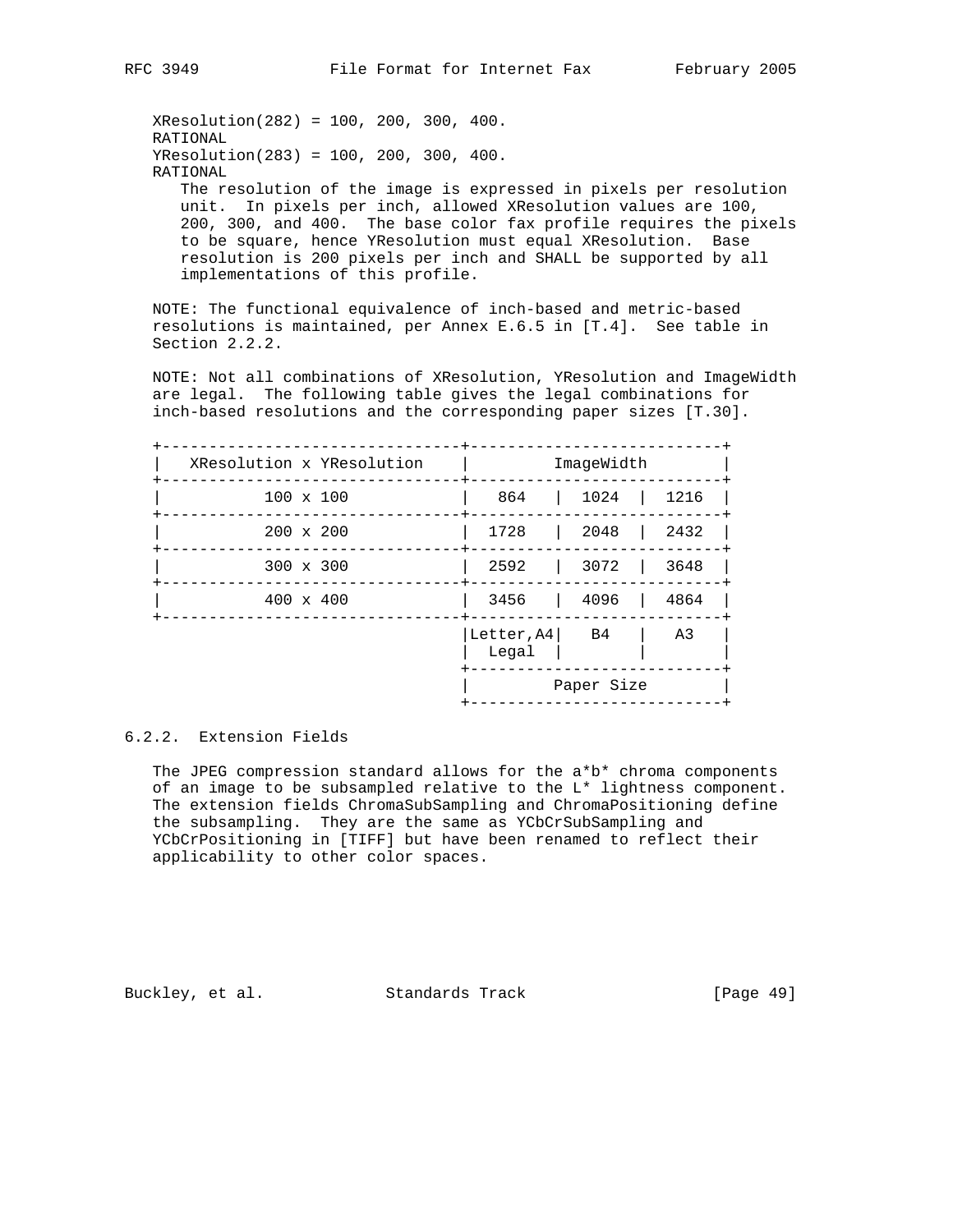XResolution(282) = 100, 200, 300, 400.
RATIONAL
YResolution(283) = 100, 200, 300, 400.
RATIONAL

The resolution of the image is expressed in pixels per resolution unit. In pixels per inch, allowed XResolution values are 100, 200, 300, and 400. The base color fax profile requires the pixels to be square, hence YResolution must equal XResolution. Base resolution is 200 pixels per inch and SHALL be supported by all implementations of this profile.

NOTE: The functional equivalence of inch-based and metric-based resolutions is maintained, per Annex E.6.5 in [T.4]. See table in Section 2.2.2.

NOTE: Not all combinations of XResolution, YResolution and ImageWidth are legal. The following table gives the legal combinations for inch-based resolutions and the corresponding paper sizes [T.30].

| XResolution x YResolution | ImageWidth | | |
|---|---|---|---|
| 100 x 100 | 864 | 1024 | 1216 |
| 200 x 200 | 1728 | 2048 | 2432 |
| 300 x 300 | 2592 | 3072 | 3648 |
| 400 x 400 | 3456 | 4096 | 4864 |
| | Letter, A4 Legal | B4 | A3 |
| | Paper Size | | |

### 6.2.2. Extension Fields

The JPEG compression standard allows for the a*b* chroma components of an image to be subsampled relative to the L* lightness component. The extension fields ChromaSubSampling and ChromaPositioning define the subsampling. They are the same as YCbCrSubSampling and YCbCrPositioning in [TIFF] but have been renamed to reflect their applicability to other color spaces.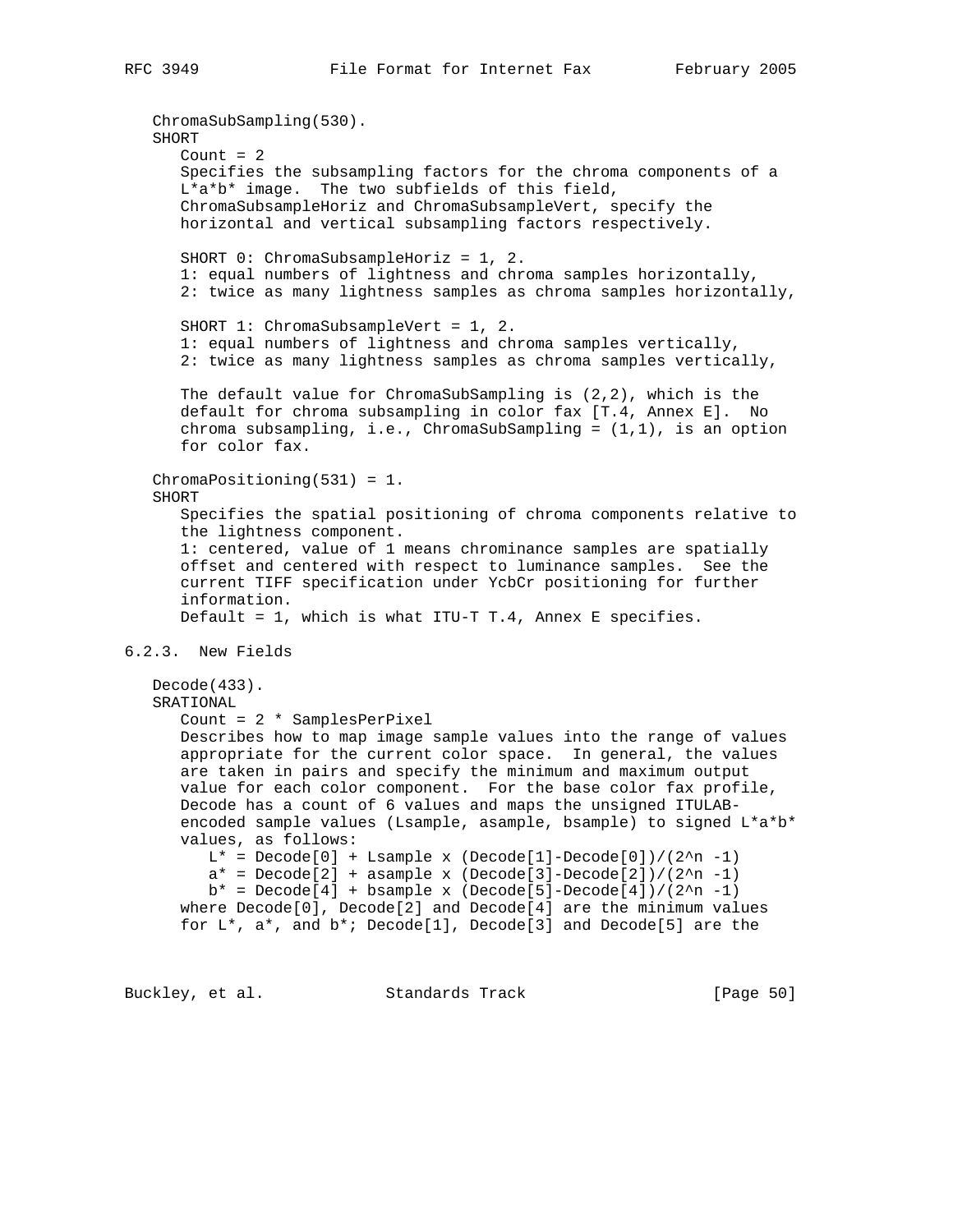ChromaSubSampling(530).
SHORT

Count = 2
Specifies the subsampling factors for the chroma components of a L*a*b* image. The two subfields of this field, ChromaSubsampleHoriz and ChromaSubsampleVert, specify the horizontal and vertical subsampling factors respectively.

SHORT 0: ChromaSubsampleHoriz = 1, 2.
1: equal numbers of lightness and chroma samples horizontally,
2: twice as many lightness samples as chroma samples horizontally,

SHORT 1: ChromaSubsampleVert = 1, 2.
1: equal numbers of lightness and chroma samples vertically,
2: twice as many lightness samples as chroma samples vertically,

The default value for ChromaSubSampling is (2,2), which is the default for chroma subsampling in color fax [T.4, Annex E]. No chroma subsampling, i.e., ChromaSubSampling = (1,1), is an option for color fax.

ChromaPositioning(531) = 1.
SHORT

Specifies the spatial positioning of chroma components relative to the lightness component.
1: centered, value of 1 means chrominance samples are spatially offset and centered with respect to luminance samples. See the current TIFF specification under YcbCr positioning for further information.
Default = 1, which is what ITU-T T.4, Annex E specifies.

### 6.2.3. New Fields

Decode(433).
SRATIONAL

Count = 2 * SamplesPerPixel
Describes how to map image sample values into the range of values appropriate for the current color space. In general, the values are taken in pairs and specify the minimum and maximum output value for each color component. For the base color fax profile, Decode has a count of 6 values and maps the unsigned ITULAB-encoded sample values (Lsample, asample, bsample) to signed L*a*b* values, as follows:

```
L* = Decode[0] + Lsample x (Decode[1]-Decode[0])/(2^n -1)
a* = Decode[2] + asample x (Decode[3]-Decode[2])/(2^n -1)
b* = Decode[4] + bsample x (Decode[5]-Decode[4])/(2^n -1)
```

where Decode[0], Decode[2] and Decode[4] are the minimum values for L*, a*, and b*; Decode[1], Decode[3] and Decode[5] are the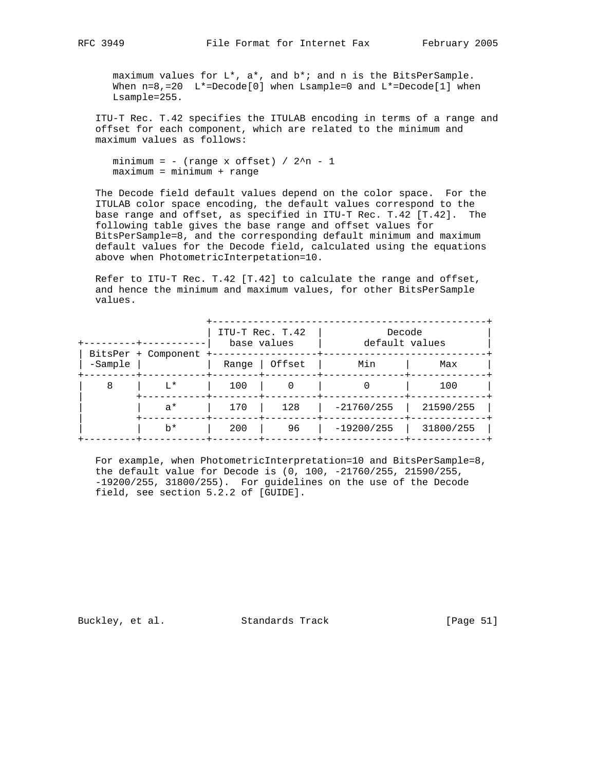maximum values for L*, a*, and b*; and n is the BitsPerSample. When n=8,=20 L*=Decode[0] when Lsample=0 and L*=Decode[1] when Lsample=255.

ITU-T Rec. T.42 specifies the ITULAB encoding in terms of a range and offset for each component, which are related to the minimum and maximum values as follows:

$$\text{minimum} = - (\text{range} \times \text{offset}) / 2^n - 1$$
$$\text{maximum} = \text{minimum} + \text{range}$$

The Decode field default values depend on the color space. For the ITULAB color space encoding, the default values correspond to the base range and offset, as specified in ITU-T Rec. T.42 [T.42]. The following table gives the base range and offset values for BitsPerSample=8, and the corresponding default minimum and maximum default values for the Decode field, calculated using the equations above when PhotometricInterpetation=10.

Refer to ITU-T Rec. T.42 [T.42] to calculate the range and offset, and hence the minimum and maximum values, for other BitsPerSample values.

| BitsPer-Sample | Component | ITU-T Rec. T.42 base values | | Decode default values | |
|---|---|---|---|---|---|
| | | Range | Offset | Min | Max |
| 8 | L* | 100 | 0 | 0 | 100 |
| | a* | 170 | 128 | -21760/255 | 21590/255 |
| | b* | 200 | 96 | -19200/255 | 31800/255 |

For example, when PhotometricInterpretation=10 and BitsPerSample=8, the default value for Decode is (0, 100, -21760/255, 21590/255, -19200/255, 31800/255). For guidelines on the use of the Decode field, see section 5.2.2 of [GUIDE].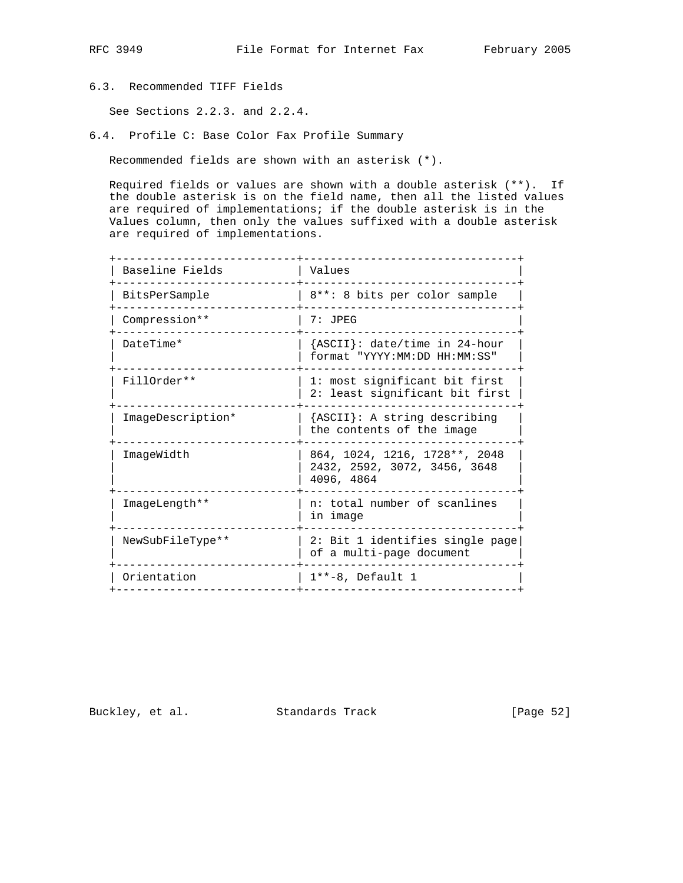## 6.3. Recommended TIFF Fields

See Sections 2.2.3. and 2.2.4.

## 6.4. Profile C: Base Color Fax Profile Summary

Recommended fields are shown with an asterisk (*).

Required fields or values are shown with a double asterisk (**). If the double asterisk is on the field name, then all the listed values are required of implementations; if the double asterisk is in the Values column, then only the values suffixed with a double asterisk are required of implementations.

| Baseline Fields | Values |
|---|---|
| BitsPerSample | 8**: 8 bits per color sample |
| Compression** | 7: JPEG |
| DateTime* | {ASCII}: date/time in 24-hour format "YYYY:MM:DD HH:MM:SS" |
| FillOrder** | 1: most significant bit first<br>2: least significant bit first |
| ImageDescription* | {ASCII}: A string describing the contents of the image |
| ImageWidth | 864, 1024, 1216, 1728**, 2048 2432, 2592, 3072, 3456, 3648 4096, 4864 |
| ImageLength** | n: total number of scanlines in image |
| NewSubFileType** | 2: Bit 1 identifies single page of a multi-page document |
| Orientation | 1**-8, Default 1 |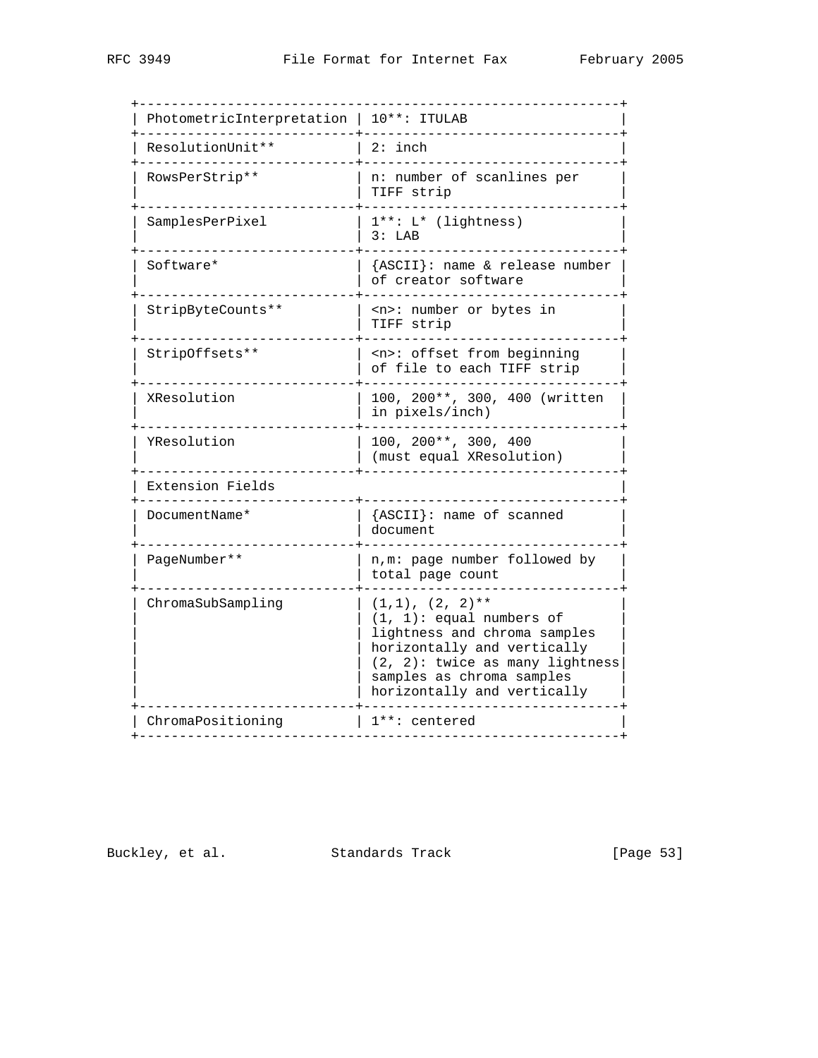| Field | Value |
| --- | --- |
| PhotometricInterpretation | 10**: ITULAB |
| ResolutionUnit** | 2: inch |
| RowsPerStrip** | n: number of scanlines per TIFF strip |
| SamplesPerPixel | 1**: L* (lightness)<br>3: LAB |
| Software* | {ASCII}: name & release number of creator software |
| StripByteCounts** | <n>: number or bytes in TIFF strip |
| StripOffsets** | <n>: offset from beginning of file to each TIFF strip |
| XResolution | 100, 200**, 300, 400 (written in pixels/inch) |
| YResolution | 100, 200**, 300, 400 (must equal XResolution) |
| Extension Fields | |
| DocumentName* | {ASCII}: name of scanned document |
| PageNumber** | n,m: page number followed by total page count |
| ChromaSubSampling | (1,1), (2, 2)**<br>(1, 1): equal numbers of lightness and chroma samples horizontally and vertically<br>(2, 2): twice as many lightness samples as chroma samples horizontally and vertically |
| ChromaPositioning | 1**: centered |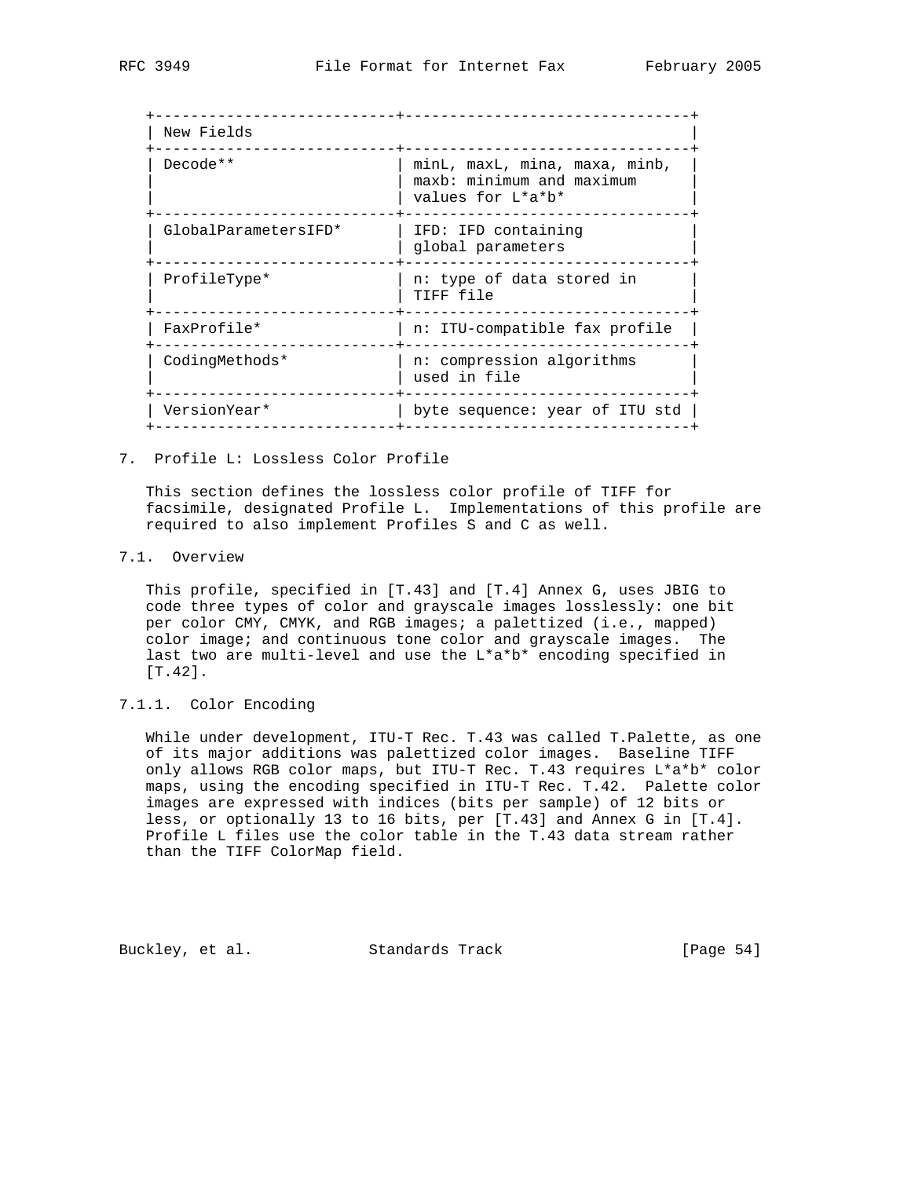| New Fields | |
|---|---|
| Decode** | minL, maxL, mina, maxa, minb, maxb: minimum and maximum values for L*a*b* |
| GlobalParametersIFD* | IFD: IFD containing global parameters |
| ProfileType* | n: type of data stored in TIFF file |
| FaxProfile* | n: ITU-compatible fax profile |
| CodingMethods* | n: compression algorithms used in file |
| VersionYear* | byte sequence: year of ITU std |

# 7. Profile L: Lossless Color Profile

This section defines the lossless color profile of TIFF for facsimile, designated Profile L. Implementations of this profile are required to also implement Profiles S and C as well.

## 7.1. Overview

This profile, specified in [T.43] and [T.4] Annex G, uses JBIG to code three types of color and grayscale images losslessly: one bit per color CMY, CMYK, and RGB images; a palettized (i.e., mapped) color image; and continuous tone color and grayscale images. The last two are multi-level and use the L*a*b* encoding specified in [T.42].

### 7.1.1. Color Encoding

While under development, ITU-T Rec. T.43 was called T.Palette, as one of its major additions was palettized color images. Baseline TIFF only allows RGB color maps, but ITU-T Rec. T.43 requires L*a*b* color maps, using the encoding specified in ITU-T Rec. T.42. Palette color images are expressed with indices (bits per sample) of 12 bits or less, or optionally 13 to 16 bits, per [T.43] and Annex G in [T.4]. Profile L files use the color table in the T.43 data stream rather than the TIFF ColorMap field.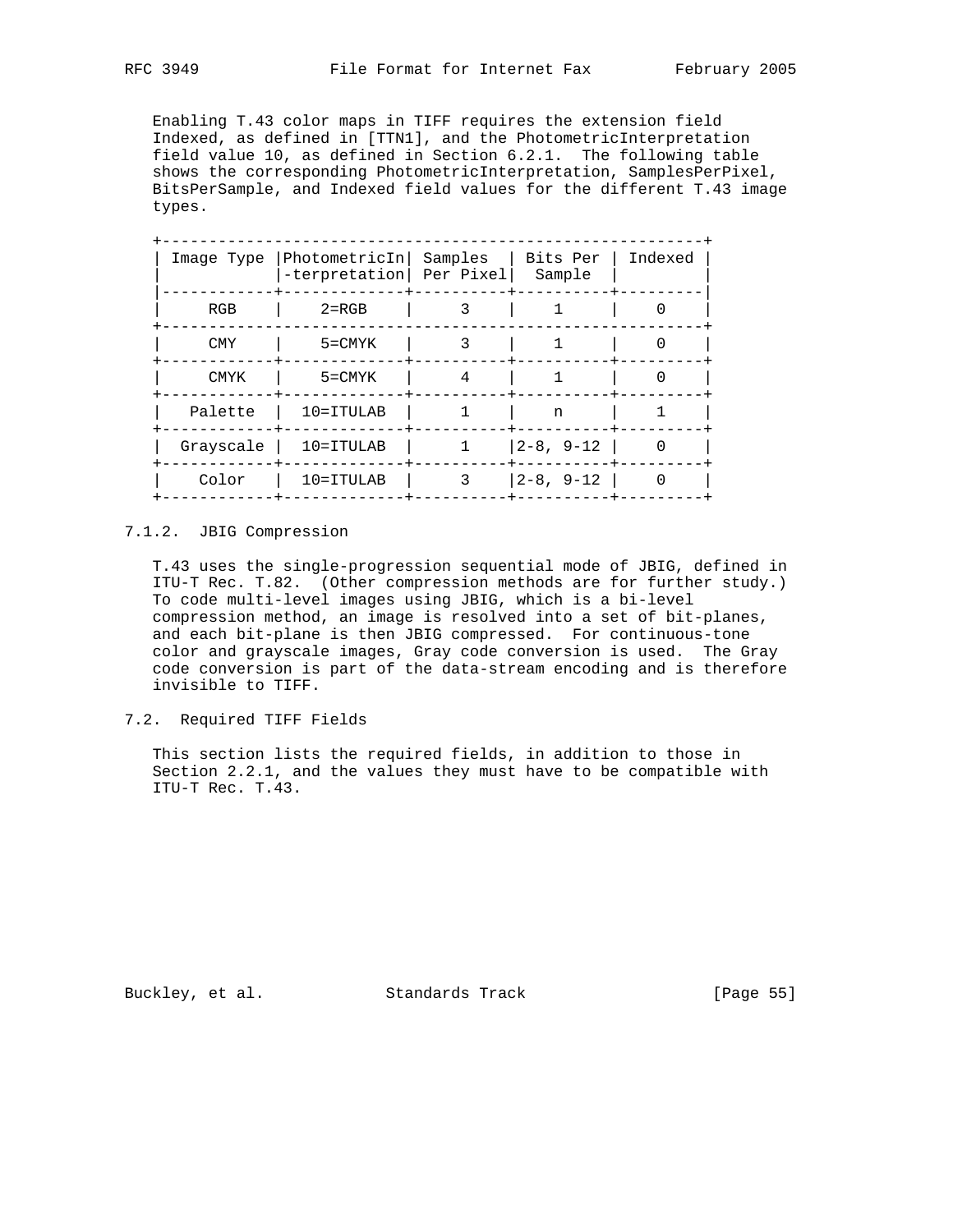Enabling T.43 color maps in TIFF requires the extension field Indexed, as defined in [TTN1], and the PhotometricInterpretation field value 10, as defined in Section 6.2.1. The following table shows the corresponding PhotometricInterpretation, SamplesPerPixel, BitsPerSample, and Indexed field values for the different T.43 image types.

| Image Type | PhotometricInterpretation | Samples Per Pixel | Bits Per Sample | Indexed |
|---|---|---|---|---|
| RGB | 2=RGB | 3 | 1 | 0 |
| CMY | 5=CMYK | 3 | 1 | 0 |
| CMYK | 5=CMYK | 4 | 1 | 0 |
| Palette | 10=ITULAB | 1 | n | 1 |
| Grayscale | 10=ITULAB | 1 | 2-8, 9-12 | 0 |
| Color | 10=ITULAB | 3 | 2-8, 9-12 | 0 |

#### 7.1.2. JBIG Compression

T.43 uses the single-progression sequential mode of JBIG, defined in ITU-T Rec. T.82. (Other compression methods are for further study.) To code multi-level images using JBIG, which is a bi-level compression method, an image is resolved into a set of bit-planes, and each bit-plane is then JBIG compressed. For continuous-tone color and grayscale images, Gray code conversion is used. The Gray code conversion is part of the data-stream encoding and is therefore invisible to TIFF.

### 7.2. Required TIFF Fields

This section lists the required fields, in addition to those in Section 2.2.1, and the values they must have to be compatible with ITU-T Rec. T.43.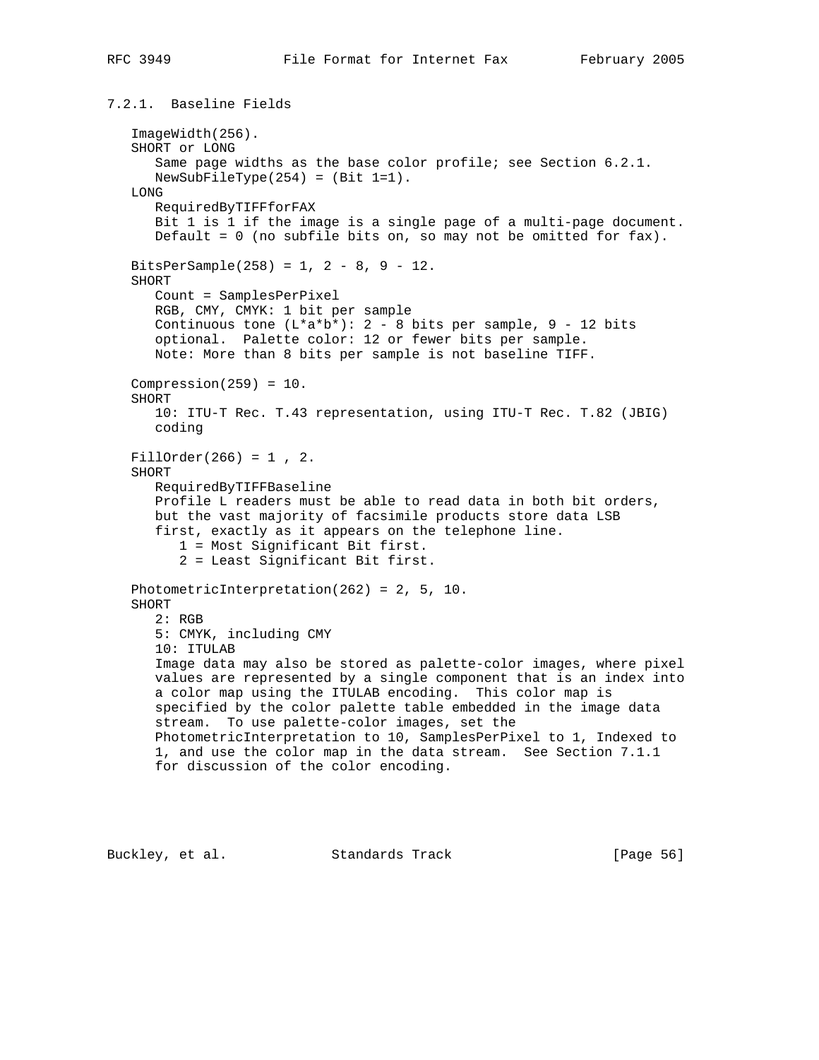### 7.2.1. Baseline Fields

ImageWidth(256).
SHORT or LONG
   Same page widths as the base color profile; see Section 6.2.1.
   NewSubFileType(254) = (Bit 1=1).
LONG
   RequiredByTIFFforFAX
   Bit 1 is 1 if the image is a single page of a multi-page document.
   Default = 0 (no subfile bits on, so may not be omitted for fax).

BitsPerSample(258) = 1, 2 - 8, 9 - 12.
SHORT
   Count = SamplesPerPixel
   RGB, CMY, CMYK: 1 bit per sample
   Continuous tone (L*a*b*): 2 - 8 bits per sample, 9 - 12 bits
   optional. Palette color: 12 or fewer bits per sample.
   Note: More than 8 bits per sample is not baseline TIFF.

Compression(259) = 10.
SHORT
   10: ITU-T Rec. T.43 representation, using ITU-T Rec. T.82 (JBIG)
   coding

FillOrder(266) = 1 , 2.
SHORT
   RequiredByTIFFBaseline
   Profile L readers must be able to read data in both bit orders,
   but the vast majority of facsimile products store data LSB
   first, exactly as it appears on the telephone line.
      1 = Most Significant Bit first.
      2 = Least Significant Bit first.

PhotometricInterpretation(262) = 2, 5, 10.
SHORT
   2: RGB
   5: CMYK, including CMY
   10: ITULAB
   Image data may also be stored as palette-color images, where pixel
   values are represented by a single component that is an index into
   a color map using the ITULAB encoding. This color map is
   specified by the color palette table embedded in the image data
   stream. To use palette-color images, set the
   PhotometricInterpretation to 10, SamplesPerPixel to 1, Indexed to
   1, and use the color map in the data stream. See Section 7.1.1
   for discussion of the color encoding.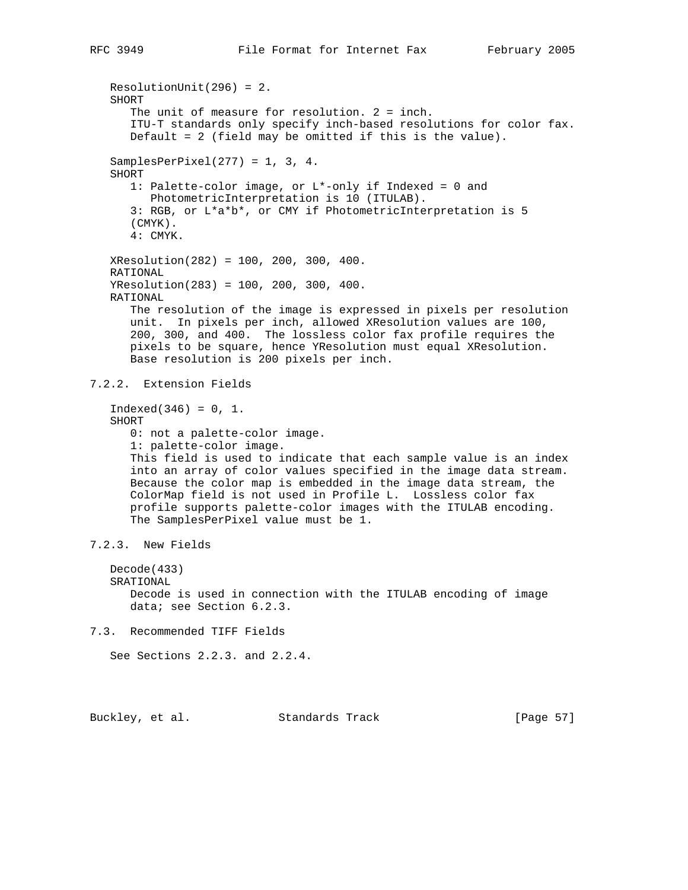ResolutionUnit(296) = 2.
SHORT

The unit of measure for resolution. 2 = inch.
ITU-T standards only specify inch-based resolutions for color fax.
Default = 2 (field may be omitted if this is the value).

SamplesPerPixel(277) = 1, 3, 4.
SHORT

1: Palette-color image, or L*-only if Indexed = 0 and PhotometricInterpretation is 10 (ITULAB).
3: RGB, or L*a*b*, or CMY if PhotometricInterpretation is 5 (CMYK).
4: CMYK.

XResolution(282) = 100, 200, 300, 400.
RATIONAL
YResolution(283) = 100, 200, 300, 400.
RATIONAL

The resolution of the image is expressed in pixels per resolution unit. In pixels per inch, allowed XResolution values are 100, 200, 300, and 400. The lossless color fax profile requires the pixels to be square, hence YResolution must equal XResolution. Base resolution is 200 pixels per inch.

### 7.2.2. Extension Fields

Indexed(346) = 0, 1.
SHORT

0: not a palette-color image.
1: palette-color image.
This field is used to indicate that each sample value is an index into an array of color values specified in the image data stream. Because the color map is embedded in the image data stream, the ColorMap field is not used in Profile L. Lossless color fax profile supports palette-color images with the ITULAB encoding. The SamplesPerPixel value must be 1.

### 7.2.3. New Fields

Decode(433)
SRATIONAL

Decode is used in connection with the ITULAB encoding of image data; see Section 6.2.3.

## 7.3. Recommended TIFF Fields

See Sections 2.2.3. and 2.2.4.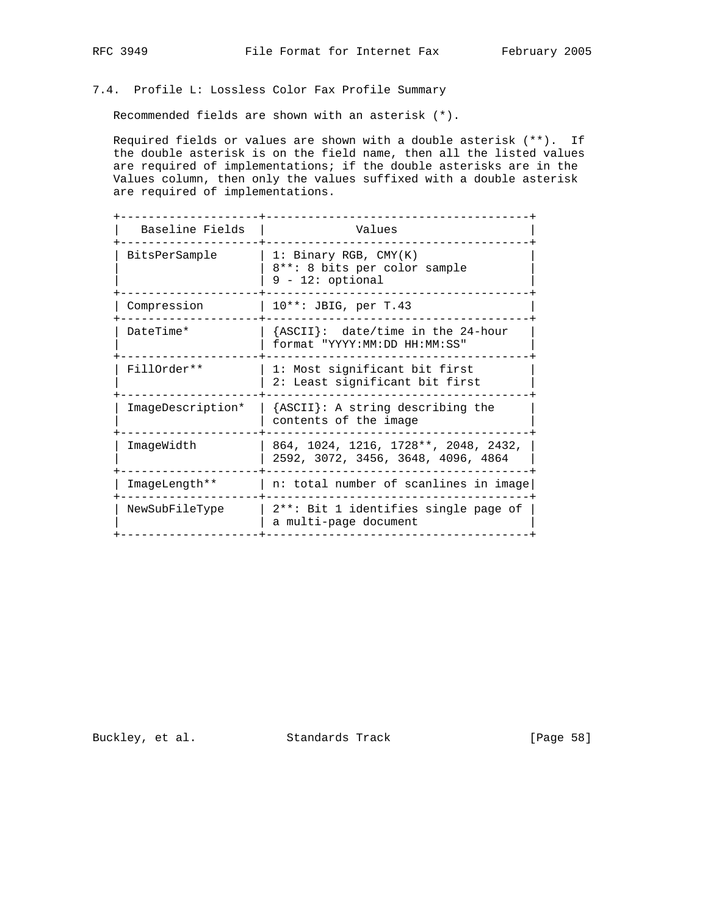## 7.4. Profile L: Lossless Color Fax Profile Summary

Recommended fields are shown with an asterisk (*).

Required fields or values are shown with a double asterisk (**). If the double asterisk is on the field name, then all the listed values are required of implementations; if the double asterisks are in the Values column, then only the values suffixed with a double asterisk are required of implementations.

| Baseline Fields | Values |
| --- | --- |
| BitsPerSample | 1: Binary RGB, CMY(K)<br>8**: 8 bits per color sample<br>9 - 12: optional |
| Compression | 10**: JBIG, per T.43 |
| DateTime* | {ASCII}: date/time in the 24-hour format "YYYY:MM:DD HH:MM:SS" |
| FillOrder** | 1: Most significant bit first<br>2: Least significant bit first |
| ImageDescription* | {ASCII}: A string describing the contents of the image |
| ImageWidth | 864, 1024, 1216, 1728**, 2048, 2432, 2592, 3072, 3456, 3648, 4096, 4864 |
| ImageLength** | n: total number of scanlines in image |
| NewSubFileType | 2**: Bit 1 identifies single page of a multi-page document |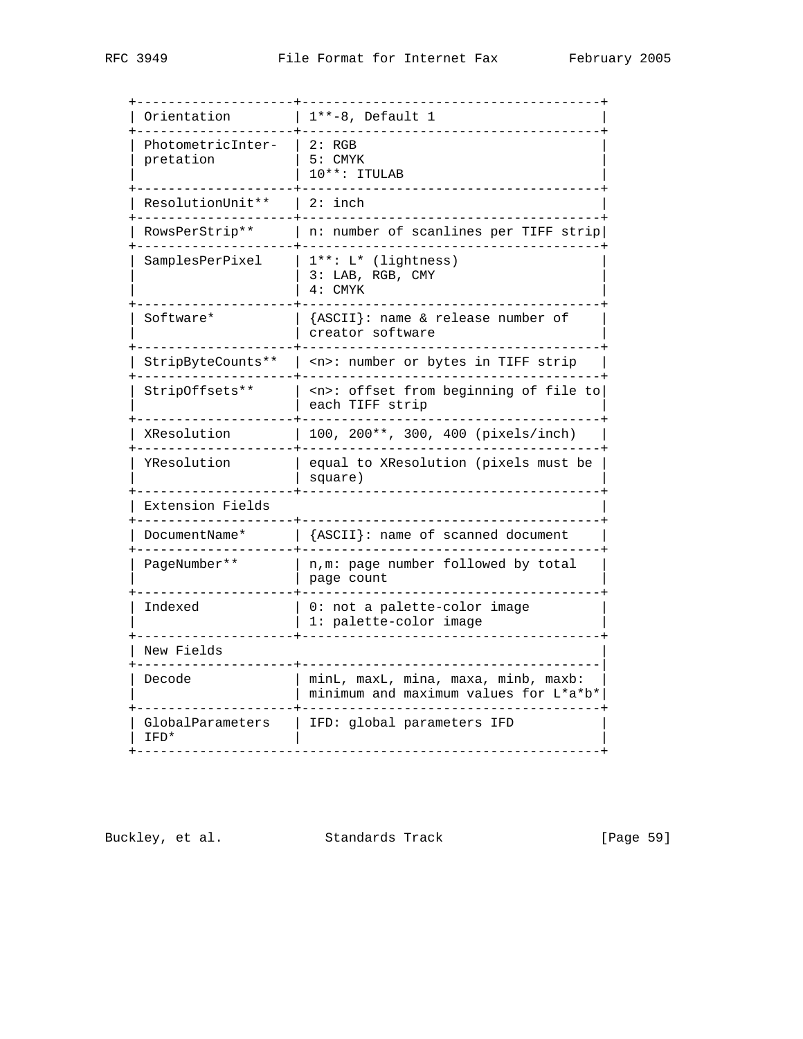| | |
|---|---|
| Orientation | 1**-8, Default 1 |
| PhotometricInter-pretation | 2: RGB<br>5: CMYK<br>10**: ITULAB |
| ResolutionUnit** | 2: inch |
| RowsPerStrip** | n: number of scanlines per TIFF strip |
| SamplesPerPixel | 1**: L* (lightness)<br>3: LAB, RGB, CMY<br>4: CMYK |
| Software* | {ASCII}: name & release number of creator software |
| StripByteCounts** | <n>: number or bytes in TIFF strip |
| StripOffsets** | <n>: offset from beginning of file to each TIFF strip |
| XResolution | 100, 200**, 300, 400 (pixels/inch) |
| YResolution | equal to XResolution (pixels must be square) |
| Extension Fields | |
| DocumentName* | {ASCII}: name of scanned document |
| PageNumber** | n,m: page number followed by total page count |
| Indexed | 0: not a palette-color image<br>1: palette-color image |
| New Fields | |
| Decode | minL, maxL, mina, maxa, minb, maxb: minimum and maximum values for L*a*b* |
| GlobalParameters IFD* | IFD: global parameters IFD |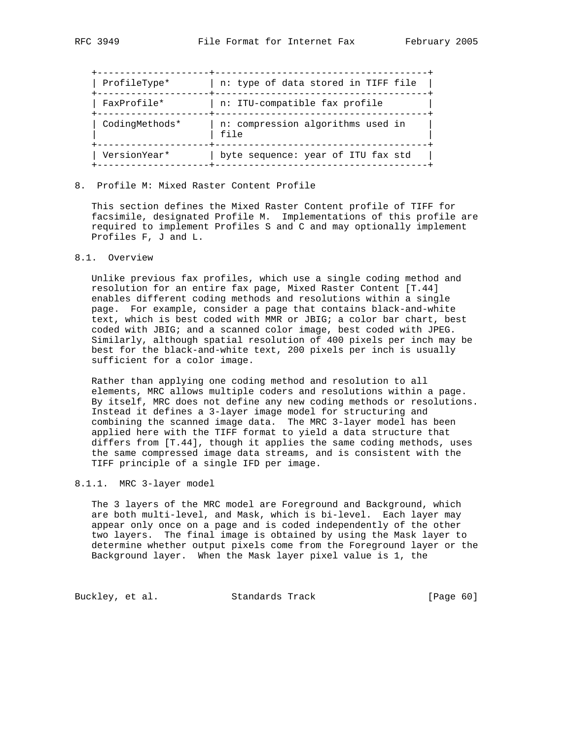| ProfileType* | n: type of data stored in TIFF file |
|---|---|
| FaxProfile* | n: ITU-compatible fax profile |
| CodingMethods* | n: compression algorithms used in file |
| VersionYear* | byte sequence: year of ITU fax std |

## 8. Profile M: Mixed Raster Content Profile

This section defines the Mixed Raster Content profile of TIFF for facsimile, designated Profile M. Implementations of this profile are required to implement Profiles S and C and may optionally implement Profiles F, J and L.

### 8.1. Overview

Unlike previous fax profiles, which use a single coding method and resolution for an entire fax page, Mixed Raster Content [T.44] enables different coding methods and resolutions within a single page. For example, consider a page that contains black-and-white text, which is best coded with MMR or JBIG; a color bar chart, best coded with JBIG; and a scanned color image, best coded with JPEG. Similarly, although spatial resolution of 400 pixels per inch may be best for the black-and-white text, 200 pixels per inch is usually sufficient for a color image.

Rather than applying one coding method and resolution to all elements, MRC allows multiple coders and resolutions within a page. By itself, MRC does not define any new coding methods or resolutions. Instead it defines a 3-layer image model for structuring and combining the scanned image data. The MRC 3-layer model has been applied here with the TIFF format to yield a data structure that differs from [T.44], though it applies the same coding methods, uses the same compressed image data streams, and is consistent with the TIFF principle of a single IFD per image.

#### 8.1.1. MRC 3-layer model

The 3 layers of the MRC model are Foreground and Background, which are both multi-level, and Mask, which is bi-level. Each layer may appear only once on a page and is coded independently of the other two layers. The final image is obtained by using the Mask layer to determine whether output pixels come from the Foreground layer or the Background layer. When the Mask layer pixel value is 1, the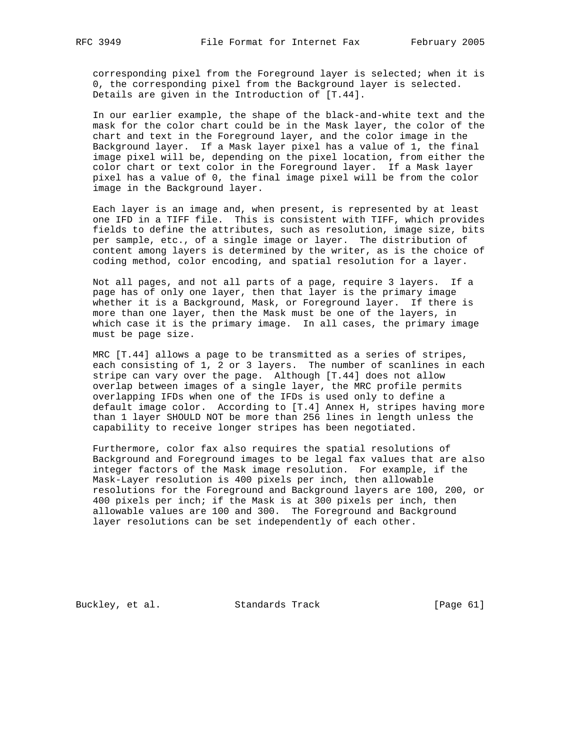corresponding pixel from the Foreground layer is selected; when it is 0, the corresponding pixel from the Background layer is selected. Details are given in the Introduction of [T.44].

In our earlier example, the shape of the black-and-white text and the mask for the color chart could be in the Mask layer, the color of the chart and text in the Foreground layer, and the color image in the Background layer. If a Mask layer pixel has a value of 1, the final image pixel will be, depending on the pixel location, from either the color chart or text color in the Foreground layer. If a Mask layer pixel has a value of 0, the final image pixel will be from the color image in the Background layer.

Each layer is an image and, when present, is represented by at least one IFD in a TIFF file. This is consistent with TIFF, which provides fields to define the attributes, such as resolution, image size, bits per sample, etc., of a single image or layer. The distribution of content among layers is determined by the writer, as is the choice of coding method, color encoding, and spatial resolution for a layer.

Not all pages, and not all parts of a page, require 3 layers. If a page has of only one layer, then that layer is the primary image whether it is a Background, Mask, or Foreground layer. If there is more than one layer, then the Mask must be one of the layers, in which case it is the primary image. In all cases, the primary image must be page size.

MRC [T.44] allows a page to be transmitted as a series of stripes, each consisting of 1, 2 or 3 layers. The number of scanlines in each stripe can vary over the page. Although [T.44] does not allow overlap between images of a single layer, the MRC profile permits overlapping IFDs when one of the IFDs is used only to define a default image color. According to [T.4] Annex H, stripes having more than 1 layer SHOULD NOT be more than 256 lines in length unless the capability to receive longer stripes has been negotiated.

Furthermore, color fax also requires the spatial resolutions of Background and Foreground images to be legal fax values that are also integer factors of the Mask image resolution. For example, if the Mask-Layer resolution is 400 pixels per inch, then allowable resolutions for the Foreground and Background layers are 100, 200, or 400 pixels per inch; if the Mask is at 300 pixels per inch, then allowable values are 100 and 300. The Foreground and Background layer resolutions can be set independently of each other.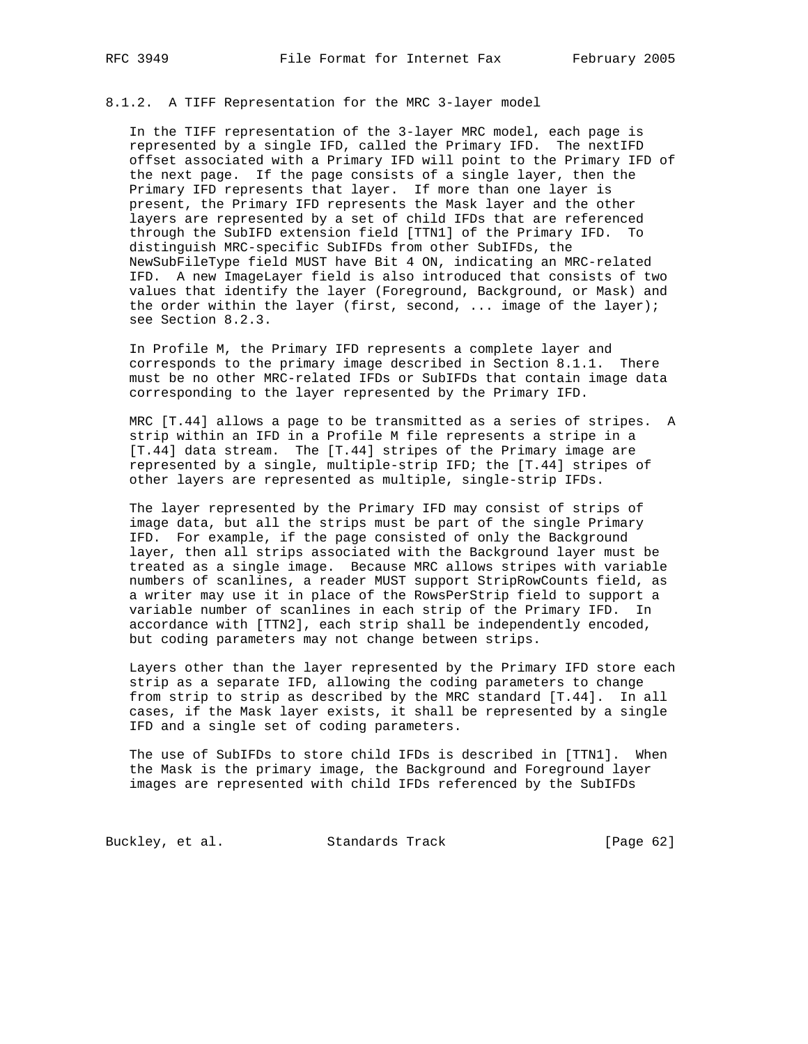### 8.1.2. A TIFF Representation for the MRC 3-layer model

In the TIFF representation of the 3-layer MRC model, each page is represented by a single IFD, called the Primary IFD. The nextIFD offset associated with a Primary IFD will point to the Primary IFD of the next page. If the page consists of a single layer, then the Primary IFD represents that layer. If more than one layer is present, the Primary IFD represents the Mask layer and the other layers are represented by a set of child IFDs that are referenced through the SubIFD extension field [TTN1] of the Primary IFD. To distinguish MRC-specific SubIFDs from other SubIFDs, the NewSubFileType field MUST have Bit 4 ON, indicating an MRC-related IFD. A new ImageLayer field is also introduced that consists of two values that identify the layer (Foreground, Background, or Mask) and the order within the layer (first, second, ... image of the layer); see Section 8.2.3.

In Profile M, the Primary IFD represents a complete layer and corresponds to the primary image described in Section 8.1.1. There must be no other MRC-related IFDs or SubIFDs that contain image data corresponding to the layer represented by the Primary IFD.

MRC [T.44] allows a page to be transmitted as a series of stripes. A strip within an IFD in a Profile M file represents a stripe in a [T.44] data stream. The [T.44] stripes of the Primary image are represented by a single, multiple-strip IFD; the [T.44] stripes of other layers are represented as multiple, single-strip IFDs.

The layer represented by the Primary IFD may consist of strips of image data, but all the strips must be part of the single Primary IFD. For example, if the page consisted of only the Background layer, then all strips associated with the Background layer must be treated as a single image. Because MRC allows stripes with variable numbers of scanlines, a reader MUST support StripRowCounts field, as a writer may use it in place of the RowsPerStrip field to support a variable number of scanlines in each strip of the Primary IFD. In accordance with [TTN2], each strip shall be independently encoded, but coding parameters may not change between strips.

Layers other than the layer represented by the Primary IFD store each strip as a separate IFD, allowing the coding parameters to change from strip to strip as described by the MRC standard [T.44]. In all cases, if the Mask layer exists, it shall be represented by a single IFD and a single set of coding parameters.

The use of SubIFDs to store child IFDs is described in [TTN1]. When the Mask is the primary image, the Background and Foreground layer images are represented with child IFDs referenced by the SubIFDs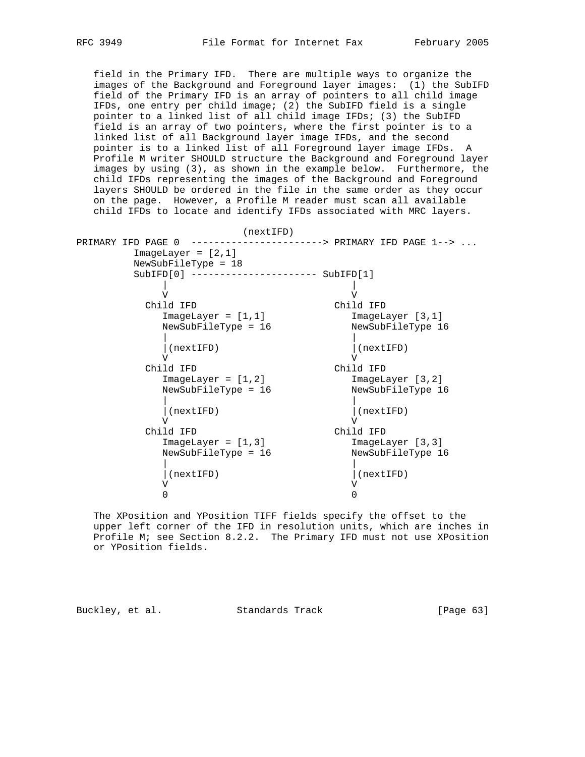field in the Primary IFD. There are multiple ways to organize the images of the Background and Foreground layer images: (1) the SubIFD field of the Primary IFD is an array of pointers to all child image IFDs, one entry per child image; (2) the SubIFD field is a single pointer to a linked list of all child image IFDs; (3) the SubIFD field is an array of two pointers, where the first pointer is to a linked list of all Background layer image IFDs, and the second pointer is to a linked list of all Foreground layer image IFDs. A Profile M writer SHOULD structure the Background and Foreground layer images by using (3), as shown in the example below. Furthermore, the child IFDs representing the images of the Background and Foreground layers SHOULD be ordered in the file in the same order as they occur on the page. However, a Profile M reader must scan all available child IFDs to locate and identify IFDs associated with MRC layers.

```
                              (nextIFD)
PRIMARY IFD PAGE 0  -----------------------> PRIMARY IFD PAGE 1--> ...
          ImageLayer = [2,1]
          NewSubFileType = 18
          SubIFD[0] --------------------- SubIFD[1]
               |                               |
               V                               V
            Child IFD                       Child IFD
               ImageLayer = [1,1]              ImageLayer [3,1]
               NewSubFileType = 16             NewSubFileType 16
               |                               |
               |(nextIFD)                      |(nextIFD)
               V                               V
            Child IFD                       Child IFD
               ImageLayer = [1,2]              ImageLayer [3,2]
               NewSubFileType = 16             NewSubFileType 16
               |                               |
               |(nextIFD)                      |(nextIFD)
               V                               V
            Child IFD                       Child IFD
               ImageLayer = [1,3]              ImageLayer [3,3]
               NewSubFileType = 16             NewSubFileType 16
               |                               |
               |(nextIFD)                      |(nextIFD)
               V                               V
               0                               0
```

The XPosition and YPosition TIFF fields specify the offset to the upper left corner of the IFD in resolution units, which are inches in Profile M; see Section 8.2.2. The Primary IFD must not use XPosition or YPosition fields.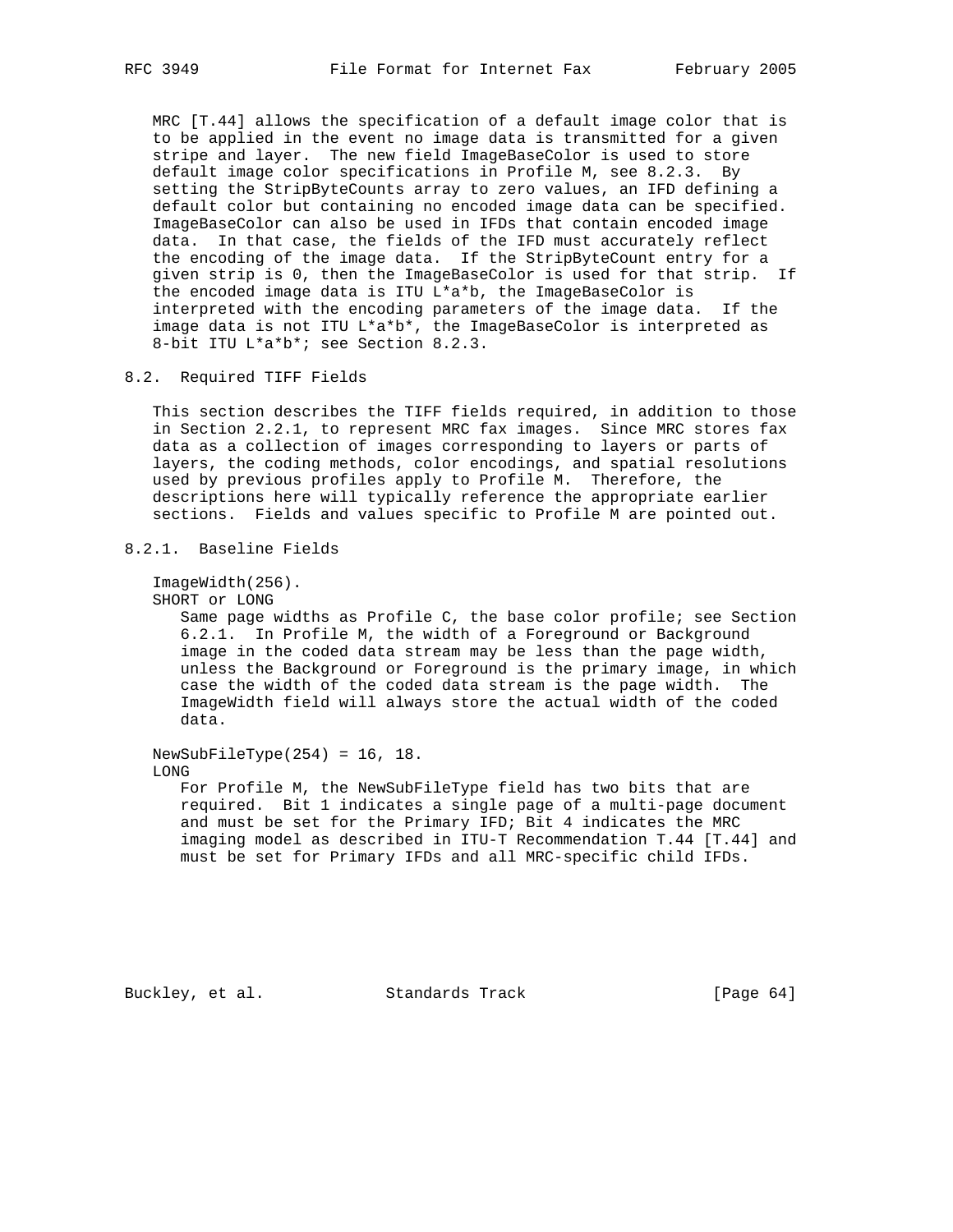MRC [T.44] allows the specification of a default image color that is to be applied in the event no image data is transmitted for a given stripe and layer. The new field ImageBaseColor is used to store default image color specifications in Profile M, see 8.2.3. By setting the StripByteCounts array to zero values, an IFD defining a default color but containing no encoded image data can be specified. ImageBaseColor can also be used in IFDs that contain encoded image data. In that case, the fields of the IFD must accurately reflect the encoding of the image data. If the StripByteCount entry for a given strip is 0, then the ImageBaseColor is used for that strip. If the encoded image data is ITU L*a*b, the ImageBaseColor is interpreted with the encoding parameters of the image data. If the image data is not ITU L*a*b*, the ImageBaseColor is interpreted as 8-bit ITU L*a*b*; see Section 8.2.3.

## 8.2. Required TIFF Fields

This section describes the TIFF fields required, in addition to those in Section 2.2.1, to represent MRC fax images. Since MRC stores fax data as a collection of images corresponding to layers or parts of layers, the coding methods, color encodings, and spatial resolutions used by previous profiles apply to Profile M. Therefore, the descriptions here will typically reference the appropriate earlier sections. Fields and values specific to Profile M are pointed out.

### 8.2.1. Baseline Fields

ImageWidth(256).
SHORT or LONG

Same page widths as Profile C, the base color profile; see Section 6.2.1. In Profile M, the width of a Foreground or Background image in the coded data stream may be less than the page width, unless the Background or Foreground is the primary image, in which case the width of the coded data stream is the page width. The ImageWidth field will always store the actual width of the coded data.

NewSubFileType(254) = 16, 18.
LONG

For Profile M, the NewSubFileType field has two bits that are required. Bit 1 indicates a single page of a multi-page document and must be set for the Primary IFD; Bit 4 indicates the MRC imaging model as described in ITU-T Recommendation T.44 [T.44] and must be set for Primary IFDs and all MRC-specific child IFDs.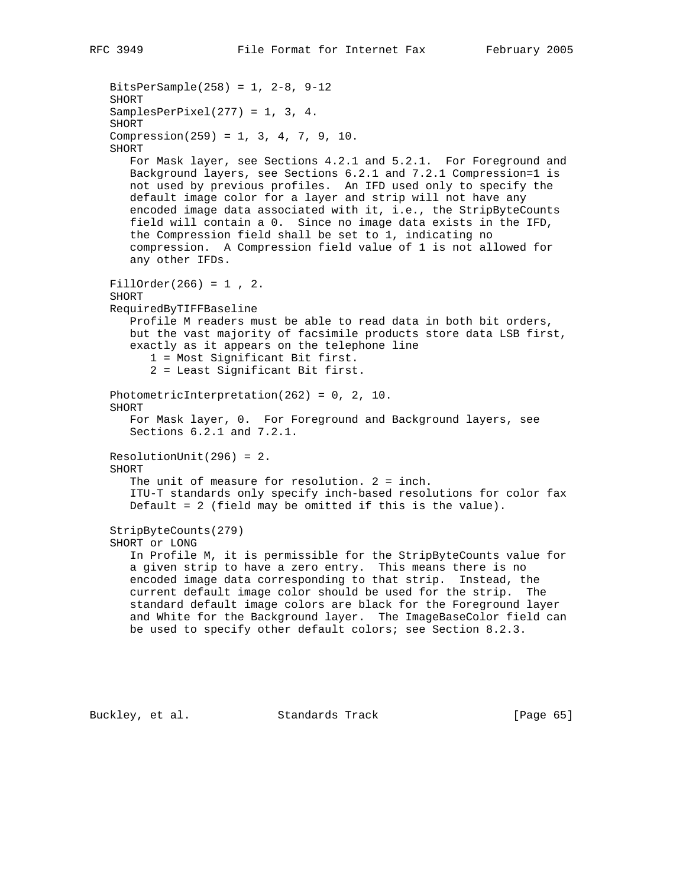BitsPerSample(258) = 1, 2-8, 9-12
SHORT

SamplesPerPixel(277) = 1, 3, 4.
SHORT

Compression(259) = 1, 3, 4, 7, 9, 10.
SHORT

For Mask layer, see Sections 4.2.1 and 5.2.1. For Foreground and Background layers, see Sections 6.2.1 and 7.2.1 Compression=1 is not used by previous profiles. An IFD used only to specify the default image color for a layer and strip will not have any encoded image data associated with it, i.e., the StripByteCounts field will contain a 0. Since no image data exists in the IFD, the Compression field shall be set to 1, indicating no compression. A Compression field value of 1 is not allowed for any other IFDs.

FillOrder(266) = 1 , 2.
SHORT
RequiredByTIFFBaseline

Profile M readers must be able to read data in both bit orders, but the vast majority of facsimile products store data LSB first, exactly as it appears on the telephone line

- 1 = Most Significant Bit first.
- 2 = Least Significant Bit first.

PhotometricInterpretation(262) = 0, 2, 10.
SHORT

For Mask layer, 0. For Foreground and Background layers, see Sections 6.2.1 and 7.2.1.

ResolutionUnit(296) = 2.
SHORT

The unit of measure for resolution. 2 = inch.
ITU-T standards only specify inch-based resolutions for color fax
Default = 2 (field may be omitted if this is the value).

StripByteCounts(279)
SHORT or LONG

In Profile M, it is permissible for the StripByteCounts value for a given strip to have a zero entry. This means there is no encoded image data corresponding to that strip. Instead, the current default image color should be used for the strip. The standard default image colors are black for the Foreground layer and White for the Background layer. The ImageBaseColor field can be used to specify other default colors; see Section 8.2.3.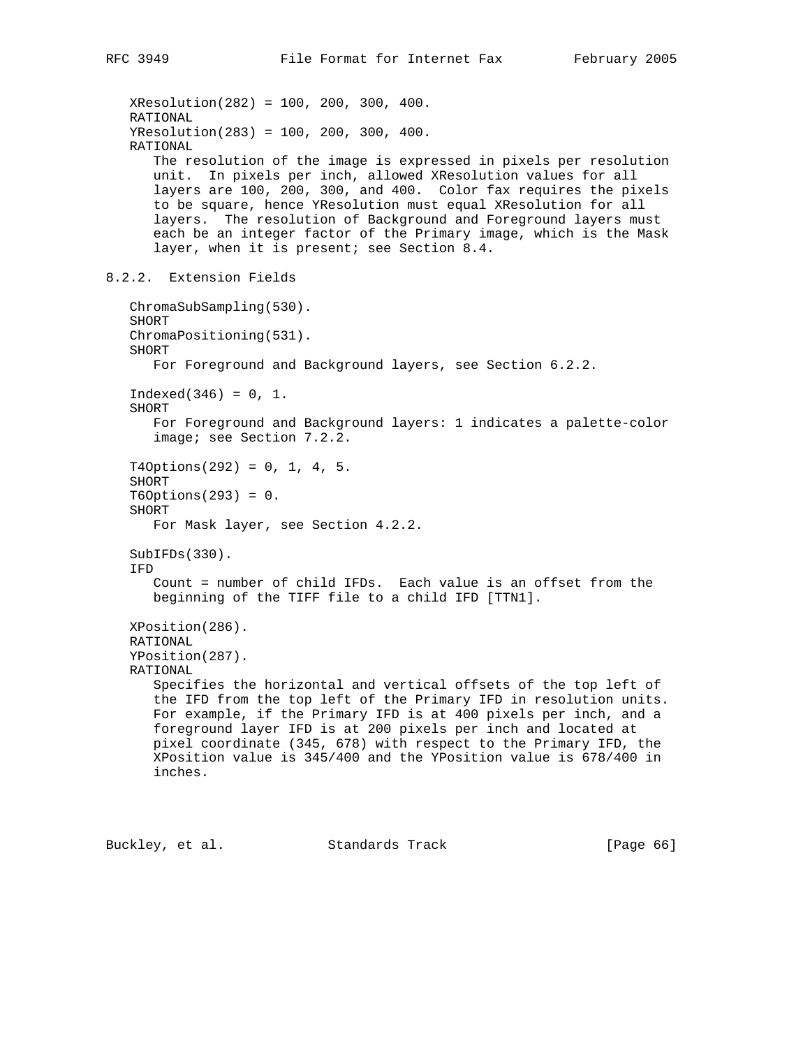XResolution(282) = 100, 200, 300, 400.
RATIONAL
YResolution(283) = 100, 200, 300, 400.
RATIONAL

The resolution of the image is expressed in pixels per resolution unit. In pixels per inch, allowed XResolution values for all layers are 100, 200, 300, and 400. Color fax requires the pixels to be square, hence YResolution must equal XResolution for all layers. The resolution of Background and Foreground layers must each be an integer factor of the Primary image, which is the Mask layer, when it is present; see Section 8.4.

### 8.2.2. Extension Fields

ChromaSubSampling(530).
SHORT
ChromaPositioning(531).
SHORT

For Foreground and Background layers, see Section 6.2.2.

Indexed(346) = 0, 1.
SHORT

For Foreground and Background layers: 1 indicates a palette-color image; see Section 7.2.2.

T4Options(292) = 0, 1, 4, 5.
SHORT
T6Options(293) = 0.
SHORT

For Mask layer, see Section 4.2.2.

SubIFDs(330).
IFD

Count = number of child IFDs. Each value is an offset from the beginning of the TIFF file to a child IFD [TTN1].

XPosition(286).
RATIONAL
YPosition(287).
RATIONAL

Specifies the horizontal and vertical offsets of the top left of the IFD from the top left of the Primary IFD in resolution units. For example, if the Primary IFD is at 400 pixels per inch, and a foreground layer IFD is at 200 pixels per inch and located at pixel coordinate (345, 678) with respect to the Primary IFD, the XPosition value is 345/400 and the YPosition value is 678/400 in inches.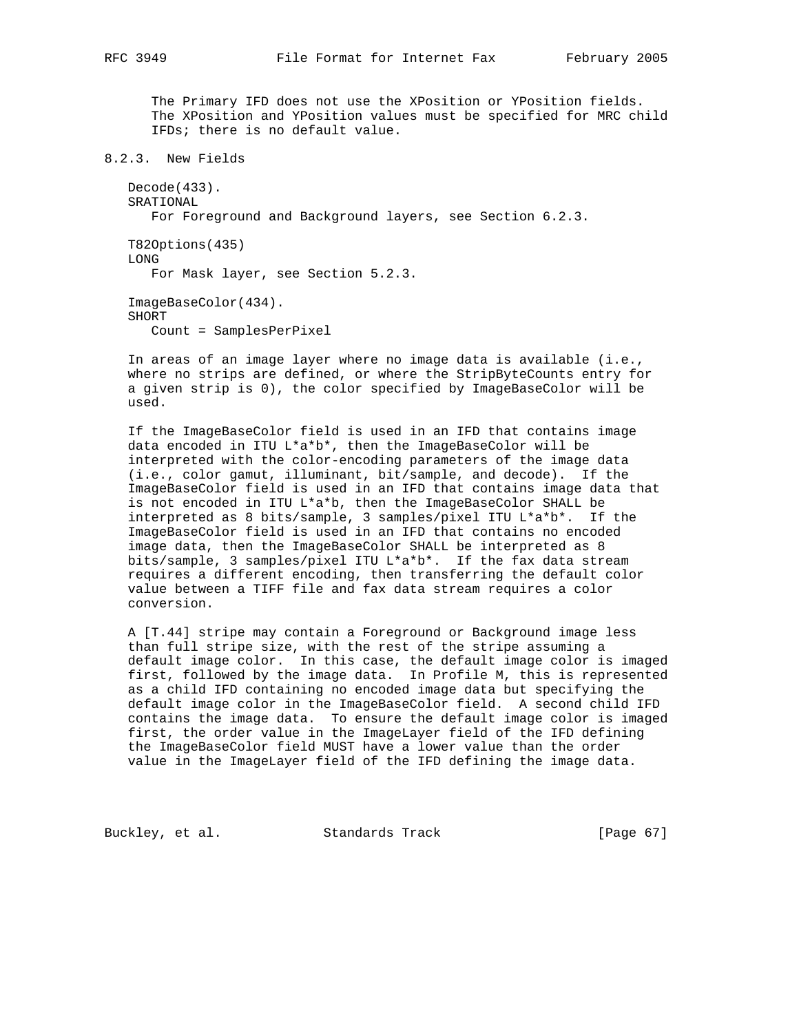The Primary IFD does not use the XPosition or YPosition fields. The XPosition and YPosition values must be specified for MRC child IFDs; there is no default value.

### 8.2.3. New Fields

Decode(433).
SRATIONAL
For Foreground and Background layers, see Section 6.2.3.

T82Options(435)
LONG
For Mask layer, see Section 5.2.3.

ImageBaseColor(434).
SHORT
Count = SamplesPerPixel

In areas of an image layer where no image data is available (i.e., where no strips are defined, or where the StripByteCounts entry for a given strip is 0), the color specified by ImageBaseColor will be used.

If the ImageBaseColor field is used in an IFD that contains image data encoded in ITU L*a*b*, then the ImageBaseColor will be interpreted with the color-encoding parameters of the image data (i.e., color gamut, illuminant, bit/sample, and decode). If the ImageBaseColor field is used in an IFD that contains image data that is not encoded in ITU L*a*b, then the ImageBaseColor SHALL be interpreted as 8 bits/sample, 3 samples/pixel ITU L*a*b*. If the ImageBaseColor field is used in an IFD that contains no encoded image data, then the ImageBaseColor SHALL be interpreted as 8 bits/sample, 3 samples/pixel ITU L*a*b*. If the fax data stream requires a different encoding, then transferring the default color value between a TIFF file and fax data stream requires a color conversion.

A [T.44] stripe may contain a Foreground or Background image less than full stripe size, with the rest of the stripe assuming a default image color. In this case, the default image color is imaged first, followed by the image data. In Profile M, this is represented as a child IFD containing no encoded image data but specifying the default image color in the ImageBaseColor field. A second child IFD contains the image data. To ensure the default image color is imaged first, the order value in the ImageLayer field of the IFD defining the ImageBaseColor field MUST have a lower value than the order value in the ImageLayer field of the IFD defining the image data.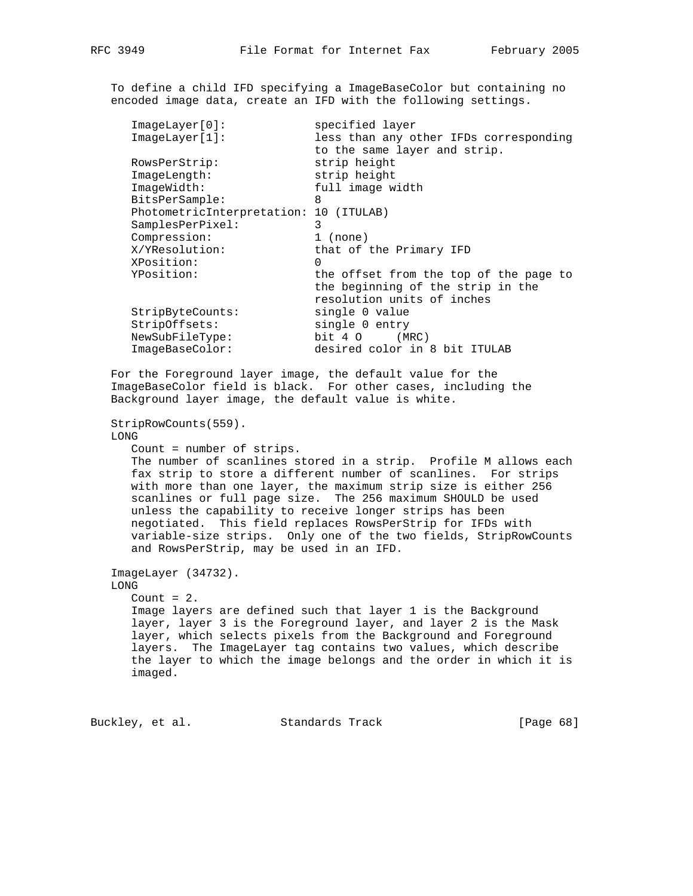To define a child IFD specifying a ImageBaseColor but containing no encoded image data, create an IFD with the following settings.

```
ImageLayer[0]:             specified layer
ImageLayer[1]:             less than any other IFDs corresponding
                           to the same layer and strip.
RowsPerStrip:              strip height
ImageLength:               strip height
ImageWidth:                full image width
BitsPerSample:             8
PhotometricInterpretation: 10 (ITULAB)
SamplesPerPixel:           3
Compression:               1 (none)
X/YResolution:             that of the Primary IFD
XPosition:                 0
YPosition:                 the offset from the top of the page to
                           the beginning of the strip in the
                           resolution units of inches
StripByteCounts:           single 0 value
StripOffsets:              single 0 entry
NewSubFileType:            bit 4 O     (MRC)
ImageBaseColor:            desired color in 8 bit ITULAB
```

For the Foreground layer image, the default value for the ImageBaseColor field is black. For other cases, including the Background layer image, the default value is white.

StripRowCounts(559).
LONG

Count = number of strips.
The number of scanlines stored in a strip. Profile M allows each fax strip to store a different number of scanlines. For strips with more than one layer, the maximum strip size is either 256 scanlines or full page size. The 256 maximum SHOULD be used unless the capability to receive longer strips has been negotiated. This field replaces RowsPerStrip for IFDs with variable-size strips. Only one of the two fields, StripRowCounts and RowsPerStrip, may be used in an IFD.

ImageLayer (34732).
LONG

Count = 2.
Image layers are defined such that layer 1 is the Background layer, layer 3 is the Foreground layer, and layer 2 is the Mask layer, which selects pixels from the Background and Foreground layers. The ImageLayer tag contains two values, which describe the layer to which the image belongs and the order in which it is imaged.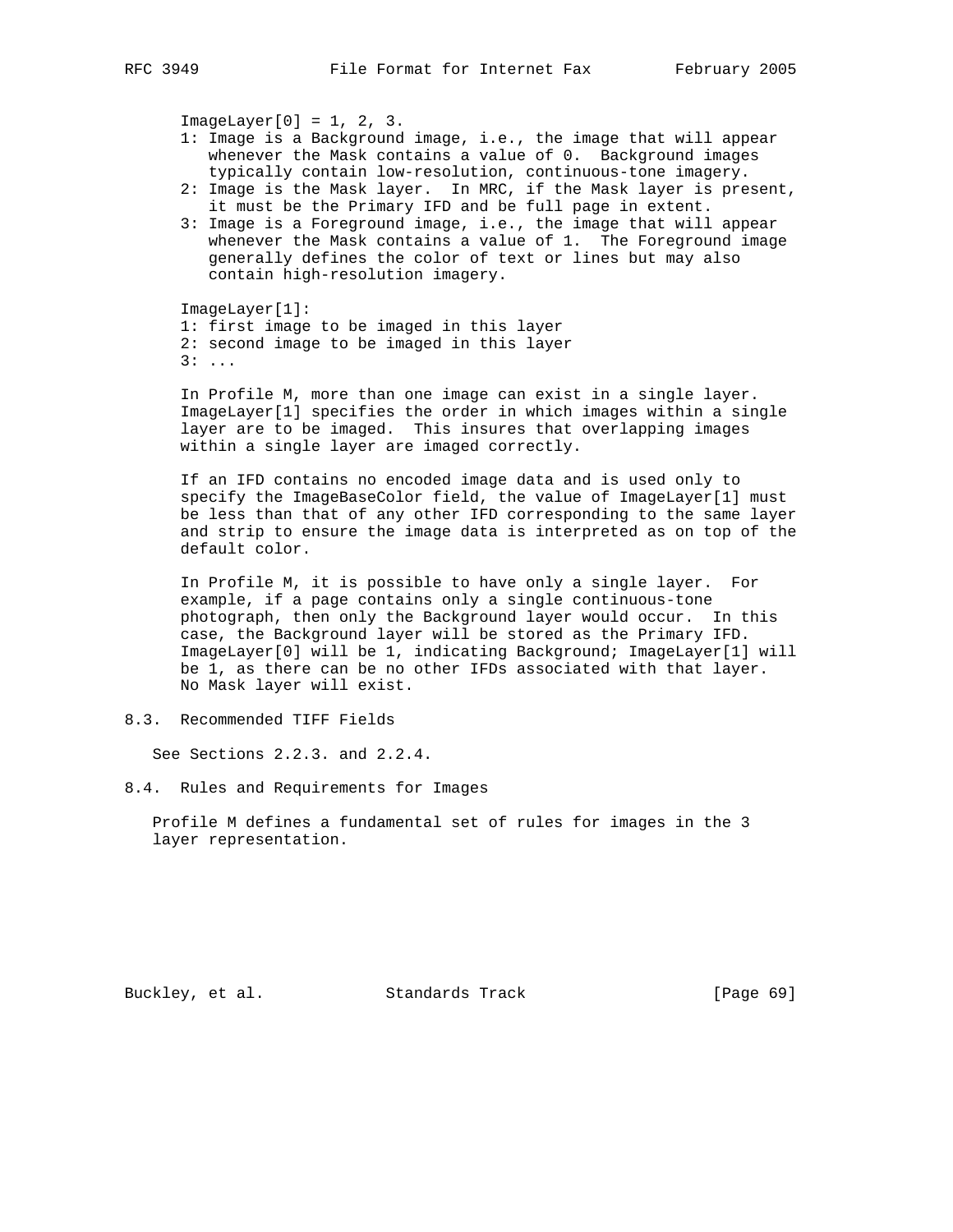ImageLayer[0] = 1, 2, 3.

1: Image is a Background image, i.e., the image that will appear whenever the Mask contains a value of 0. Background images typically contain low-resolution, continuous-tone imagery.
2: Image is the Mask layer. In MRC, if the Mask layer is present, it must be the Primary IFD and be full page in extent.
3: Image is a Foreground image, i.e., the image that will appear whenever the Mask contains a value of 1. The Foreground image generally defines the color of text or lines but may also contain high-resolution imagery.

ImageLayer[1]:

1: first image to be imaged in this layer
2: second image to be imaged in this layer
3: ...

In Profile M, more than one image can exist in a single layer. ImageLayer[1] specifies the order in which images within a single layer are to be imaged. This insures that overlapping images within a single layer are imaged correctly.

If an IFD contains no encoded image data and is used only to specify the ImageBaseColor field, the value of ImageLayer[1] must be less than that of any other IFD corresponding to the same layer and strip to ensure the image data is interpreted as on top of the default color.

In Profile M, it is possible to have only a single layer. For example, if a page contains only a single continuous-tone photograph, then only the Background layer would occur. In this case, the Background layer will be stored as the Primary IFD. ImageLayer[0] will be 1, indicating Background; ImageLayer[1] will be 1, as there can be no other IFDs associated with that layer. No Mask layer will exist.

## 8.3. Recommended TIFF Fields

See Sections 2.2.3. and 2.2.4.

## 8.4. Rules and Requirements for Images

Profile M defines a fundamental set of rules for images in the 3 layer representation.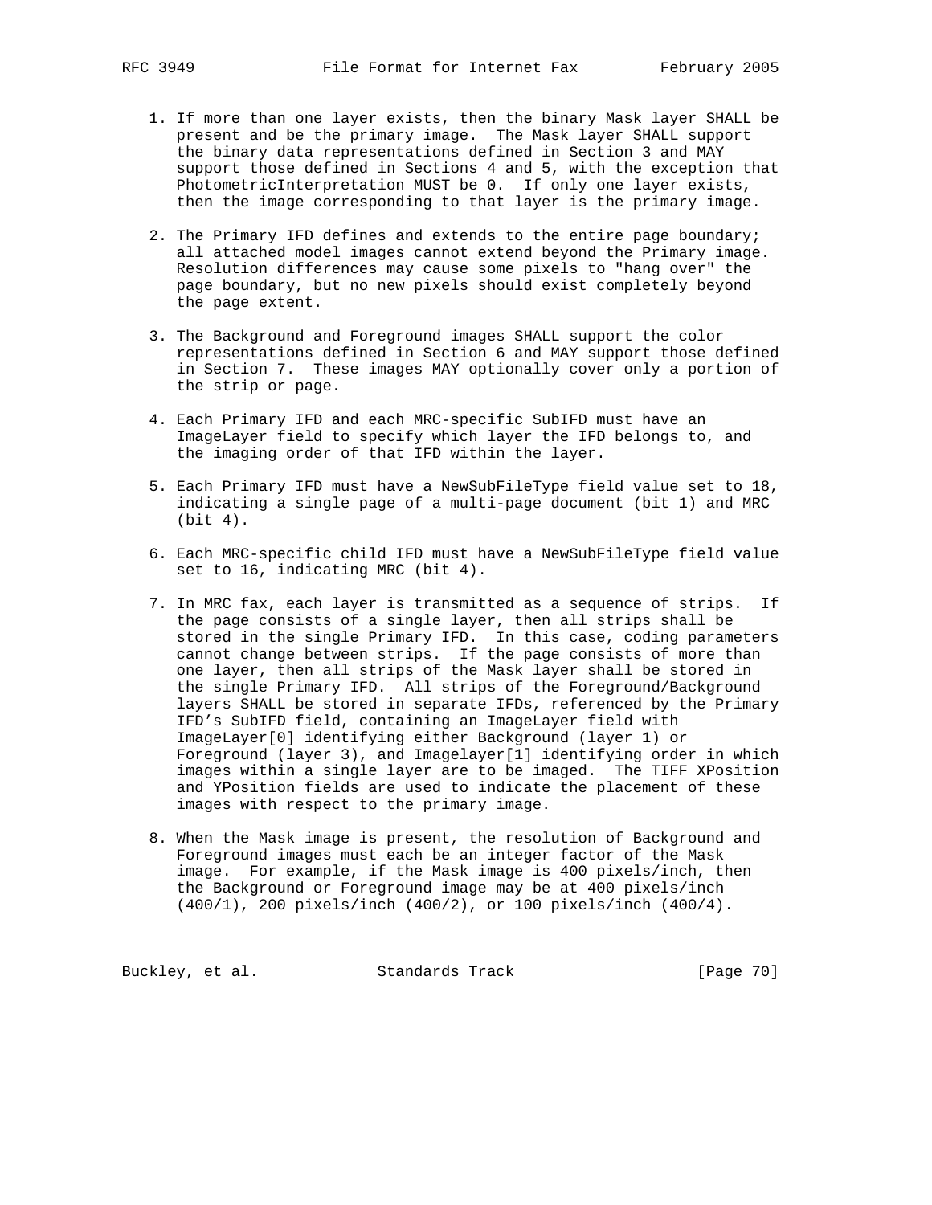1. If more than one layer exists, then the binary Mask layer SHALL be present and be the primary image. The Mask layer SHALL support the binary data representations defined in Section 3 and MAY support those defined in Sections 4 and 5, with the exception that PhotometricInterpretation MUST be 0. If only one layer exists, then the image corresponding to that layer is the primary image.

2. The Primary IFD defines and extends to the entire page boundary; all attached model images cannot extend beyond the Primary image. Resolution differences may cause some pixels to "hang over" the page boundary, but no new pixels should exist completely beyond the page extent.

3. The Background and Foreground images SHALL support the color representations defined in Section 6 and MAY support those defined in Section 7. These images MAY optionally cover only a portion of the strip or page.

4. Each Primary IFD and each MRC-specific SubIFD must have an ImageLayer field to specify which layer the IFD belongs to, and the imaging order of that IFD within the layer.

5. Each Primary IFD must have a NewSubFileType field value set to 18, indicating a single page of a multi-page document (bit 1) and MRC (bit 4).

6. Each MRC-specific child IFD must have a NewSubFileType field value set to 16, indicating MRC (bit 4).

7. In MRC fax, each layer is transmitted as a sequence of strips. If the page consists of a single layer, then all strips shall be stored in the single Primary IFD. In this case, coding parameters cannot change between strips. If the page consists of more than one layer, then all strips of the Mask layer shall be stored in the single Primary IFD. All strips of the Foreground/Background layers SHALL be stored in separate IFDs, referenced by the Primary IFD's SubIFD field, containing an ImageLayer field with ImageLayer[0] identifying either Background (layer 1) or Foreground (layer 3), and Imagelayer[1] identifying order in which images within a single layer are to be imaged. The TIFF XPosition and YPosition fields are used to indicate the placement of these images with respect to the primary image.

8. When the Mask image is present, the resolution of Background and Foreground images must each be an integer factor of the Mask image. For example, if the Mask image is 400 pixels/inch, then the Background or Foreground image may be at 400 pixels/inch (400/1), 200 pixels/inch (400/2), or 100 pixels/inch (400/4).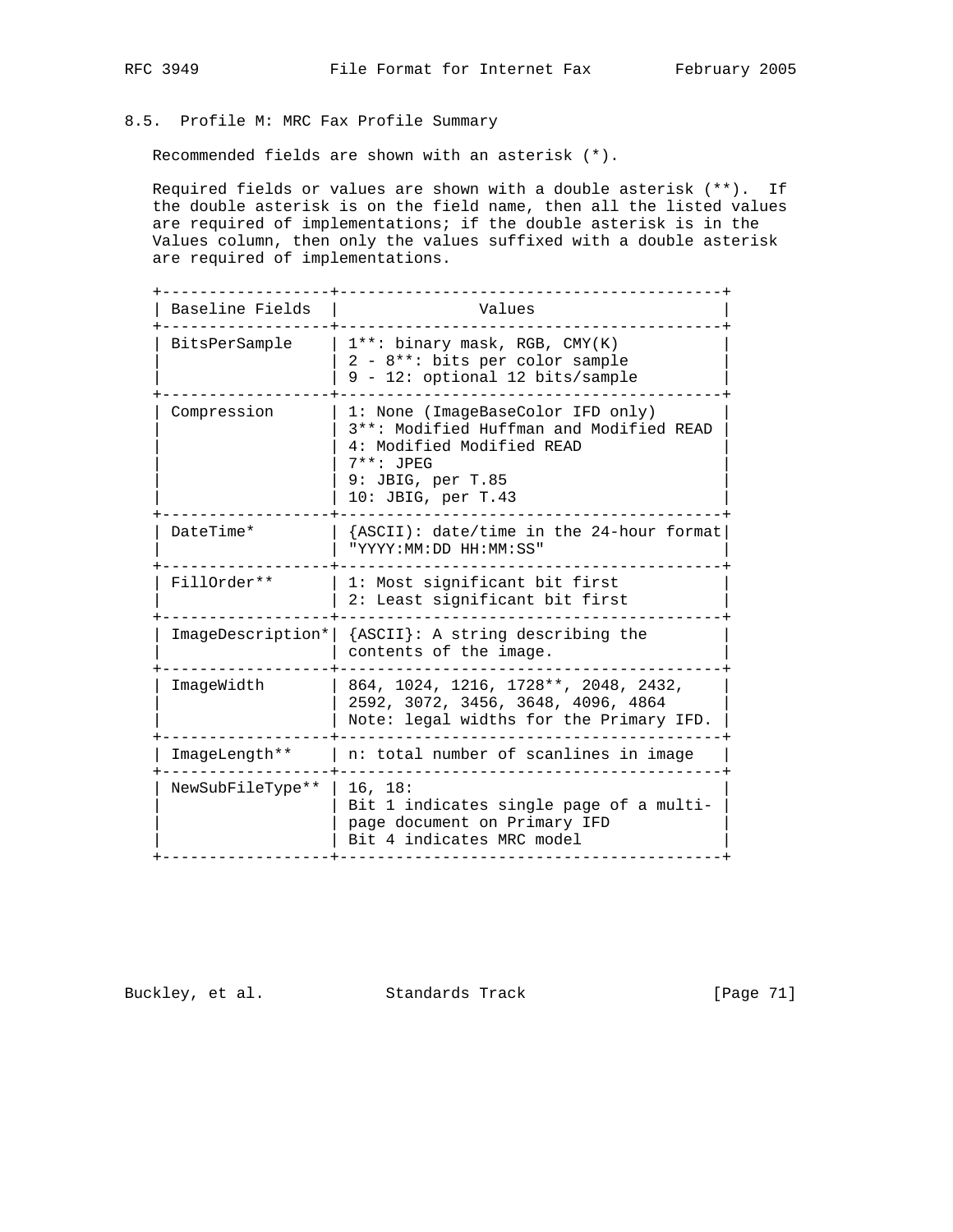### 8.5. Profile M: MRC Fax Profile Summary

Recommended fields are shown with an asterisk (*).

Required fields or values are shown with a double asterisk (**). If the double asterisk is on the field name, then all the listed values are required of implementations; if the double asterisk is in the Values column, then only the values suffixed with a double asterisk are required of implementations.

| Baseline Fields | Values |
| --- | --- |
| BitsPerSample | 1**: binary mask, RGB, CMY(K)<br>2 - 8**: bits per color sample<br>9 - 12: optional 12 bits/sample |
| Compression | 1: None (ImageBaseColor IFD only)<br>3**: Modified Huffman and Modified READ<br>4: Modified Modified READ<br>7**: JPEG<br>9: JBIG, per T.85<br>10: JBIG, per T.43 |
| DateTime* | {ASCII): date/time in the 24-hour format "YYYY:MM:DD HH:MM:SS" |
| FillOrder** | 1: Most significant bit first<br>2: Least significant bit first |
| ImageDescription* | {ASCII}: A string describing the contents of the image. |
| ImageWidth | 864, 1024, 1216, 1728**, 2048, 2432, 2592, 3072, 3456, 3648, 4096, 4864<br>Note: legal widths for the Primary IFD. |
| ImageLength** | n: total number of scanlines in image |
| NewSubFileType** | 16, 18:<br>Bit 1 indicates single page of a multi-page document on Primary IFD<br>Bit 4 indicates MRC model |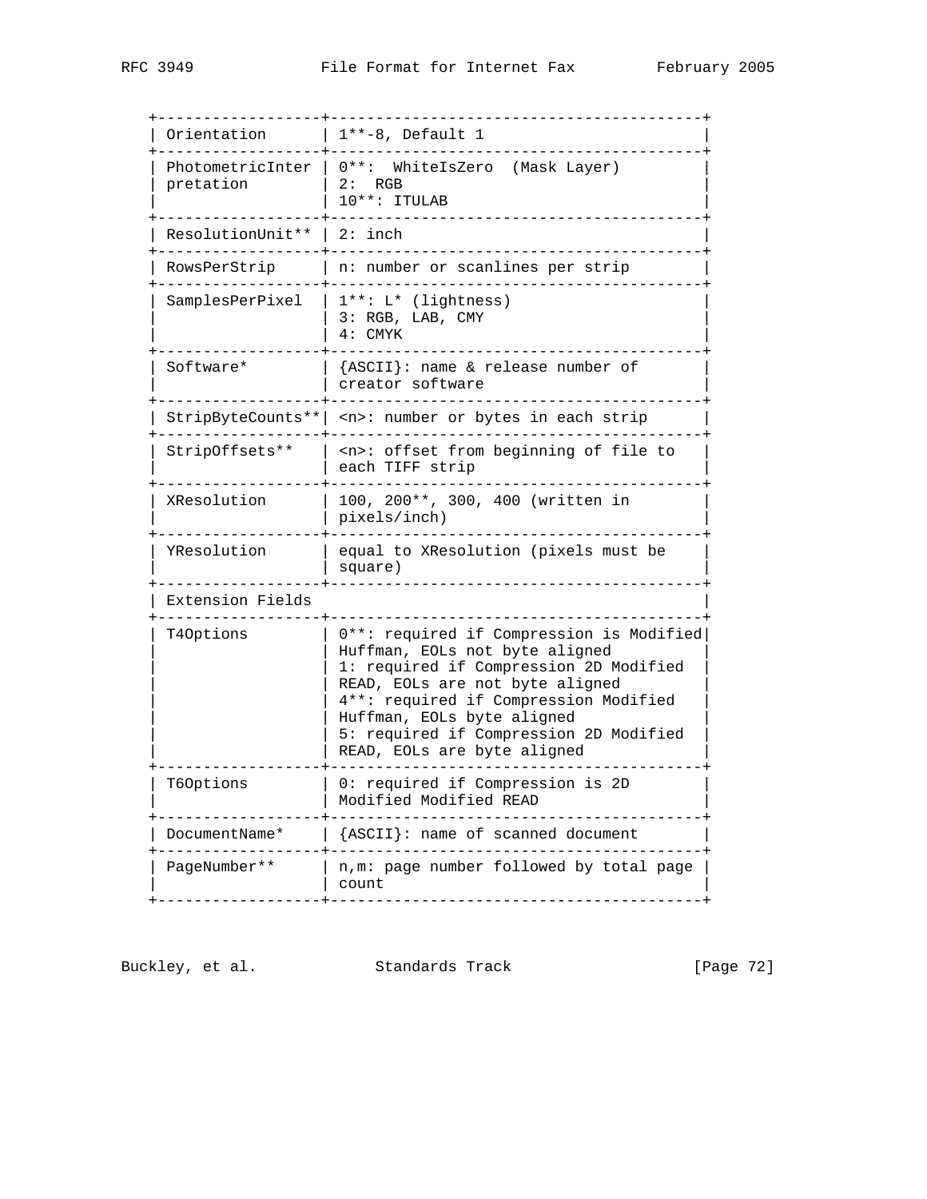| | |
|---|---|
| Orientation | 1**-8, Default 1 |
| PhotometricInterpretation | 0**: WhiteIsZero (Mask Layer)<br>2: RGB<br>10**: ITULAB |
| ResolutionUnit** | 2: inch |
| RowsPerStrip | n: number or scanlines per strip |
| SamplesPerPixel | 1**: L* (lightness)<br>3: RGB, LAB, CMY<br>4: CMYK |
| Software* | {ASCII}: name & release number of creator software |
| StripByteCounts** | <n>: number or bytes in each strip |
| StripOffsets** | <n>: offset from beginning of file to each TIFF strip |
| XResolution | 100, 200**, 300, 400 (written in pixels/inch) |
| YResolution | equal to XResolution (pixels must be square) |
| Extension Fields | |
| T4Options | 0**: required if Compression is Modified Huffman, EOLs not byte aligned<br>1: required if Compression 2D Modified READ, EOLs are not byte aligned<br>4**: required if Compression Modified Huffman, EOLs byte aligned<br>5: required if Compression 2D Modified READ, EOLs are byte aligned |
| T6Options | 0: required if Compression is 2D Modified Modified READ |
| DocumentName* | {ASCII}: name of scanned document |
| PageNumber** | n,m: page number followed by total page count |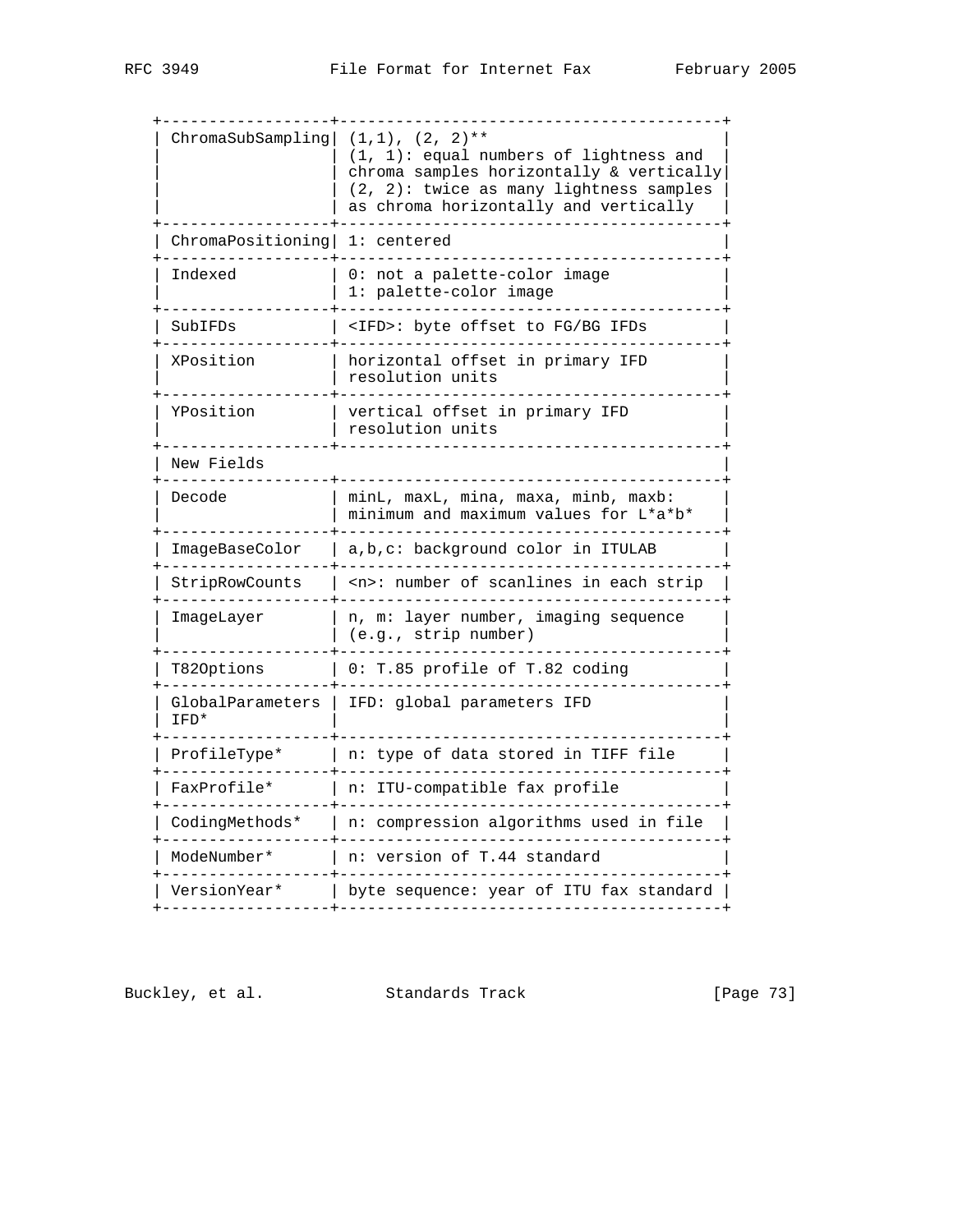| | |
|---|---|
| ChromaSubSampling | (1,1), (2, 2)** (1, 1): equal numbers of lightness and chroma samples horizontally & vertically (2, 2): twice as many lightness samples as chroma horizontally and vertically |
| ChromaPositioning | 1: centered |
| Indexed | 0: not a palette-color image 1: palette-color image |
| SubIFDs | <IFD>: byte offset to FG/BG IFDs |
| XPosition | horizontal offset in primary IFD resolution units |
| YPosition | vertical offset in primary IFD resolution units |
| New Fields | |
| Decode | minL, maxL, mina, maxa, minb, maxb: minimum and maximum values for L*a*b* |
| ImageBaseColor | a,b,c: background color in ITULAB |
| StripRowCounts | <n>: number of scanlines in each strip |
| ImageLayer | n, m: layer number, imaging sequence (e.g., strip number) |
| T82Options | 0: T.85 profile of T.82 coding |
| GlobalParameters IFD* | IFD: global parameters IFD |
| ProfileType* | n: type of data stored in TIFF file |
| FaxProfile* | n: ITU-compatible fax profile |
| CodingMethods* | n: compression algorithms used in file |
| ModeNumber* | n: version of T.44 standard |
| VersionYear* | byte sequence: year of ITU fax standard |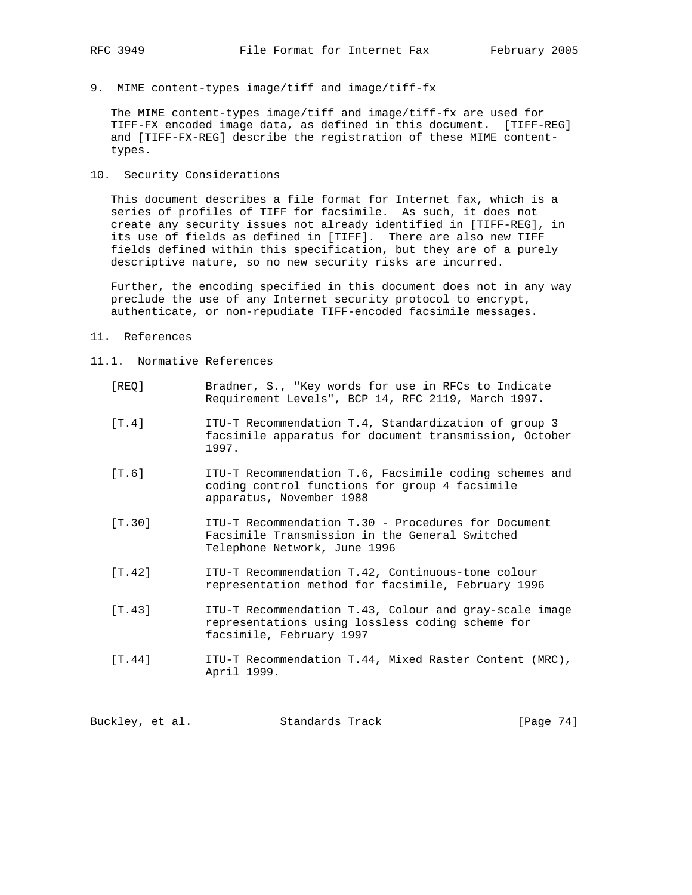## 9. MIME content-types image/tiff and image/tiff-fx

The MIME content-types image/tiff and image/tiff-fx are used for TIFF-FX encoded image data, as defined in this document. [TIFF-REG] and [TIFF-FX-REG] describe the registration of these MIME content-types.

## 10. Security Considerations

This document describes a file format for Internet fax, which is a series of profiles of TIFF for facsimile. As such, it does not create any security issues not already identified in [TIFF-REG], in its use of fields as defined in [TIFF]. There are also new TIFF fields defined within this specification, but they are of a purely descriptive nature, so no new security risks are incurred.

Further, the encoding specified in this document does not in any way preclude the use of any Internet security protocol to encrypt, authenticate, or non-repudiate TIFF-encoded facsimile messages.

## 11. References

### 11.1. Normative References

[REQ] Bradner, S., "Key words for use in RFCs to Indicate Requirement Levels", BCP 14, RFC 2119, March 1997.

[T.4] ITU-T Recommendation T.4, Standardization of group 3 facsimile apparatus for document transmission, October 1997.

[T.6] ITU-T Recommendation T.6, Facsimile coding schemes and coding control functions for group 4 facsimile apparatus, November 1988

[T.30] ITU-T Recommendation T.30 - Procedures for Document Facsimile Transmission in the General Switched Telephone Network, June 1996

[T.42] ITU-T Recommendation T.42, Continuous-tone colour representation method for facsimile, February 1996

[T.43] ITU-T Recommendation T.43, Colour and gray-scale image representations using lossless coding scheme for facsimile, February 1997

[T.44] ITU-T Recommendation T.44, Mixed Raster Content (MRC), April 1999.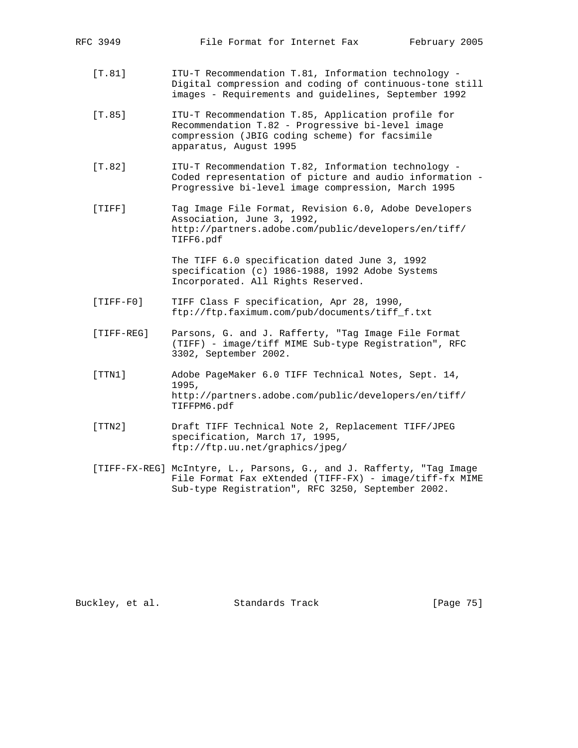[T.81] ITU-T Recommendation T.81, Information technology - Digital compression and coding of continuous-tone still images - Requirements and guidelines, September 1992

[T.85] ITU-T Recommendation T.85, Application profile for Recommendation T.82 - Progressive bi-level image compression (JBIG coding scheme) for facsimile apparatus, August 1995

[T.82] ITU-T Recommendation T.82, Information technology - Coded representation of picture and audio information - Progressive bi-level image compression, March 1995

[TIFF] Tag Image File Format, Revision 6.0, Adobe Developers Association, June 3, 1992, http://partners.adobe.com/public/developers/en/tiff/TIFF6.pdf

The TIFF 6.0 specification dated June 3, 1992 specification (c) 1986-1988, 1992 Adobe Systems Incorporated. All Rights Reserved.

[TIFF-F0] TIFF Class F specification, Apr 28, 1990, ftp://ftp.faximum.com/pub/documents/tiff_f.txt

[TIFF-REG] Parsons, G. and J. Rafferty, "Tag Image File Format (TIFF) - image/tiff MIME Sub-type Registration", RFC 3302, September 2002.

[TTN1] Adobe PageMaker 6.0 TIFF Technical Notes, Sept. 14, 1995, http://partners.adobe.com/public/developers/en/tiff/TIFFPM6.pdf

[TTN2] Draft TIFF Technical Note 2, Replacement TIFF/JPEG specification, March 17, 1995, ftp://ftp.uu.net/graphics/jpeg/

[TIFF-FX-REG] McIntyre, L., Parsons, G., and J. Rafferty, "Tag Image File Format Fax eXtended (TIFF-FX) - image/tiff-fx MIME Sub-type Registration", RFC 3250, September 2002.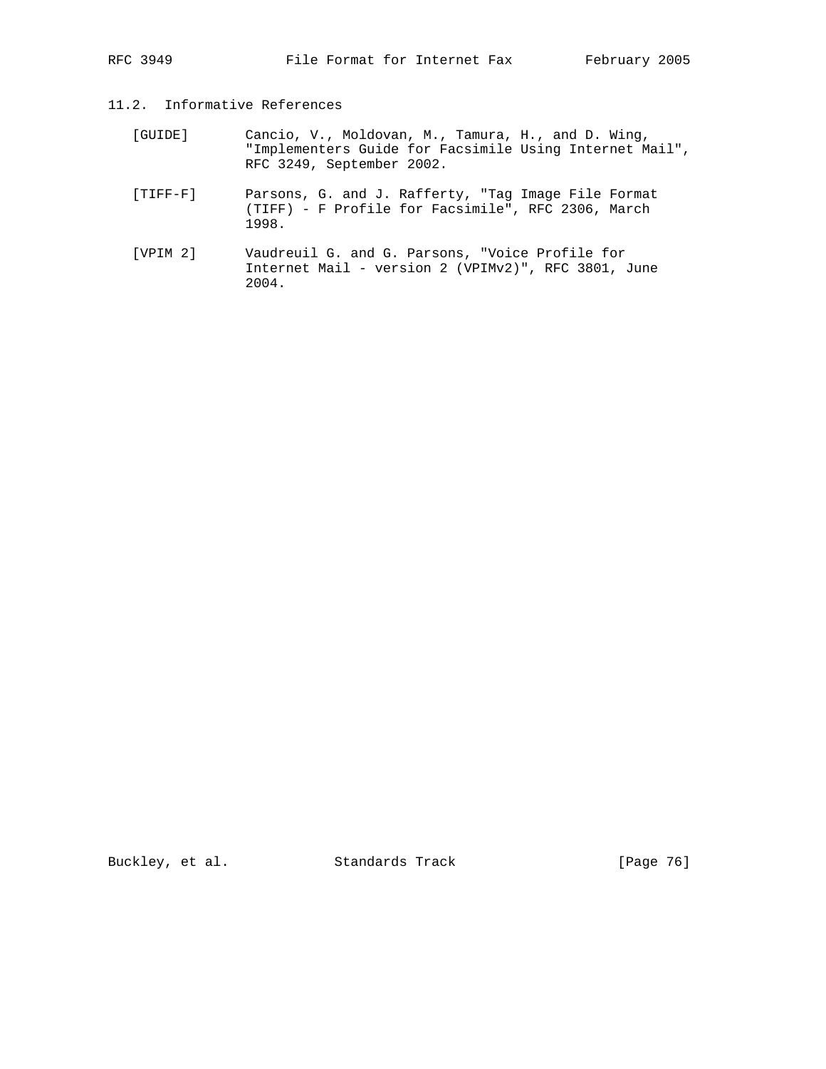## 11.2. Informative References

[GUIDE] Cancio, V., Moldovan, M., Tamura, H., and D. Wing, "Implementers Guide for Facsimile Using Internet Mail", RFC 3249, September 2002.

[TIFF-F] Parsons, G. and J. Rafferty, "Tag Image File Format (TIFF) - F Profile for Facsimile", RFC 2306, March 1998.

[VPIM 2] Vaudreuil G. and G. Parsons, "Voice Profile for Internet Mail - version 2 (VPIMv2)", RFC 3801, June 2004.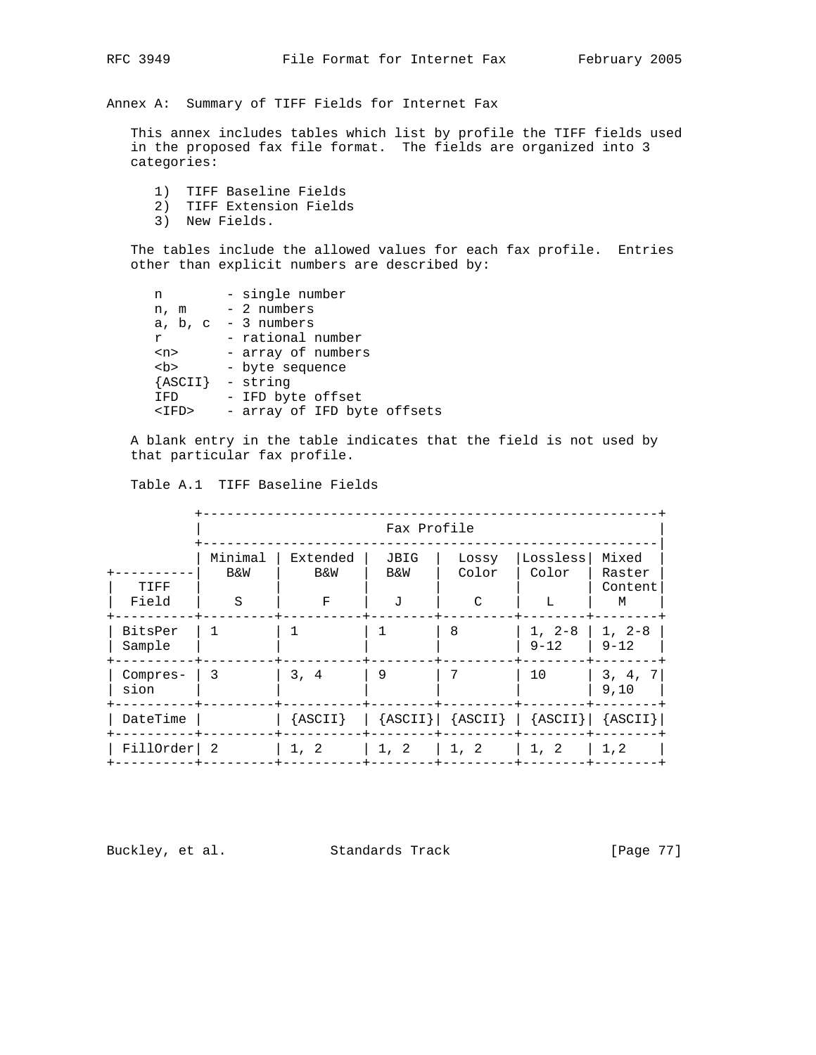## Annex A: Summary of TIFF Fields for Internet Fax

This annex includes tables which list by profile the TIFF fields used in the proposed fax file format. The fields are organized into 3 categories:

1) TIFF Baseline Fields
2) TIFF Extension Fields
3) New Fields.

The tables include the allowed values for each fax profile. Entries other than explicit numbers are described by:

```
n        - single number
n, m     - 2 numbers
a, b, c  - 3 numbers
r        - rational number
<n>      - array of numbers
<b>      - byte sequence
{ASCII}  - string
IFD      - IFD byte offset
<IFD>    - array of IFD byte offsets
```

A blank entry in the table indicates that the field is not used by that particular fax profile.

Table A.1 TIFF Baseline Fields

| TIFF Field | Fax Profile | | | | | |
|---|---|---|---|---|---|---|
| | Minimal B&W S | Extended B&W F | JBIG B&W J | Lossy Color C | Lossless Color L | Mixed Raster Content M |
| BitsPerSample | 1 | 1 | 1 | 8 | 1, 2-8 9-12 | 1, 2-8 9-12 |
| Compression | 3 | 3, 4 | 9 | 7 | 10 | 3, 4, 7 9,10 |
| DateTime | | {ASCII} | {ASCII} | {ASCII} | {ASCII} | {ASCII} |
| FillOrder | 2 | 1, 2 | 1, 2 | 1, 2 | 1, 2 | 1,2 |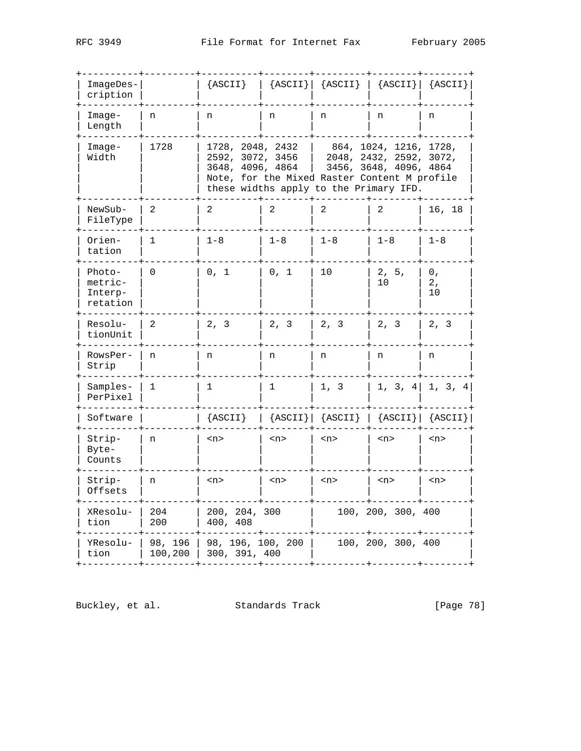| | | | | | | |
|---|---|---|---|---|---|---|
| ImageDescription | | {ASCII} | {ASCII} | {ASCII} | {ASCII} | {ASCII} |
| ImageLength | n | n | n | n | n | n |
| ImageWidth | 1728 | 1728, 2048, 2432 2592, 3072, 3456 3648, 4096, 4864 Note, for the Mixed Raster Content M profile these widths apply to the Primary IFD. | | 864, 1024, 1216, 1728, 2048, 2432, 2592, 3072, 3456, 3648, 4096, 4864 | | |
| NewSubFileType | 2 | 2 | 2 | 2 | 2 | 16, 18 |
| Orientation | 1 | 1-8 | 1-8 | 1-8 | 1-8 | 1-8 |
| PhotometricInterpretation | 0 | 0, 1 | 0, 1 | 10 | 2, 5, 10 | 0, 2, 10 |
| ResolutionUnit | 2 | 2, 3 | 2, 3 | 2, 3 | 2, 3 | 2, 3 |
| RowsPerStrip | n | n | n | n | n | n |
| SamplesPerPixel | 1 | 1 | 1 | 1, 3 | 1, 3, 4 | 1, 3, 4 |
| Software | | {ASCII} | {ASCII} | {ASCII} | {ASCII} | {ASCII} |
| StripByteCounts | n | <n> | <n> | <n> | <n> | <n> |
| StripOffsets | n | <n> | <n> | <n> | <n> | <n> |
| XResolution | 204 200 | 200, 204, 300 400, 408 | | 100, 200, 300, 400 | | |
| YResolution | 98, 196 100,200 | 98, 196, 100, 200 300, 391, 400 | | 100, 200, 300, 400 | | |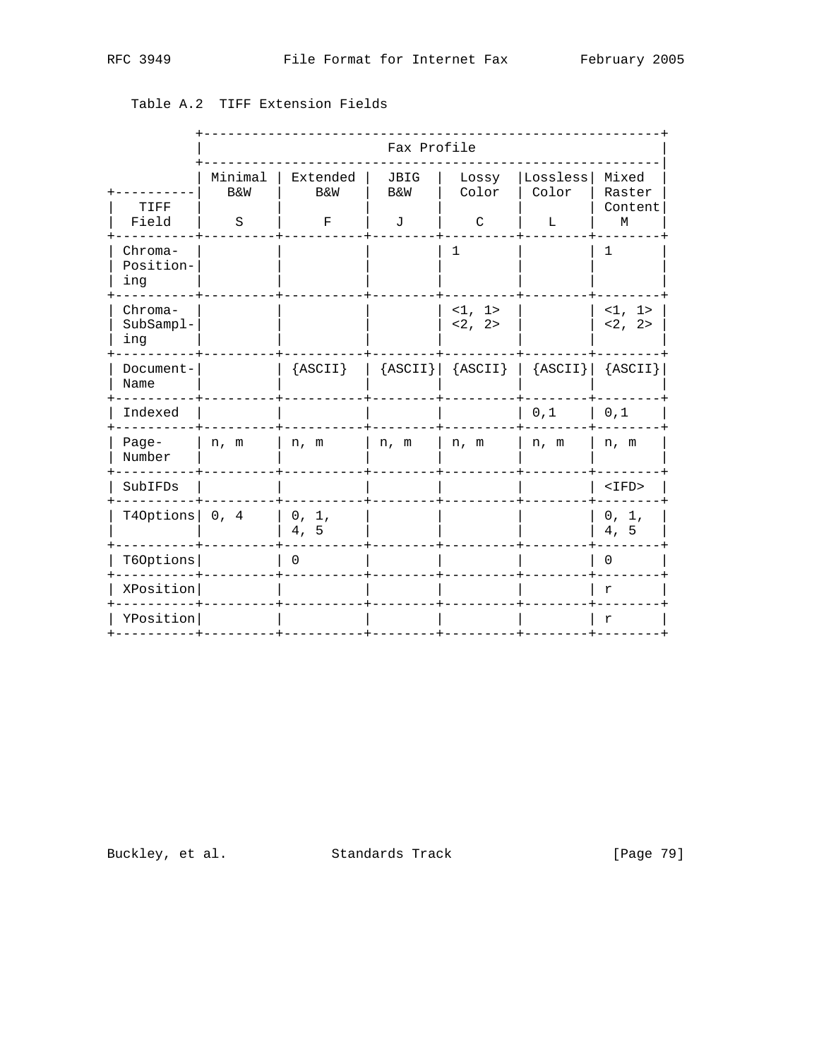Table A.2  TIFF Extension Fields

| TIFF Field | Fax Profile | | | | | |
|---|---|---|---|---|---|---|
| | Minimal B&W S | Extended B&W F | JBIG B&W J | Lossy Color C | Lossless Color L | Mixed Raster Content M |
| Chroma-Positioning | | | | 1 | | 1 |
| Chroma-SubSampling | | | | <1, 1> <2, 2> | | <1, 1> <2, 2> |
| Document-Name | | {ASCII} | {ASCII} | {ASCII} | {ASCII} | {ASCII} |
| Indexed | | | | | 0,1 | 0,1 |
| Page-Number | n, m | n, m | n, m | n, m | n, m | n, m |
| SubIFDs | | | | | | <IFD> |
| T4Options | 0, 4 | 0, 1, 4, 5 | | | | 0, 1, 4, 5 |
| T6Options | | 0 | | | | 0 |
| XPosition | | | | | | r |
| YPosition | | | | | | r |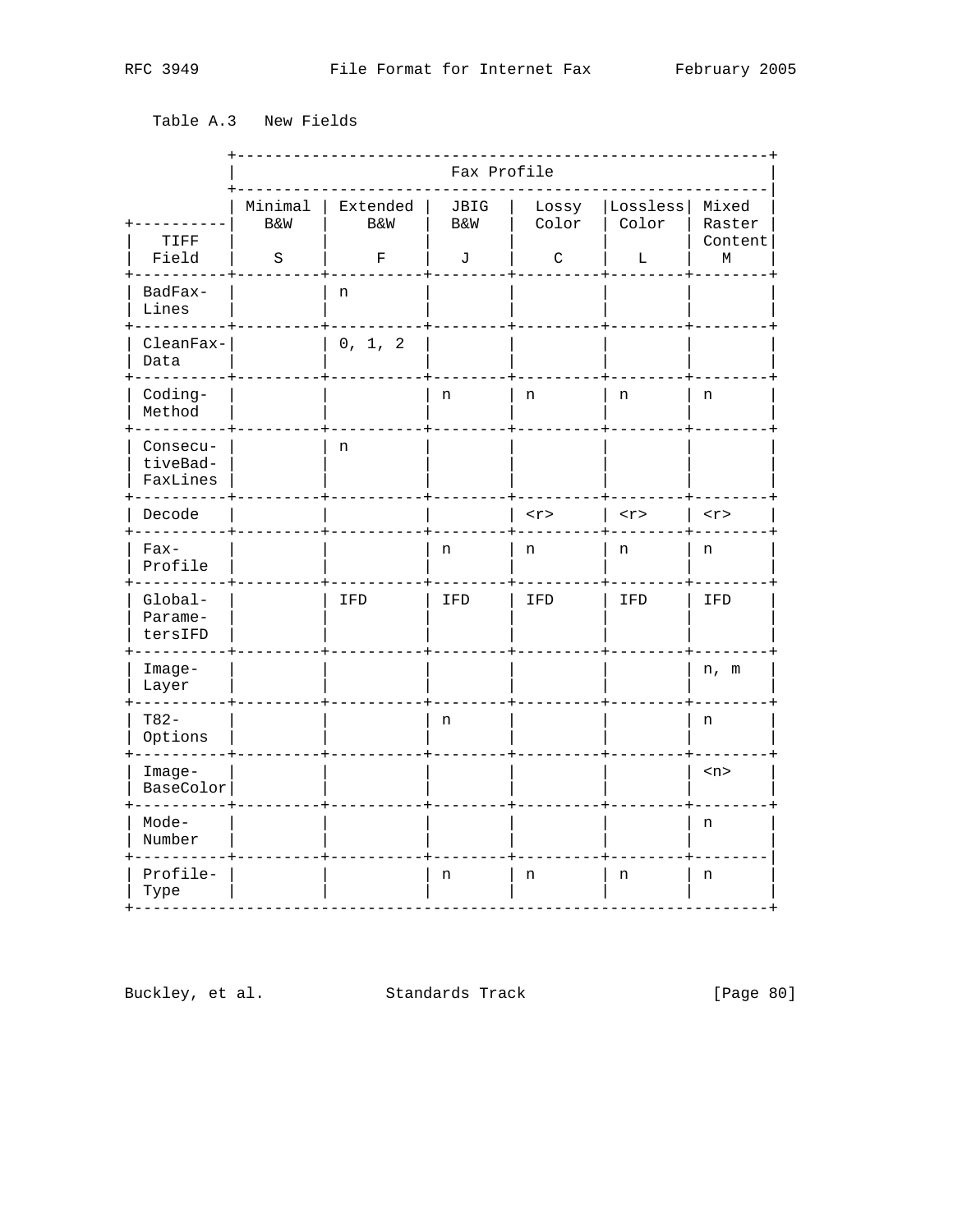Table A.3 New Fields

| TIFF Field | Fax Profile | | | | | |
|---|---|---|---|---|---|---|
| | Minimal B&W S | Extended B&W F | JBIG B&W J | Lossy Color C | Lossless Color L | Mixed Raster Content M |
| BadFax-Lines | | n | | | | |
| CleanFax-Data | | 0, 1, 2 | | | | |
| Coding-Method | | | n | n | n | n |
| Consecu-tiveBad-FaxLines | | n | | | | |
| Decode | | | | <r> | <r> | <r> |
| Fax-Profile | | | n | n | n | n |
| Global-Parame-tersIFD | | IFD | IFD | IFD | IFD | IFD |
| Image-Layer | | | | | | n, m |
| T82-Options | | | n | | | n |
| Image-BaseColor | | | | | | <n> |
| Mode-Number | | | | | | n |
| Profile-Type | | | n | n | n | n |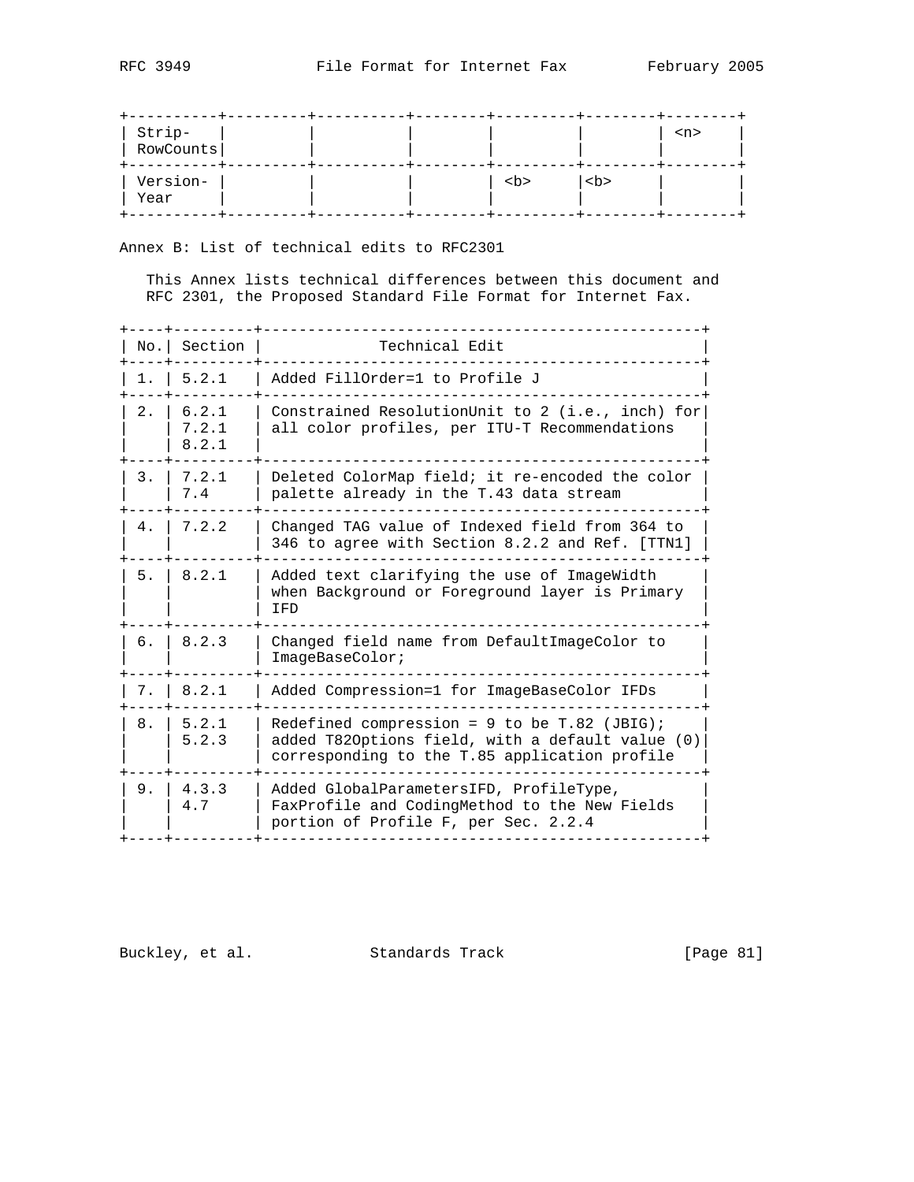| | | | | | | | |
|---|---|---|---|---|---|---|---|
| Strip-RowCounts | | | | | | | <n> |
| Version-Year | | | | <b> | <b> | | |

Annex B: List of technical edits to RFC2301

This Annex lists technical differences between this document and RFC 2301, the Proposed Standard File Format for Internet Fax.

| No. | Section | Technical Edit |
|---|---|---|
| 1. | 5.2.1 | Added FillOrder=1 to Profile J |
| 2. | 6.2.1<br>7.2.1<br>8.2.1 | Constrained ResolutionUnit to 2 (i.e., inch) for all color profiles, per ITU-T Recommendations |
| 3. | 7.2.1<br>7.4 | Deleted ColorMap field; it re-encoded the color palette already in the T.43 data stream |
| 4. | 7.2.2 | Changed TAG value of Indexed field from 364 to 346 to agree with Section 8.2.2 and Ref. [TTN1] |
| 5. | 8.2.1 | Added text clarifying the use of ImageWidth when Background or Foreground layer is Primary IFD |
| 6. | 8.2.3 | Changed field name from DefaultImageColor to ImageBaseColor; |
| 7. | 8.2.1 | Added Compression=1 for ImageBaseColor IFDs |
| 8. | 5.2.1<br>5.2.3 | Redefined compression = 9 to be T.82 (JBIG); added T82Options field, with a default value (0) corresponding to the T.85 application profile |
| 9. | 4.3.3<br>4.7 | Added GlobalParametersIFD, ProfileType, FaxProfile and CodingMethod to the New Fields portion of Profile F, per Sec. 2.2.4 |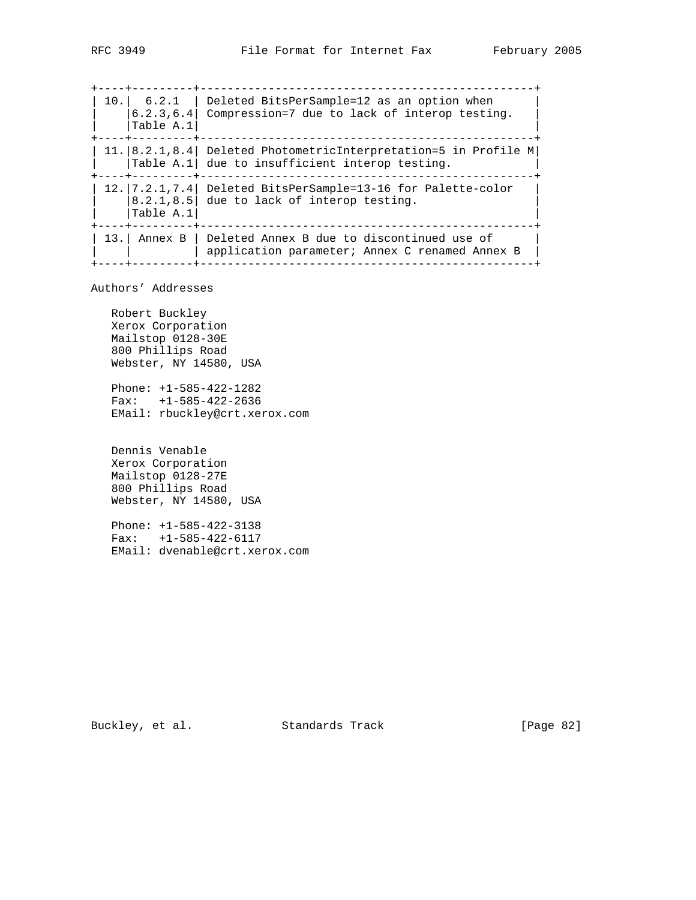| | | |
|---|---|---|
| 10. | 6.2.1 6.2.3,6.4 Table A.1 | Deleted BitsPerSample=12 as an option when Compression=7 due to lack of interop testing. |
| 11. | 8.2.1,8.4 Table A.1 | Deleted PhotometricInterpretation=5 in Profile M due to insufficient interop testing. |
| 12. | 7.2.1,7.4 8.2.1,8.5 Table A.1 | Deleted BitsPerSample=13-16 for Palette-color due to lack of interop testing. |
| 13. | Annex B | Deleted Annex B due to discontinued use of application parameter; Annex C renamed Annex B |

## Authors' Addresses

Robert Buckley
Xerox Corporation
Mailstop 0128-30E
800 Phillips Road
Webster, NY 14580, USA

Phone: +1-585-422-1282
Fax: +1-585-422-2636
EMail: rbuckley@crt.xerox.com

Dennis Venable
Xerox Corporation
Mailstop 0128-27E
800 Phillips Road
Webster, NY 14580, USA

Phone: +1-585-422-3138
Fax: +1-585-422-6117
EMail: dvenable@crt.xerox.com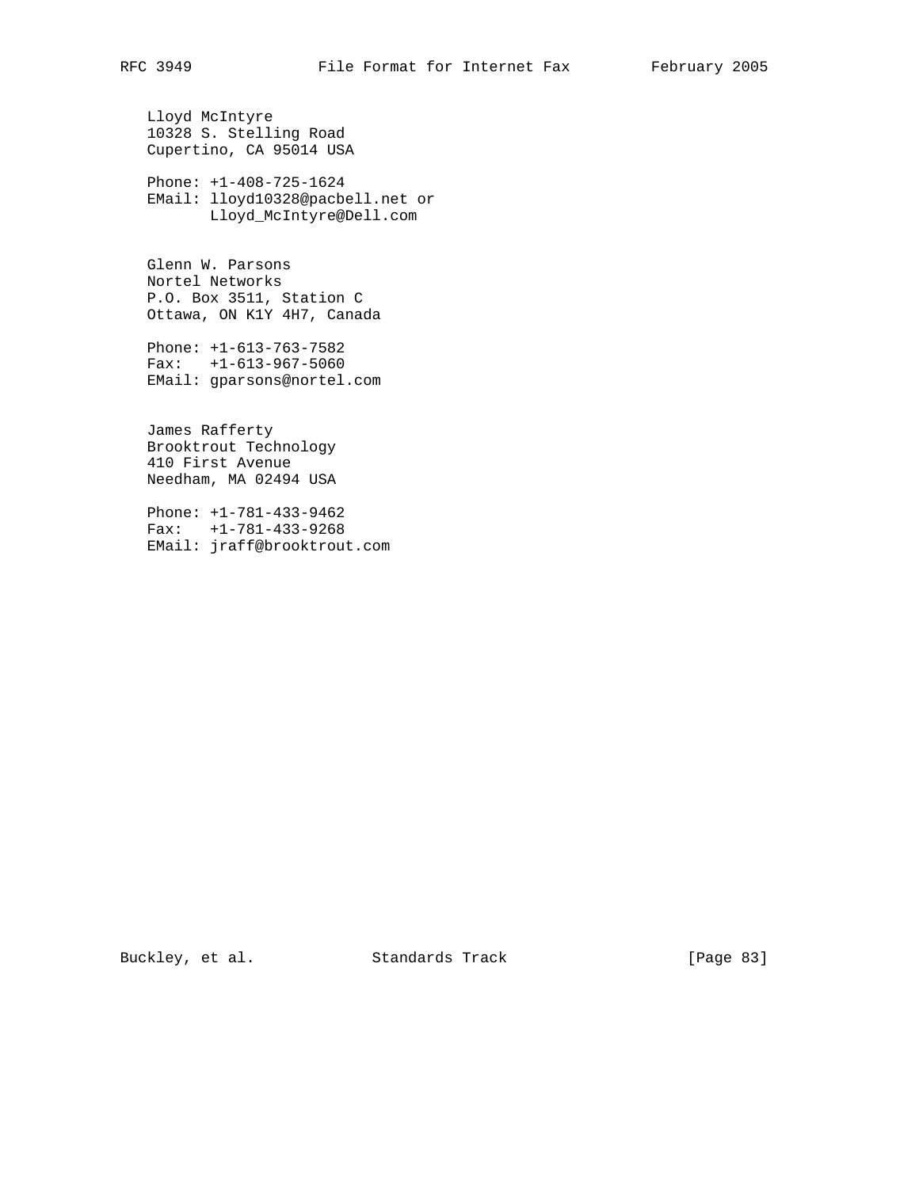Lloyd McIntyre
10328 S. Stelling Road
Cupertino, CA 95014 USA

Phone: +1-408-725-1624
EMail: lloyd10328@pacbell.net or
       Lloyd_McIntyre@Dell.com

Glenn W. Parsons
Nortel Networks
P.O. Box 3511, Station C
Ottawa, ON K1Y 4H7, Canada

Phone: +1-613-763-7582
Fax:   +1-613-967-5060
EMail: gparsons@nortel.com

James Rafferty
Brooktrout Technology
410 First Avenue
Needham, MA 02494 USA

Phone: +1-781-433-9462
Fax:   +1-781-433-9268
EMail: jraff@brooktrout.com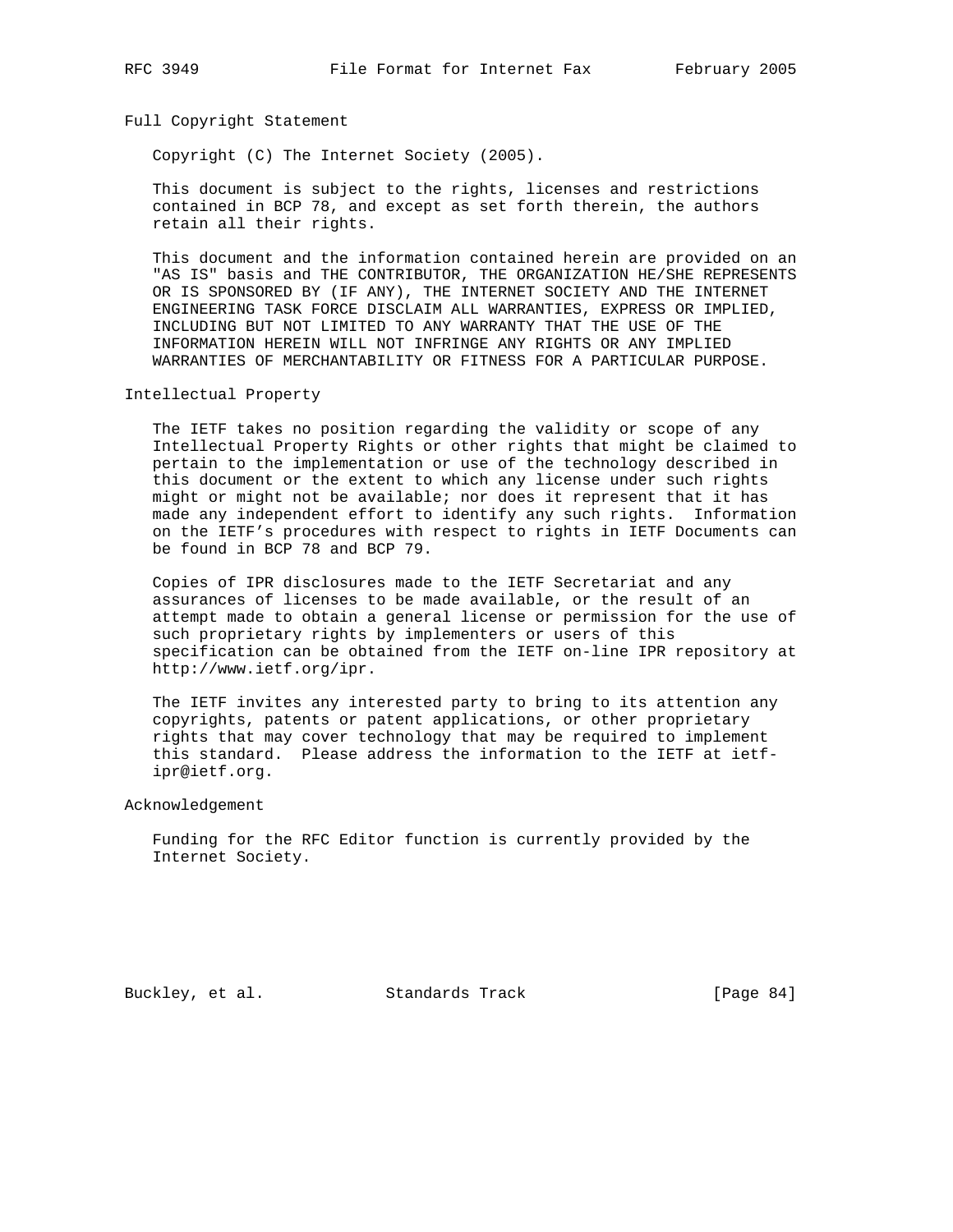## Full Copyright Statement

Copyright (C) The Internet Society (2005).

This document is subject to the rights, licenses and restrictions contained in BCP 78, and except as set forth therein, the authors retain all their rights.

This document and the information contained herein are provided on an "AS IS" basis and THE CONTRIBUTOR, THE ORGANIZATION HE/SHE REPRESENTS OR IS SPONSORED BY (IF ANY), THE INTERNET SOCIETY AND THE INTERNET ENGINEERING TASK FORCE DISCLAIM ALL WARRANTIES, EXPRESS OR IMPLIED, INCLUDING BUT NOT LIMITED TO ANY WARRANTY THAT THE USE OF THE INFORMATION HEREIN WILL NOT INFRINGE ANY RIGHTS OR ANY IMPLIED WARRANTIES OF MERCHANTABILITY OR FITNESS FOR A PARTICULAR PURPOSE.

## Intellectual Property

The IETF takes no position regarding the validity or scope of any Intellectual Property Rights or other rights that might be claimed to pertain to the implementation or use of the technology described in this document or the extent to which any license under such rights might or might not be available; nor does it represent that it has made any independent effort to identify any such rights. Information on the IETF's procedures with respect to rights in IETF Documents can be found in BCP 78 and BCP 79.

Copies of IPR disclosures made to the IETF Secretariat and any assurances of licenses to be made available, or the result of an attempt made to obtain a general license or permission for the use of such proprietary rights by implementers or users of this specification can be obtained from the IETF on-line IPR repository at http://www.ietf.org/ipr.

The IETF invites any interested party to bring to its attention any copyrights, patents or patent applications, or other proprietary rights that may cover technology that may be required to implement this standard. Please address the information to the IETF at ietf-ipr@ietf.org.

## Acknowledgement

Funding for the RFC Editor function is currently provided by the Internet Society.